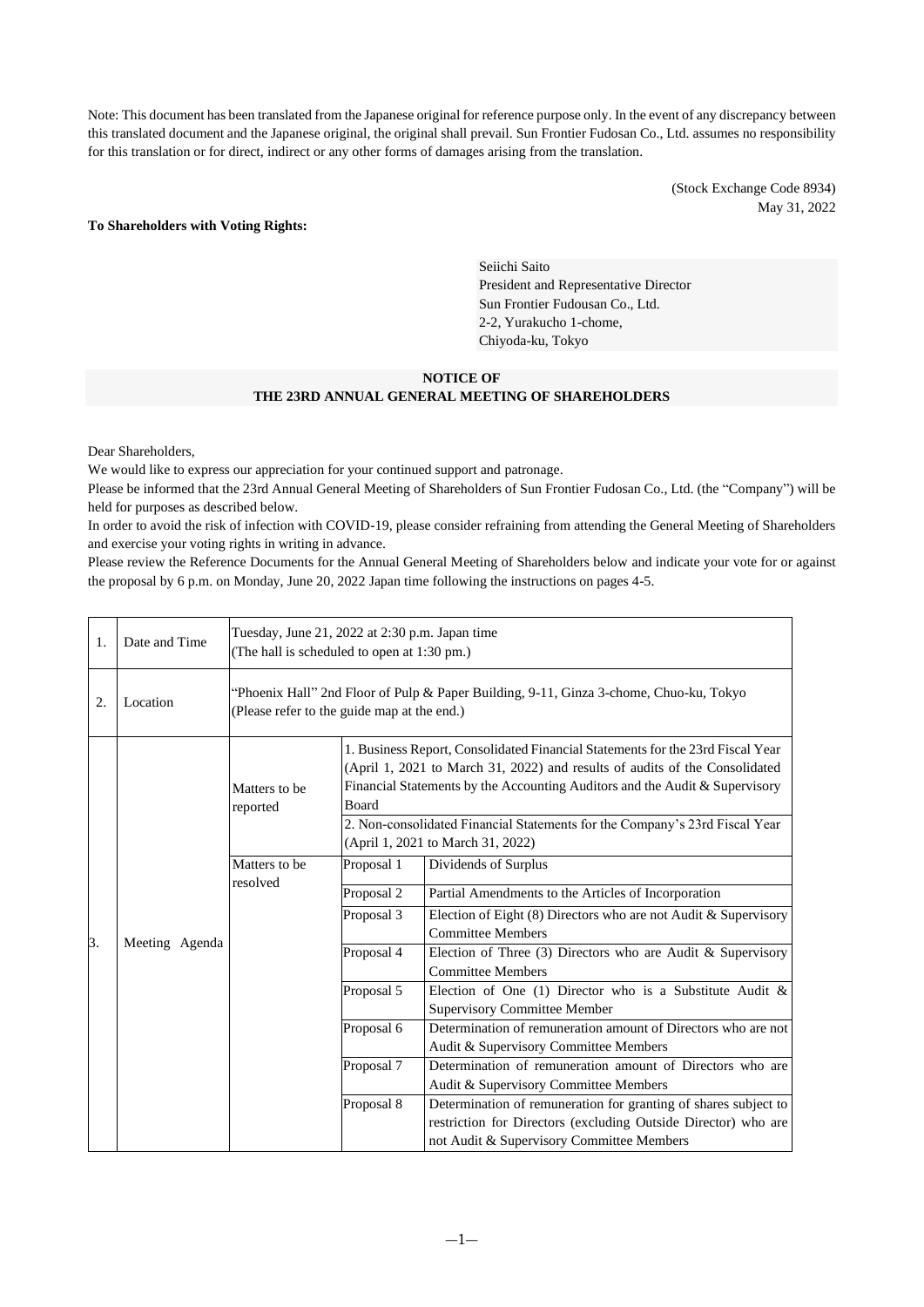Note: This document has been translated from the Japanese original for reference purpose only. In the event of any discrepancy between this translated document and the Japanese original, the original shall prevail. Sun Frontier Fudosan Co., Ltd. assumes no responsibility for this translation or for direct, indirect or any other forms of damages arising from the translation.

(Stock Exchange Code 8934)
May 31, 2022

**To Shareholders with Voting Rights:**

Seiichi Saito
President and Representative Director
Sun Frontier Fudousan Co., Ltd.
2-2, Yurakucho 1-chome,
Chiyoda-ku, Tokyo

# NOTICE OF THE 23RD ANNUAL GENERAL MEETING OF SHAREHOLDERS

Dear Shareholders,

We would like to express our appreciation for your continued support and patronage.

Please be informed that the 23rd Annual General Meeting of Shareholders of Sun Frontier Fudosan Co., Ltd. (the "Company") will be held for purposes as described below.

In order to avoid the risk of infection with COVID-19, please consider refraining from attending the General Meeting of Shareholders and exercise your voting rights in writing in advance.

Please review the Reference Documents for the Annual General Meeting of Shareholders below and indicate your vote for or against the proposal by 6 p.m. on Monday, June 20, 2022 Japan time following the instructions on pages 4-5.

| | | | | |
|---|---|---|---|---|
| 1. | Date and Time | Tuesday, June 21, 2022 at 2:30 p.m. Japan time (The hall is scheduled to open at 1:30 pm.) | | |
| 2. | Location | "Phoenix Hall" 2nd Floor of Pulp & Paper Building, 9-11, Ginza 3-chome, Chuo-ku, Tokyo (Please refer to the guide map at the end.) | | |
| 3. | Meeting Agenda | Matters to be reported | 1. Business Report, Consolidated Financial Statements for the 23rd Fiscal Year (April 1, 2021 to March 31, 2022) and results of audits of the Consolidated Financial Statements by the Accounting Auditors and the Audit & Supervisory Board | |
| | | | 2. Non-consolidated Financial Statements for the Company's 23rd Fiscal Year (April 1, 2021 to March 31, 2022) | |
| | | Matters to be resolved | Proposal 1 | Dividends of Surplus |
| | | | Proposal 2 | Partial Amendments to the Articles of Incorporation |
| | | | Proposal 3 | Election of Eight (8) Directors who are not Audit & Supervisory Committee Members |
| | | | Proposal 4 | Election of Three (3) Directors who are Audit & Supervisory Committee Members |
| | | | Proposal 5 | Election of One (1) Director who is a Substitute Audit & Supervisory Committee Member |
| | | | Proposal 6 | Determination of remuneration amount of Directors who are not Audit & Supervisory Committee Members |
| | | | Proposal 7 | Determination of remuneration amount of Directors who are Audit & Supervisory Committee Members |
| | | | Proposal 8 | Determination of remuneration for granting of shares subject to restriction for Directors (excluding Outside Director) who are not Audit & Supervisory Committee Members |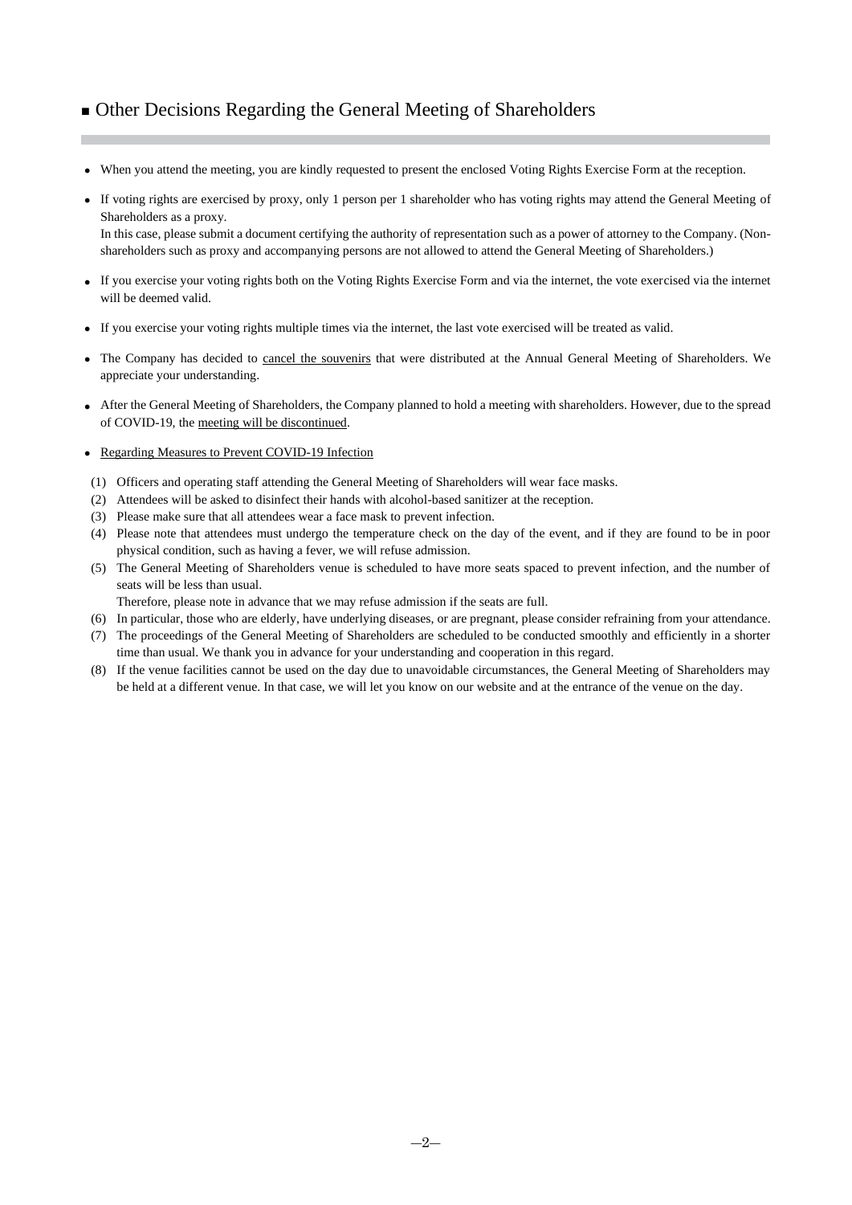## ■ Other Decisions Regarding the General Meeting of Shareholders

- When you attend the meeting, you are kindly requested to present the enclosed Voting Rights Exercise Form at the reception.
- If voting rights are exercised by proxy, only 1 person per 1 shareholder who has voting rights may attend the General Meeting of Shareholders as a proxy.
  In this case, please submit a document certifying the authority of representation such as a power of attorney to the Company. (Non-shareholders such as proxy and accompanying persons are not allowed to attend the General Meeting of Shareholders.)
- If you exercise your voting rights both on the Voting Rights Exercise Form and via the internet, the vote exercised via the internet will be deemed valid.
- If you exercise your voting rights multiple times via the internet, the last vote exercised will be treated as valid.
- The Company has decided to <u>cancel the souvenirs</u> that were distributed at the Annual General Meeting of Shareholders. We appreciate your understanding.
- After the General Meeting of Shareholders, the Company planned to hold a meeting with shareholders. However, due to the spread of COVID-19, the <u>meeting will be discontinued</u>.
- <u>Regarding Measures to Prevent COVID-19 Infection</u>

(1) Officers and operating staff attending the General Meeting of Shareholders will wear face masks.
(2) Attendees will be asked to disinfect their hands with alcohol-based sanitizer at the reception.
(3) Please make sure that all attendees wear a face mask to prevent infection.
(4) Please note that attendees must undergo the temperature check on the day of the event, and if they are found to be in poor physical condition, such as having a fever, we will refuse admission.
(5) The General Meeting of Shareholders venue is scheduled to have more seats spaced to prevent infection, and the number of seats will be less than usual.
Therefore, please note in advance that we may refuse admission if the seats are full.
(6) In particular, those who are elderly, have underlying diseases, or are pregnant, please consider refraining from your attendance.
(7) The proceedings of the General Meeting of Shareholders are scheduled to be conducted smoothly and efficiently in a shorter time than usual. We thank you in advance for your understanding and cooperation in this regard.
(8) If the venue facilities cannot be used on the day due to unavoidable circumstances, the General Meeting of Shareholders may be held at a different venue. In that case, we will let you know on our website and at the entrance of the venue on the day.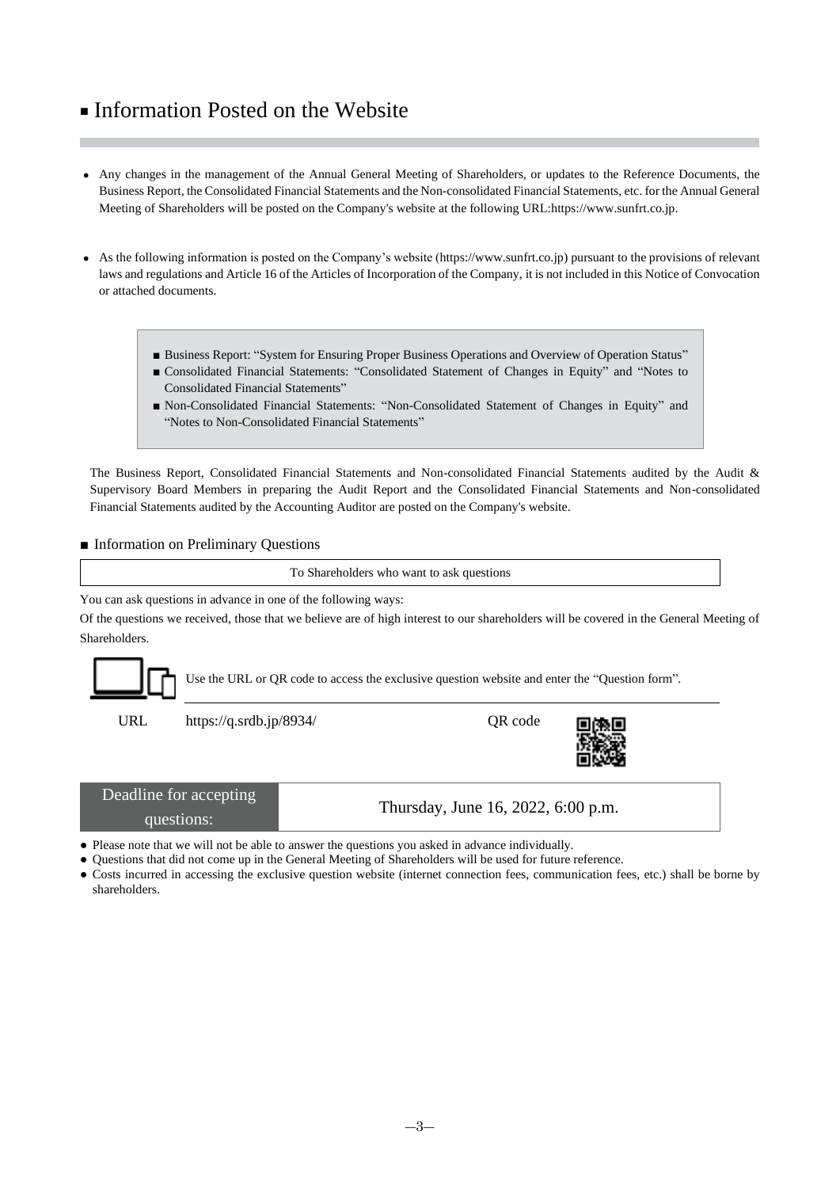# ■ Information Posted on the Website

- Any changes in the management of the Annual General Meeting of Shareholders, or updates to the Reference Documents, the Business Report, the Consolidated Financial Statements and the Non-consolidated Financial Statements, etc. for the Annual General Meeting of Shareholders will be posted on the Company's website at the following URL:https://www.sunfrt.co.jp.

- As the following information is posted on the Company's website (https://www.sunfrt.co.jp) pursuant to the provisions of relevant laws and regulations and Article 16 of the Articles of Incorporation of the Company, it is not included in this Notice of Convocation or attached documents.

> ■ Business Report: "System for Ensuring Proper Business Operations and Overview of Operation Status"
> ■ Consolidated Financial Statements: "Consolidated Statement of Changes in Equity" and "Notes to Consolidated Financial Statements"
> ■ Non-Consolidated Financial Statements: "Non-Consolidated Statement of Changes in Equity" and "Notes to Non-Consolidated Financial Statements"

The Business Report, Consolidated Financial Statements and Non-consolidated Financial Statements audited by the Audit & Supervisory Board Members in preparing the Audit Report and the Consolidated Financial Statements and Non-consolidated Financial Statements audited by the Accounting Auditor are posted on the Company's website.

## ■ Information on Preliminary Questions

**To Shareholders who want to ask questions**

You can ask questions in advance in one of the following ways:

Of the questions we received, those that we believe are of high interest to our shareholders will be covered in the General Meeting of Shareholders.

Use the URL or QR code to access the exclusive question website and enter the "Question form".

URL https://q.srdb.jp/8934/ QR code

| Deadline for accepting questions: | Thursday, June 16, 2022, 6:00 p.m. |
|---|---|

- Please note that we will not be able to answer the questions you asked in advance individually.
- Questions that did not come up in the General Meeting of Shareholders will be used for future reference.
- Costs incurred in accessing the exclusive question website (internet connection fees, communication fees, etc.) shall be borne by shareholders.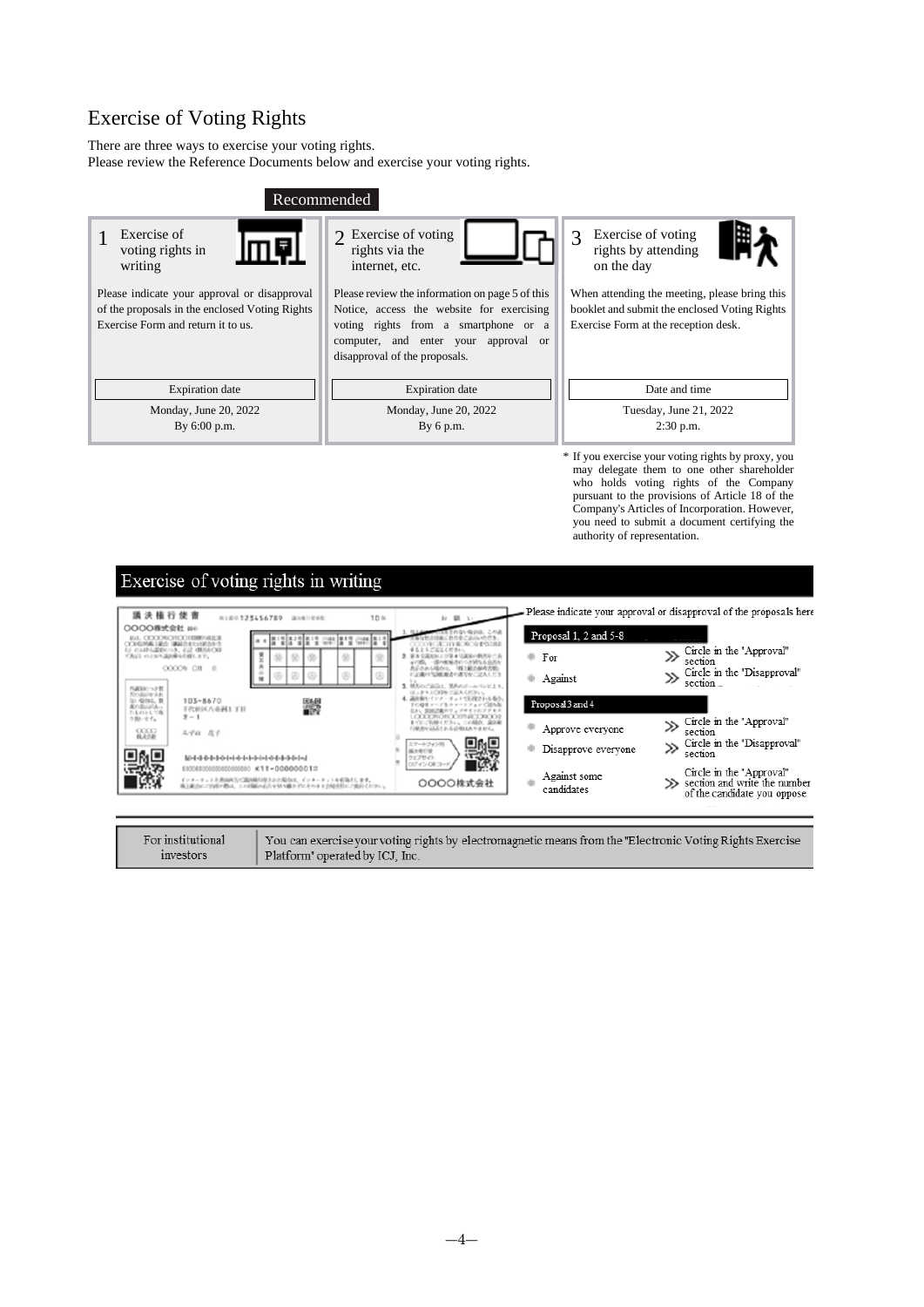# Exercise of Voting Rights

There are three ways to exercise your voting rights.
Please review the Reference Documents below and exercise your voting rights.

Recommended

| 1 Exercise of voting rights in writing | 2 Exercise of voting rights via the internet, etc. | 3 Exercise of voting rights by attending on the day |
|---|---|---|
| Please indicate your approval or disapproval of the proposals in the enclosed Voting Rights Exercise Form and return it to us. | Please review the information on page 5 of this Notice, access the website for exercising voting rights from a smartphone or a computer, and enter your approval or disapproval of the proposals. | When attending the meeting, please bring this booklet and submit the enclosed Voting Rights Exercise Form at the reception desk. |
| Expiration date | Expiration date | Date and time |
| Monday, June 20, 2022<br>By 6:00 p.m. | Monday, June 20, 2022<br>By 6 p.m. | Tuesday, June 21, 2022<br>2:30 p.m. |

\* If you exercise your voting rights by proxy, you may delegate them to one other shareholder who holds voting rights of the Company pursuant to the provisions of Article 18 of the Company's Articles of Incorporation. However, you need to submit a document certifying the authority of representation.

## Exercise of voting rights in writing

Please indicate your approval or disapproval of the proposals here

**Proposal 1, 2 and 5-8**

- For » Circle in the "Approval" section
- Against » Circle in the "Disapproval" section

**Proposal 3 and 4**

- Approve everyone » Circle in the "Approval" section
- Disapprove everyone » Circle in the "Disapproval" section
- Against some candidates » Circle in the "Approval" section and write the number of the candidate you oppose

| For institutional investors | You can exercise your voting rights by electromagnetic means from the "Electronic Voting Rights Exercise Platform" operated by ICJ, Inc. |
|---|---|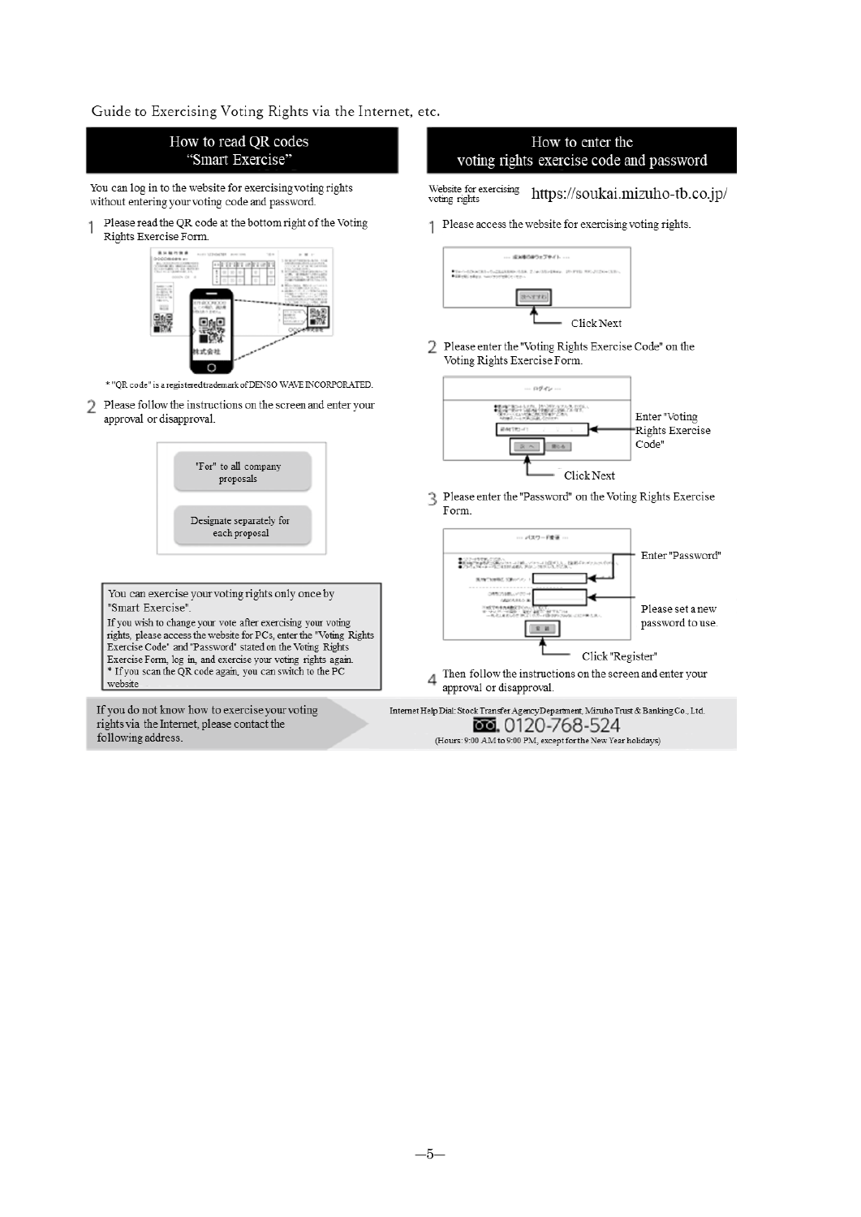Guide to Exercising Voting Rights via the Internet, etc.

## How to read QR codes "Smart Exercise"

You can log in to the website for exercising voting rights without entering your voting code and password.

1. Please read the QR code at the bottom right of the Voting Rights Exercise Form.

\* "QR code" is a registered trademark of DENSO WAVE INCORPORATED.

2. Please follow the instructions on the screen and enter your approval or disapproval.

"For" to all company proposals

Designate separately for each proposal

> You can exercise your voting rights only once by "Smart Exercise".
> If you wish to change your vote after exercising your voting rights, please access the website for PCs, enter the "Voting Rights Exercise Code" and "Password" stated on the Voting Rights Exercise Form, log in, and exercise your voting rights again.
> \* If you scan the QR code again, you can switch to the PC website

## How to enter the voting rights exercise code and password

Website for exercising voting rights: https://soukai.mizuho-tb.co.jp/

1. Please access the website for exercising voting rights.

   Click Next

2. Please enter the "Voting Rights Exercise Code" on the Voting Rights Exercise Form.

   Enter "Voting Rights Exercise Code"

   Click Next

3. Please enter the "Password" on the Voting Rights Exercise Form.

   Enter "Password"

   Please set a new password to use.

   Click "Register"

4. Then follow the instructions on the screen and enter your approval or disapproval.

If you do not know how to exercise your voting rights via the Internet, please contact the following address.

Internet Help Dial: Stock Transfer Agency Department, Mizuho Trust & Banking Co., Ltd.
0120-768-524
(Hours: 9:00 AM to 9:00 PM, except for the New Year holidays)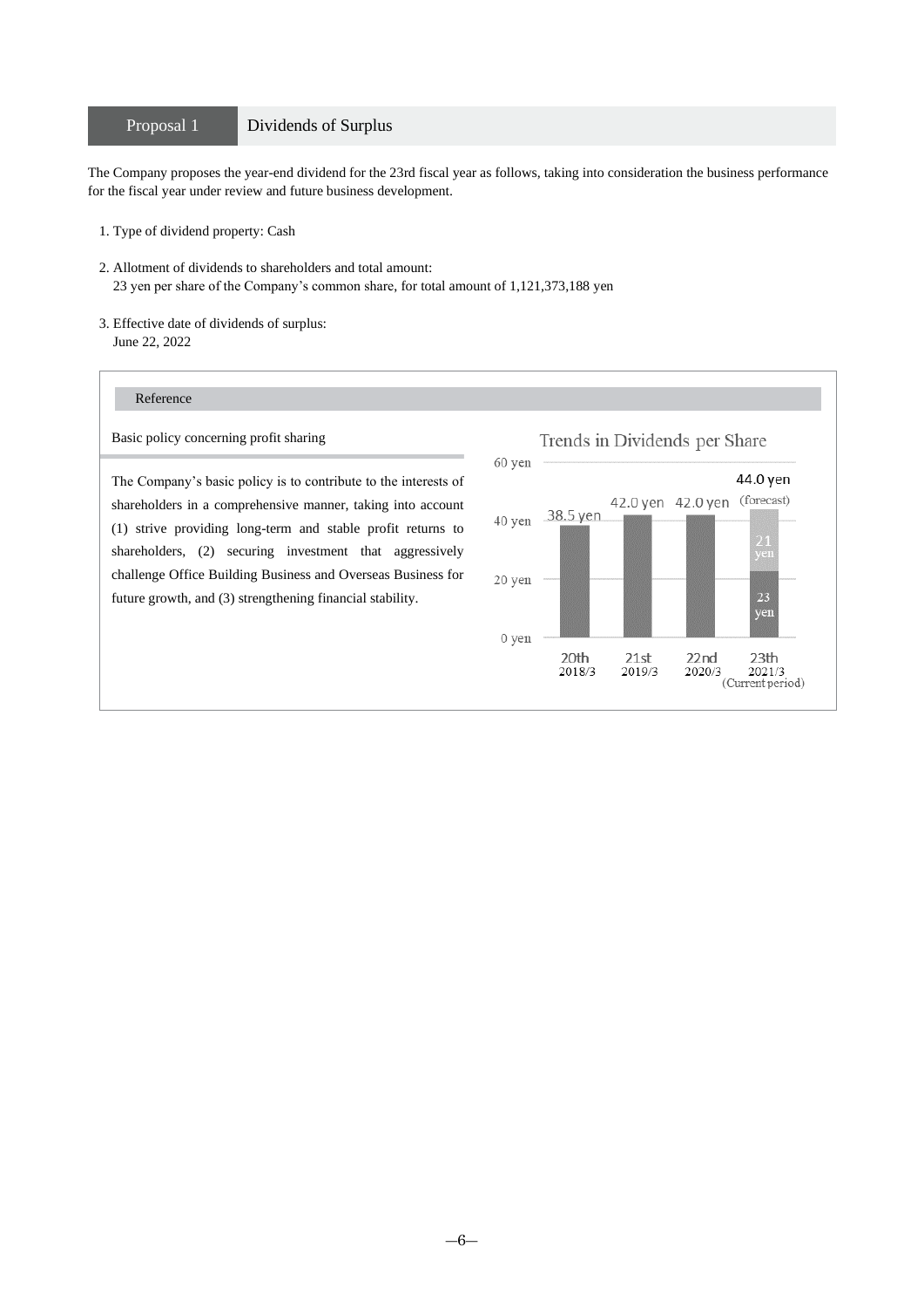## Proposal 1 Dividends of Surplus

The Company proposes the year-end dividend for the 23rd fiscal year as follows, taking into consideration the business performance for the fiscal year under review and future business development.

1. Type of dividend property: Cash
2. Allotment of dividends to shareholders and total amount:
   23 yen per share of the Company's common share, for total amount of 1,121,373,188 yen
3. Effective date of dividends of surplus:
   June 22, 2022

### Reference

**Basic policy concerning profit sharing**

The Company's basic policy is to contribute to the interests of shareholders in a comprehensive manner, taking into account (1) strive providing long-term and stable profit returns to shareholders, (2) securing investment that aggressively challenge Office Building Business and Overseas Business for future growth, and (3) strengthening financial stability.

**Trends in Dividends per Share**

| Fiscal period | Dividends per share |
|---|---|
| 20th 2018/3 | 38.5 yen |
| 21st 2019/3 | 42.0 yen |
| 22nd 2020/3 | 42.0 yen |
| 23th 2021/3 (Current period) | 44.0 yen (forecast) (23 yen + 21 yen) |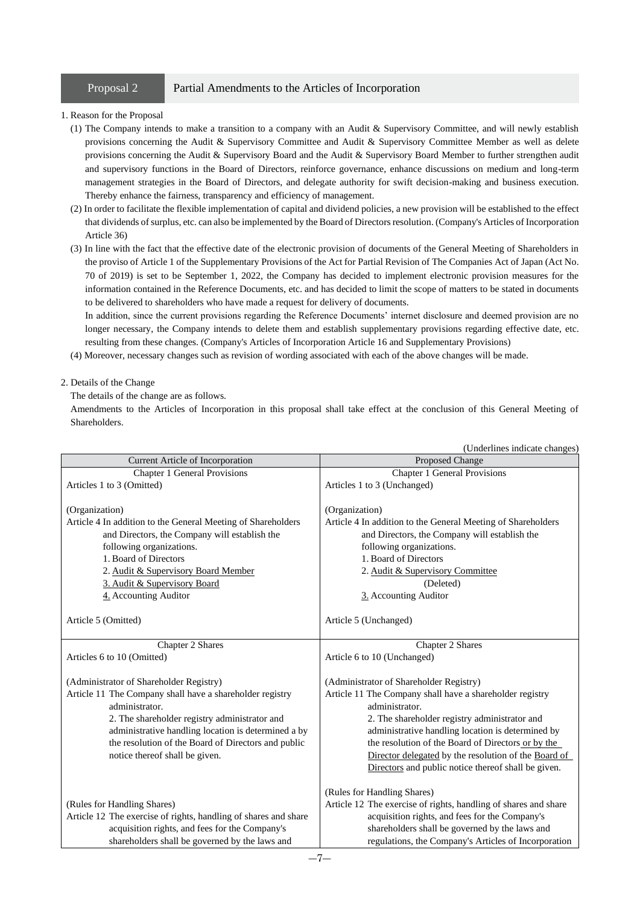## Proposal 2 Partial Amendments to the Articles of Incorporation

1. Reason for the Proposal

(1) The Company intends to make a transition to a company with an Audit & Supervisory Committee, and will newly establish provisions concerning the Audit & Supervisory Committee and Audit & Supervisory Committee Member as well as delete provisions concerning the Audit & Supervisory Board and the Audit & Supervisory Board Member to further strengthen audit and supervisory functions in the Board of Directors, reinforce governance, enhance discussions on medium and long-term management strategies in the Board of Directors, and delegate authority for swift decision-making and business execution. Thereby enhance the fairness, transparency and efficiency of management.

(2) In order to facilitate the flexible implementation of capital and dividend policies, a new provision will be established to the effect that dividends of surplus, etc. can also be implemented by the Board of Directors resolution. (Company's Articles of Incorporation Article 36)

(3) In line with the fact that the effective date of the electronic provision of documents of the General Meeting of Shareholders in the proviso of Article 1 of the Supplementary Provisions of the Act for Partial Revision of The Companies Act of Japan (Act No. 70 of 2019) is set to be September 1, 2022, the Company has decided to implement electronic provision measures for the information contained in the Reference Documents, etc. and has decided to limit the scope of matters to be stated in documents to be delivered to shareholders who have made a request for delivery of documents.

In addition, since the current provisions regarding the Reference Documents' internet disclosure and deemed provision are no longer necessary, the Company intends to delete them and establish supplementary provisions regarding effective date, etc. resulting from these changes. (Company's Articles of Incorporation Article 16 and Supplementary Provisions)

(4) Moreover, necessary changes such as revision of wording associated with each of the above changes will be made.

2. Details of the Change

The details of the change are as follows.

Amendments to the Articles of Incorporation in this proposal shall take effect at the conclusion of this General Meeting of Shareholders.

(Underlines indicate changes)

| Current Article of Incorporation | Proposed Change |
|---|---|
| Chapter 1 General Provisions | Chapter 1 General Provisions |
| Articles 1 to 3 (Omitted) | Articles 1 to 3 (Unchanged) |
| (Organization)<br>Article 4 In addition to the General Meeting of Shareholders and Directors, the Company will establish the following organizations.<br>1. Board of Directors<br>2. <u>Audit & Supervisory Board Member</u><br><u>3. Audit & Supervisory Board</u><br><u>4.</u> Accounting Auditor | (Organization)<br>Article 4 In addition to the General Meeting of Shareholders and Directors, the Company will establish the following organizations.<br>1. Board of Directors<br>2. <u>Audit & Supervisory Committee</u><br>(Deleted)<br><u>3.</u> Accounting Auditor |
| Article 5 (Omitted) | Article 5 (Unchanged) |
| Chapter 2 Shares | Chapter 2 Shares |
| Articles 6 to 10 (Omitted) | Article 6 to 10 (Unchanged) |
| (Administrator of Shareholder Registry)<br>Article 11 The Company shall have a shareholder registry administrator.<br>2. The shareholder registry administrator and administrative handling location is determined a by the resolution of the Board of Directors and public notice thereof shall be given. | (Administrator of Shareholder Registry)<br>Article 11 The Company shall have a shareholder registry administrator.<br>2. The shareholder registry administrator and administrative handling location is determined by the resolution of the Board of Directors <u>or by the Director delegated</u> by the resolution of the <u>Board of Directors</u> and public notice thereof shall be given. |
| (Rules for Handling Shares)<br>Article 12 The exercise of rights, handling of shares and share acquisition rights, and fees for the Company's shareholders shall be governed by the laws and | (Rules for Handling Shares)<br>Article 12 The exercise of rights, handling of shares and share acquisition rights, and fees for the Company's shareholders shall be governed by the laws and regulations, the Company's Articles of Incorporation |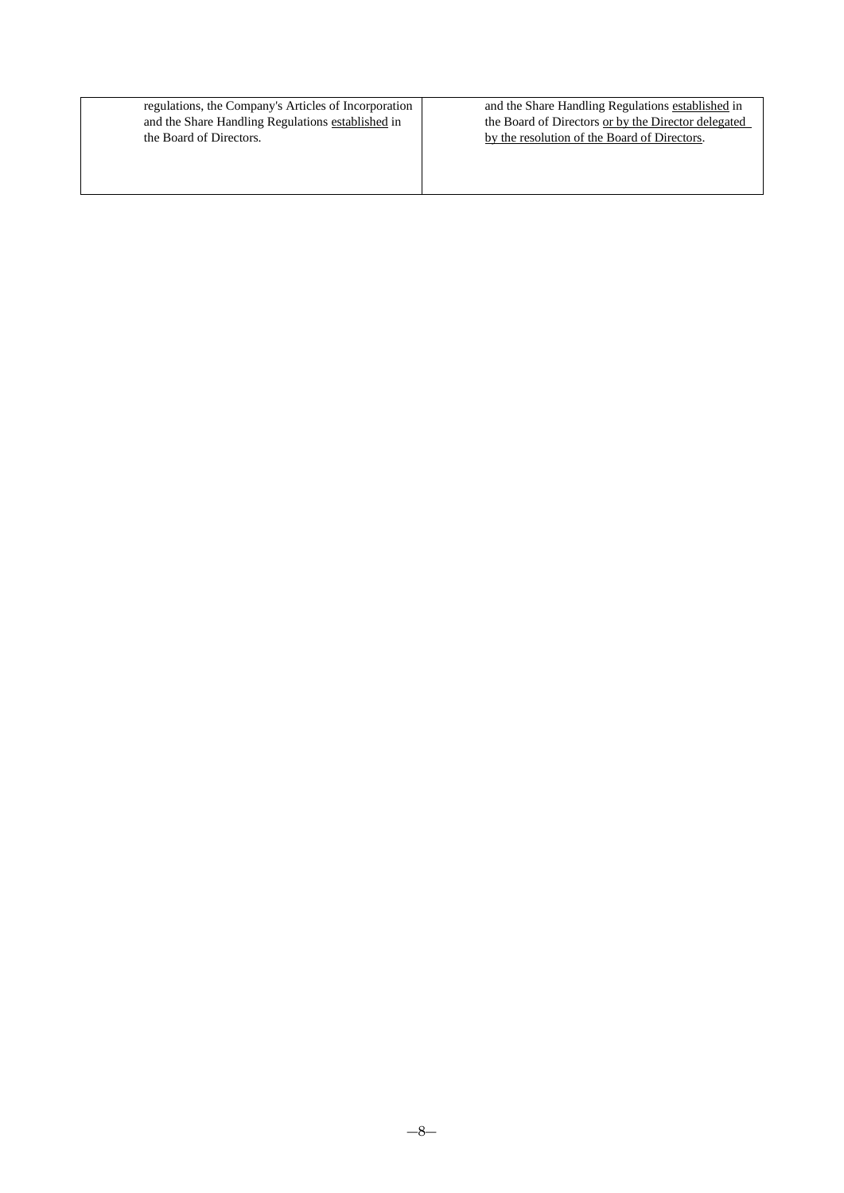| | |
|---|---|
| regulations, the Company's Articles of Incorporation and the Share Handling Regulations <u>established</u> in the Board of Directors. | and the Share Handling Regulations <u>established</u> in the Board of Directors <u>or by the Director delegated by the resolution of the Board of Directors</u>. |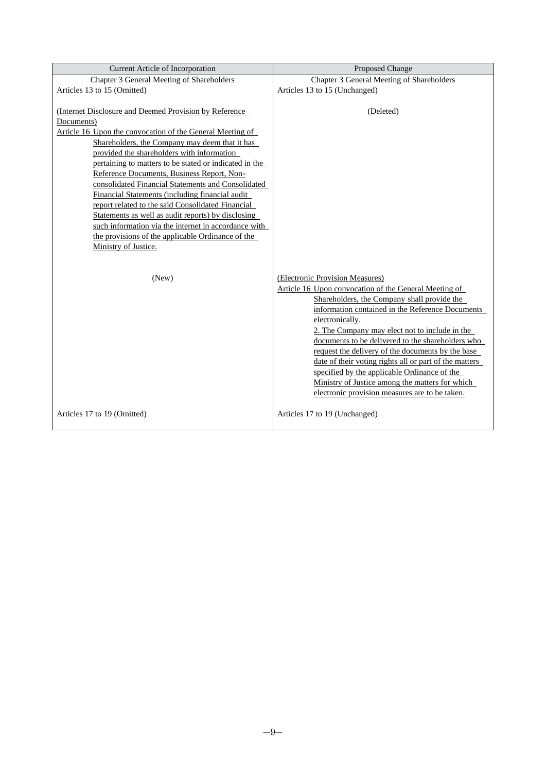| Current Article of Incorporation | Proposed Change |
|---|---|
| Chapter 3 General Meeting of Shareholders | Chapter 3 General Meeting of Shareholders |
| Articles 13 to 15 (Omitted) | Articles 13 to 15 (Unchanged) |
| (Internet Disclosure and Deemed Provision by Reference Documents)<br>Article 16 Upon the convocation of the General Meeting of Shareholders, the Company may deem that it has provided the shareholders with information pertaining to matters to be stated or indicated in the Reference Documents, Business Report, Non-consolidated Financial Statements and Consolidated Financial Statements (including financial audit report related to the said Consolidated Financial Statements as well as audit reports) by disclosing such information via the internet in accordance with the provisions of the applicable Ordinance of the Ministry of Justice. | (Deleted) |
| (New) | (Electronic Provision Measures)<br>Article 16 Upon convocation of the General Meeting of Shareholders, the Company shall provide the information contained in the Reference Documents electronically.<br>2. The Company may elect not to include in the documents to be delivered to the shareholders who request the delivery of the documents by the base date of their voting rights all or part of the matters specified by the applicable Ordinance of the Ministry of Justice among the matters for which electronic provision measures are to be taken. |
| Articles 17 to 19 (Omitted) | Articles 17 to 19 (Unchanged) |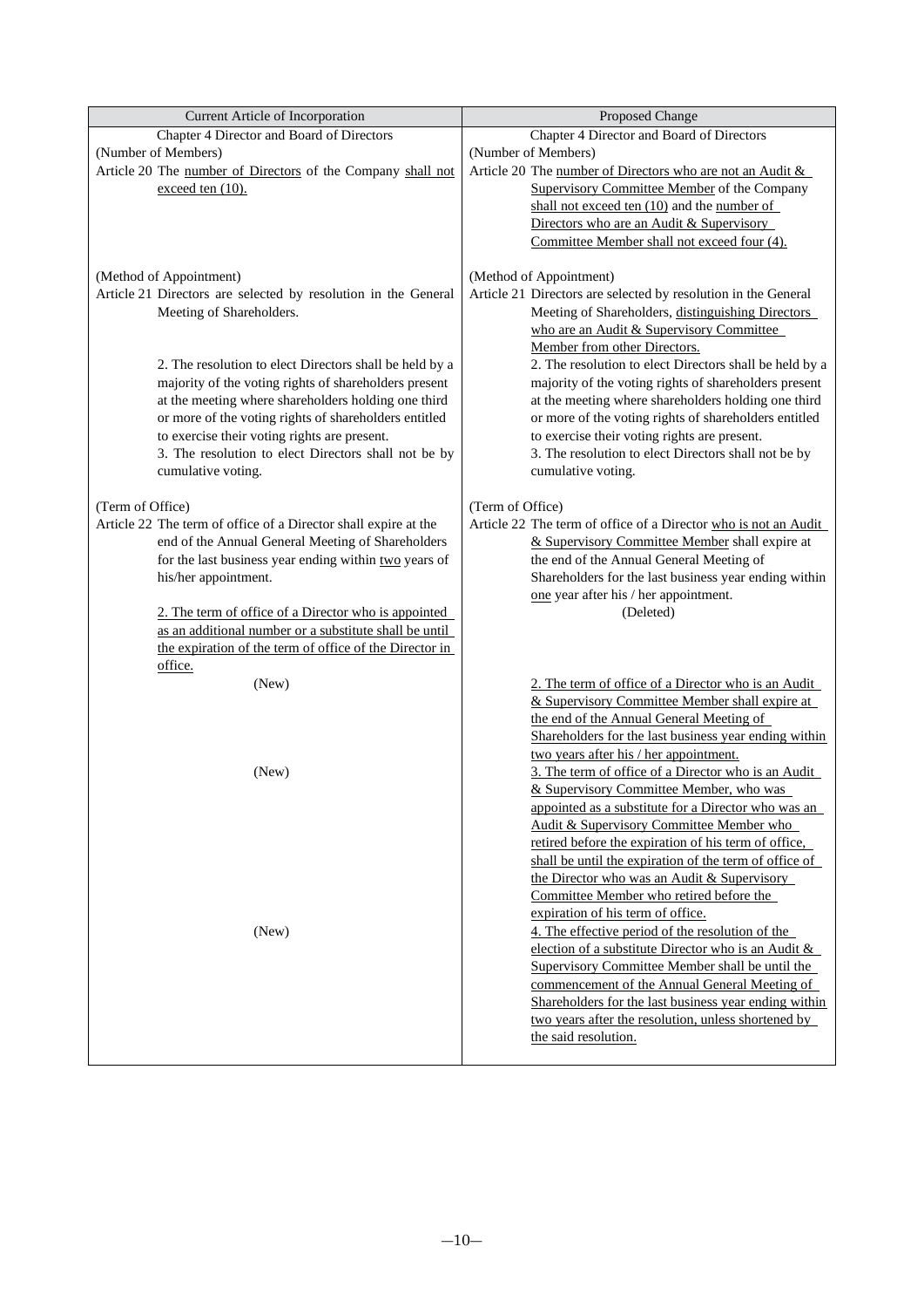| Current Article of Incorporation | Proposed Change |
| --- | --- |
| Chapter 4 Director and Board of Directors | Chapter 4 Director and Board of Directors |
| (Number of Members)<br>Article 20 The number of Directors of the Company shall not exceed ten (10). | (Number of Members)<br>Article 20 The number of Directors who are not an Audit & Supervisory Committee Member of the Company shall not exceed ten (10) and the number of Directors who are an Audit & Supervisory Committee Member shall not exceed four (4). |
| (Method of Appointment)<br>Article 21 Directors are selected by resolution in the General Meeting of Shareholders. | (Method of Appointment)<br>Article 21 Directors are selected by resolution in the General Meeting of Shareholders, distinguishing Directors who are an Audit & Supervisory Committee Member from other Directors. |
| 2. The resolution to elect Directors shall be held by a majority of the voting rights of shareholders present at the meeting where shareholders holding one third or more of the voting rights of shareholders entitled to exercise their voting rights are present. | 2. The resolution to elect Directors shall be held by a majority of the voting rights of shareholders present at the meeting where shareholders holding one third or more of the voting rights of shareholders entitled to exercise their voting rights are present. |
| 3. The resolution to elect Directors shall not be by cumulative voting. | 3. The resolution to elect Directors shall not be by cumulative voting. |
| (Term of Office)<br>Article 22 The term of office of a Director shall expire at the end of the Annual General Meeting of Shareholders for the last business year ending within two years of his/her appointment. | (Term of Office)<br>Article 22 The term of office of a Director who is not an Audit & Supervisory Committee Member shall expire at the end of the Annual General Meeting of Shareholders for the last business year ending within one year after his / her appointment. |
| 2. The term of office of a Director who is appointed as an additional number or a substitute shall be until the expiration of the term of office of the Director in office. | (Deleted) |
| (New) | 2. The term of office of a Director who is an Audit & Supervisory Committee Member shall expire at the end of the Annual General Meeting of Shareholders for the last business year ending within two years after his / her appointment. |
| (New) | 3. The term of office of a Director who is an Audit & Supervisory Committee Member, who was appointed as a substitute for a Director who was an Audit & Supervisory Committee Member who retired before the expiration of his term of office, shall be until the expiration of the term of office of the Director who was an Audit & Supervisory Committee Member who retired before the expiration of his term of office. |
| (New) | 4. The effective period of the resolution of the election of a substitute Director who is an Audit & Supervisory Committee Member shall be until the commencement of the Annual General Meeting of Shareholders for the last business year ending within two years after the resolution, unless shortened by the said resolution. |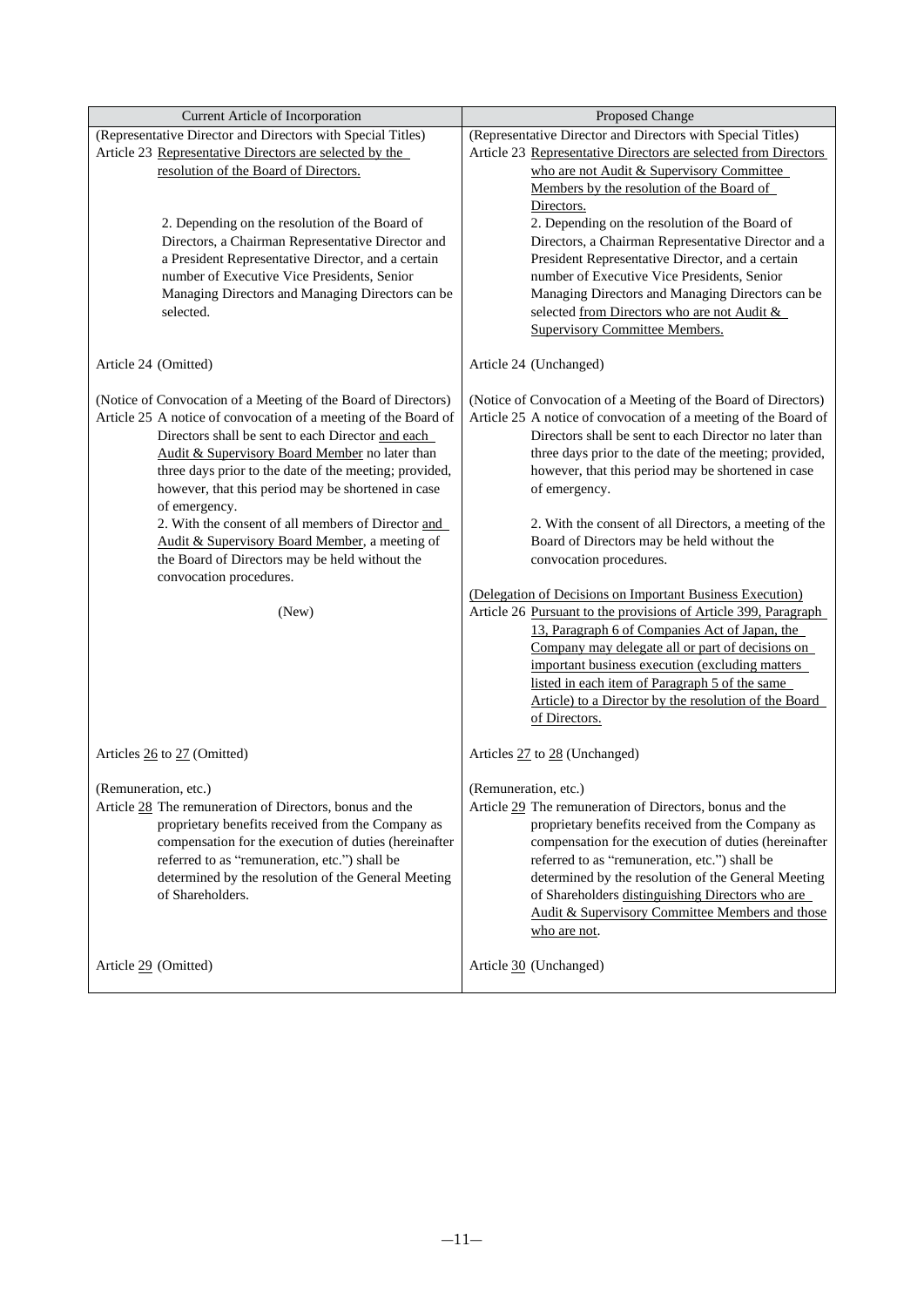| Current Article of Incorporation | Proposed Change |
|---|---|
| (Representative Director and Directors with Special Titles)<br>Article 23 Representative Directors are selected by the resolution of the Board of Directors.<br><br>2. Depending on the resolution of the Board of Directors, a Chairman Representative Director and a President Representative Director, and a certain number of Executive Vice Presidents, Senior Managing Directors and Managing Directors can be selected. | (Representative Director and Directors with Special Titles)<br>Article 23 Representative Directors are selected from Directors who are not Audit & Supervisory Committee Members by the resolution of the Board of Directors.<br>2. Depending on the resolution of the Board of Directors, a Chairman Representative Director and a President Representative Director, and a certain number of Executive Vice Presidents, Senior Managing Directors and Managing Directors can be selected from Directors who are not Audit & Supervisory Committee Members. |
| Article 24 (Omitted) | Article 24 (Unchanged) |
| (Notice of Convocation of a Meeting of the Board of Directors)<br>Article 25 A notice of convocation of a meeting of the Board of Directors shall be sent to each Director and each Audit & Supervisory Board Member no later than three days prior to the date of the meeting; provided, however, that this period may be shortened in case of emergency.<br>2. With the consent of all members of Director and Audit & Supervisory Board Member, a meeting of the Board of Directors may be held without the convocation procedures. | (Notice of Convocation of a Meeting of the Board of Directors)<br>Article 25 A notice of convocation of a meeting of the Board of Directors shall be sent to each Director no later than three days prior to the date of the meeting; provided, however, that this period may be shortened in case of emergency.<br>2. With the consent of all Directors, a meeting of the Board of Directors may be held without the convocation procedures. |
| (New) | (Delegation of Decisions on Important Business Execution)<br>Article 26 Pursuant to the provisions of Article 399, Paragraph 13, Paragraph 6 of Companies Act of Japan, the Company may delegate all or part of decisions on important business execution (excluding matters listed in each item of Paragraph 5 of the same Article) to a Director by the resolution of the Board of Directors. |
| Articles 26 to 27 (Omitted) | Articles 27 to 28 (Unchanged) |
| (Remuneration, etc.)<br>Article 28 The remuneration of Directors, bonus and the proprietary benefits received from the Company as compensation for the execution of duties (hereinafter referred to as "remuneration, etc.") shall be determined by the resolution of the General Meeting of Shareholders. | (Remuneration, etc.)<br>Article 29 The remuneration of Directors, bonus and the proprietary benefits received from the Company as compensation for the execution of duties (hereinafter referred to as "remuneration, etc.") shall be determined by the resolution of the General Meeting of Shareholders distinguishing Directors who are Audit & Supervisory Committee Members and those who are not. |
| Article 29 (Omitted) | Article 30 (Unchanged) |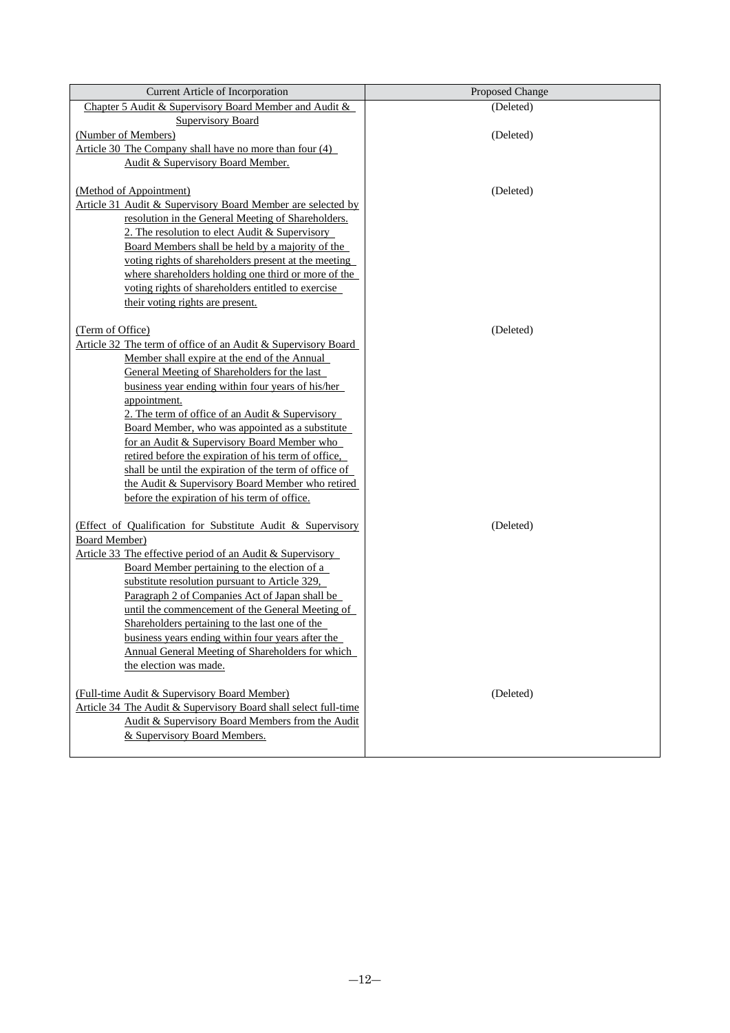| Current Article of Incorporation | Proposed Change |
|---|---|
| Chapter 5 Audit & Supervisory Board Member and Audit & Supervisory Board | (Deleted) |
| (Number of Members)<br>Article 30 The Company shall have no more than four (4) Audit & Supervisory Board Member. | (Deleted) |
| (Method of Appointment)<br>Article 31 Audit & Supervisory Board Member are selected by resolution in the General Meeting of Shareholders.<br>2. The resolution to elect Audit & Supervisory Board Members shall be held by a majority of the voting rights of shareholders present at the meeting where shareholders holding one third or more of the voting rights of shareholders entitled to exercise their voting rights are present. | (Deleted) |
| (Term of Office)<br>Article 32 The term of office of an Audit & Supervisory Board Member shall expire at the end of the Annual General Meeting of Shareholders for the last business year ending within four years of his/her appointment.<br>2. The term of office of an Audit & Supervisory Board Member, who was appointed as a substitute for an Audit & Supervisory Board Member who retired before the expiration of his term of office, shall be until the expiration of the term of office of the Audit & Supervisory Board Member who retired before the expiration of his term of office. | (Deleted) |
| (Effect of Qualification for Substitute Audit & Supervisory Board Member)<br>Article 33 The effective period of an Audit & Supervisory Board Member pertaining to the election of a substitute resolution pursuant to Article 329, Paragraph 2 of Companies Act of Japan shall be until the commencement of the General Meeting of Shareholders pertaining to the last one of the business years ending within four years after the Annual General Meeting of Shareholders for which the election was made. | (Deleted) |
| (Full-time Audit & Supervisory Board Member)<br>Article 34 The Audit & Supervisory Board shall select full-time Audit & Supervisory Board Members from the Audit & Supervisory Board Members. | (Deleted) |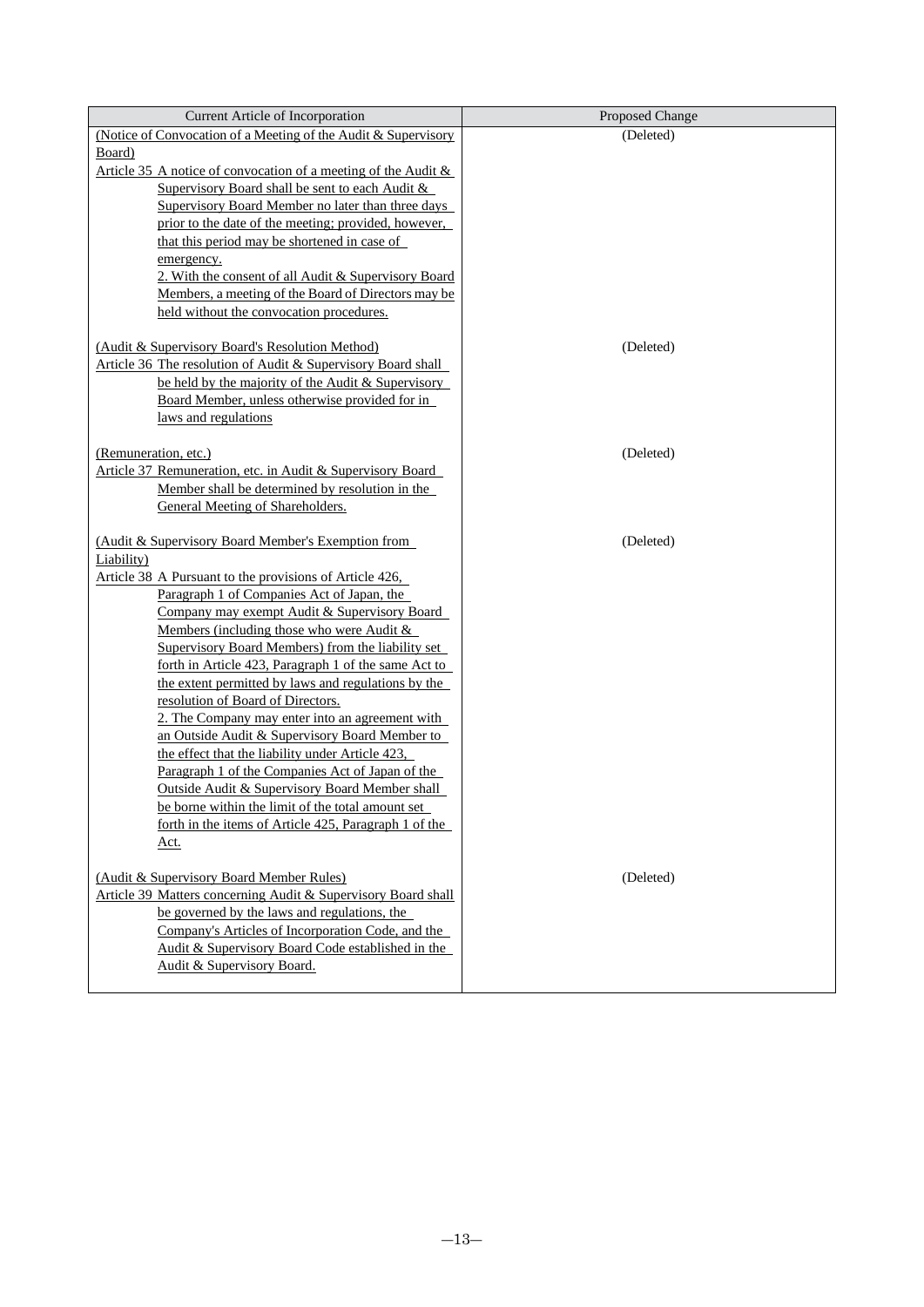| Current Article of Incorporation | Proposed Change |
|---|---|
| (Notice of Convocation of a Meeting of the Audit & Supervisory Board)<br>Article 35 A notice of convocation of a meeting of the Audit & Supervisory Board shall be sent to each Audit & Supervisory Board Member no later than three days prior to the date of the meeting; provided, however, that this period may be shortened in case of emergency.<br>2. With the consent of all Audit & Supervisory Board Members, a meeting of the Board of Directors may be held without the convocation procedures. | (Deleted) |
| (Audit & Supervisory Board's Resolution Method)<br>Article 36 The resolution of Audit & Supervisory Board shall be held by the majority of the Audit & Supervisory Board Member, unless otherwise provided for in laws and regulations | (Deleted) |
| (Remuneration, etc.)<br>Article 37 Remuneration, etc. in Audit & Supervisory Board Member shall be determined by resolution in the General Meeting of Shareholders. | (Deleted) |
| (Audit & Supervisory Board Member's Exemption from Liability)<br>Article 38 A Pursuant to the provisions of Article 426, Paragraph 1 of Companies Act of Japan, the Company may exempt Audit & Supervisory Board Members (including those who were Audit & Supervisory Board Members) from the liability set forth in Article 423, Paragraph 1 of the same Act to the extent permitted by laws and regulations by the resolution of Board of Directors.<br>2. The Company may enter into an agreement with an Outside Audit & Supervisory Board Member to the effect that the liability under Article 423, Paragraph 1 of the Companies Act of Japan of the Outside Audit & Supervisory Board Member shall be borne within the limit of the total amount set forth in the items of Article 425, Paragraph 1 of the Act. | (Deleted) |
| (Audit & Supervisory Board Member Rules)<br>Article 39 Matters concerning Audit & Supervisory Board shall be governed by the laws and regulations, the Company's Articles of Incorporation Code, and the Audit & Supervisory Board Code established in the Audit & Supervisory Board. | (Deleted) |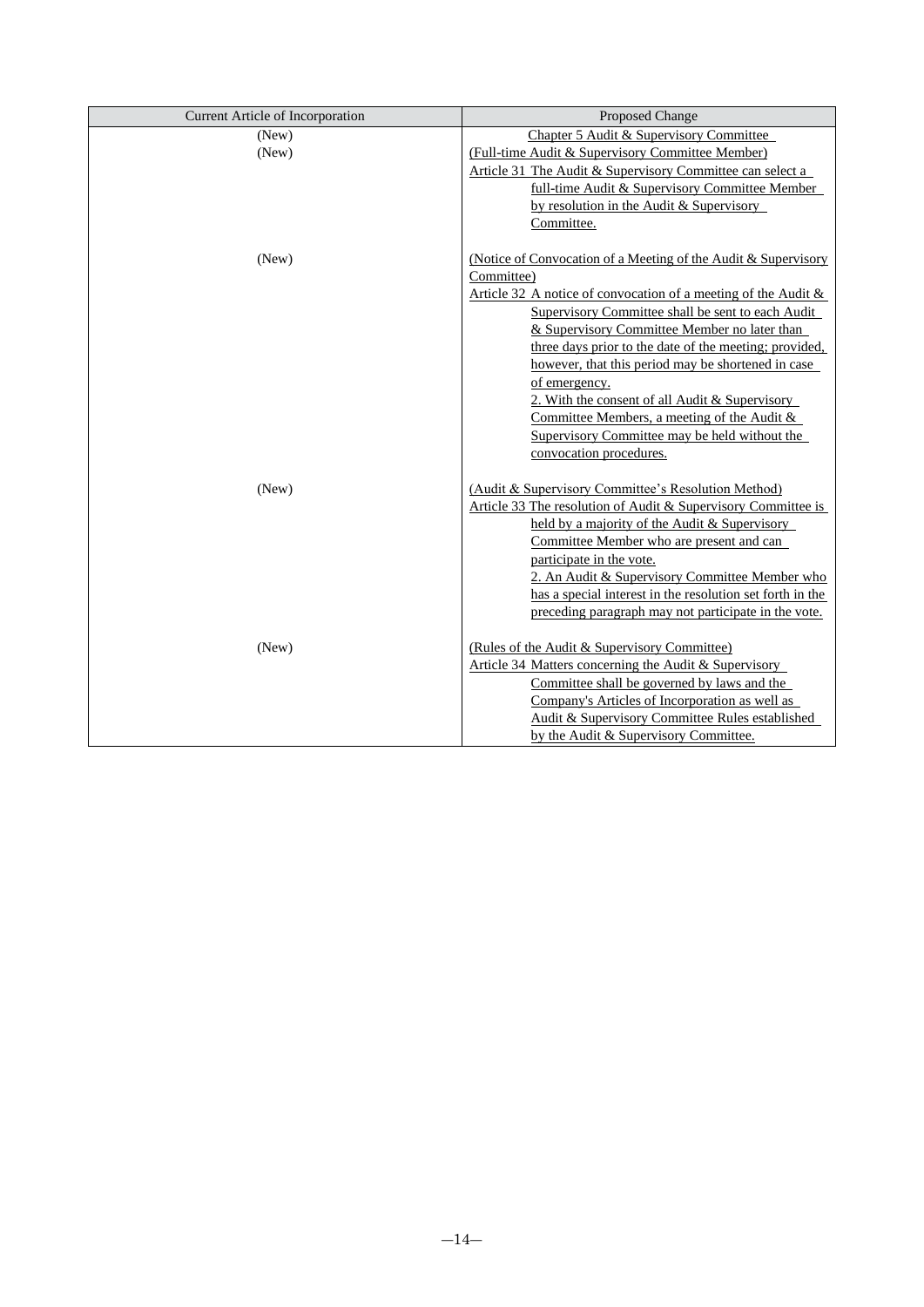| Current Article of Incorporation | Proposed Change |
|---|---|
| (New) | Chapter 5 Audit & Supervisory Committee |
| (New) | (Full-time Audit & Supervisory Committee Member)<br>Article 31 The Audit & Supervisory Committee can select a full-time Audit & Supervisory Committee Member by resolution in the Audit & Supervisory Committee. |
| (New) | (Notice of Convocation of a Meeting of the Audit & Supervisory Committee)<br>Article 32 A notice of convocation of a meeting of the Audit & Supervisory Committee shall be sent to each Audit & Supervisory Committee Member no later than three days prior to the date of the meeting; provided, however, that this period may be shortened in case of emergency.<br>2. With the consent of all Audit & Supervisory Committee Members, a meeting of the Audit & Supervisory Committee may be held without the convocation procedures. |
| (New) | (Audit & Supervisory Committee's Resolution Method)<br>Article 33 The resolution of Audit & Supervisory Committee is held by a majority of the Audit & Supervisory Committee Member who are present and can participate in the vote.<br>2. An Audit & Supervisory Committee Member who has a special interest in the resolution set forth in the preceding paragraph may not participate in the vote. |
| (New) | (Rules of the Audit & Supervisory Committee)<br>Article 34 Matters concerning the Audit & Supervisory Committee shall be governed by laws and the Company's Articles of Incorporation as well as Audit & Supervisory Committee Rules established by the Audit & Supervisory Committee. |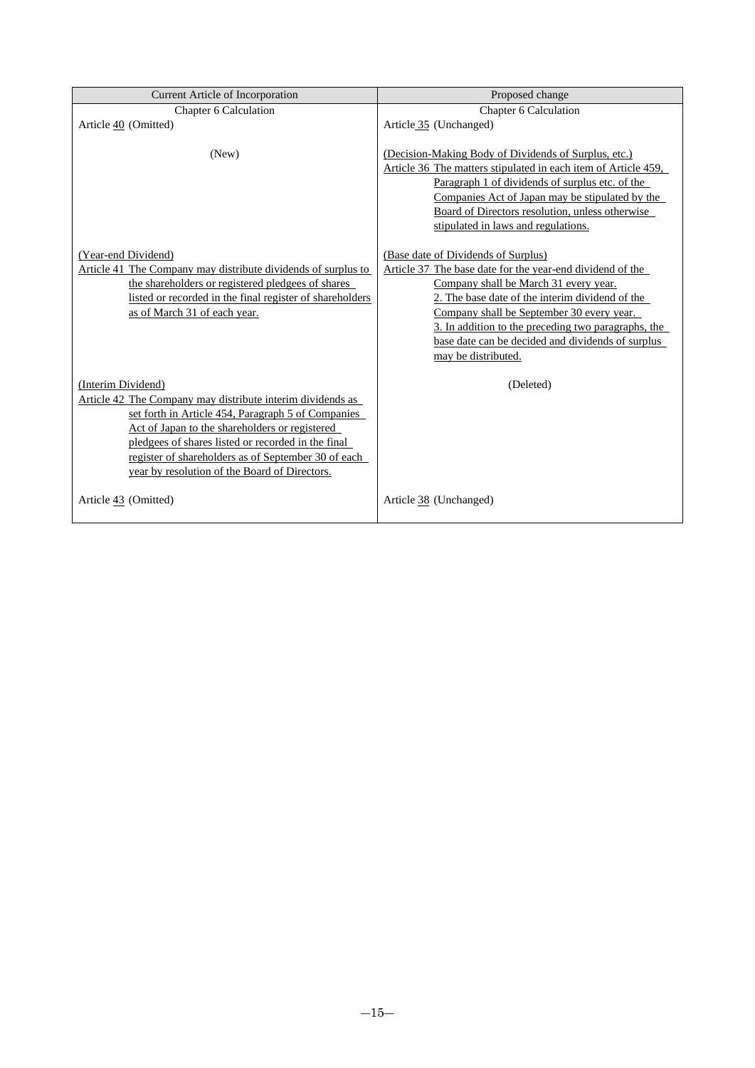| Current Article of Incorporation | Proposed change |
|---|---|
| Chapter 6 Calculation | Chapter 6 Calculation |
| Article 40 (Omitted) | Article 35 (Unchanged) |
| (New) | (Decision-Making Body of Dividends of Surplus, etc.)<br>Article 36 The matters stipulated in each item of Article 459, Paragraph 1 of dividends of surplus etc. of the Companies Act of Japan may be stipulated by the Board of Directors resolution, unless otherwise stipulated in laws and regulations. |
| (Year-end Dividend)<br>Article 41 The Company may distribute dividends of surplus to the shareholders or registered pledgees of shares listed or recorded in the final register of shareholders as of March 31 of each year. | (Base date of Dividends of Surplus)<br>Article 37 The base date for the year-end dividend of the Company shall be March 31 every year.<br>2. The base date of the interim dividend of the Company shall be September 30 every year.<br>3. In addition to the preceding two paragraphs, the base date can be decided and dividends of surplus may be distributed. |
| (Interim Dividend)<br>Article 42 The Company may distribute interim dividends as set forth in Article 454, Paragraph 5 of Companies Act of Japan to the shareholders or registered pledgees of shares listed or recorded in the final register of shareholders as of September 30 of each year by resolution of the Board of Directors. | (Deleted) |
| Article 43 (Omitted) | Article 38 (Unchanged) |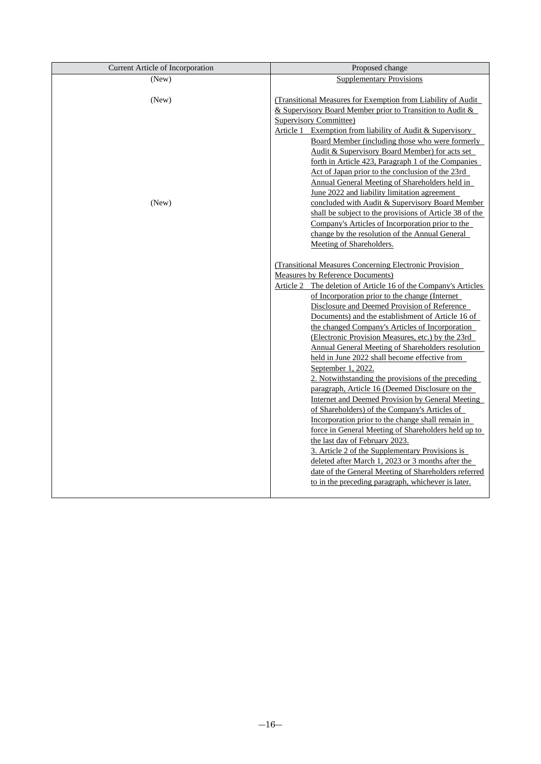| Current Article of Incorporation | Proposed change |
| --- | --- |
| (New) | Supplementary Provisions |
| (New)<br><br><br><br><br><br><br><br><br><br>(New) | (Transitional Measures for Exemption from Liability of Audit & Supervisory Board Member prior to Transition to Audit & Supervisory Committee)<br>Article 1 Exemption from liability of Audit & Supervisory Board Member (including those who were formerly Audit & Supervisory Board Member) for acts set forth in Article 423, Paragraph 1 of the Companies Act of Japan prior to the conclusion of the 23rd Annual General Meeting of Shareholders held in June 2022 and liability limitation agreement concluded with Audit & Supervisory Board Member shall be subject to the provisions of Article 38 of the Company's Articles of Incorporation prior to the change by the resolution of the Annual General Meeting of Shareholders.<br><br>(Transitional Measures Concerning Electronic Provision Measures by Reference Documents)<br>Article 2 The deletion of Article 16 of the Company's Articles of Incorporation prior to the change (Internet Disclosure and Deemed Provision of Reference Documents) and the establishment of Article 16 of the changed Company's Articles of Incorporation (Electronic Provision Measures, etc.) by the 23rd Annual General Meeting of Shareholders resolution held in June 2022 shall become effective from September 1, 2022.<br>2. Notwithstanding the provisions of the preceding paragraph, Article 16 (Deemed Disclosure on the Internet and Deemed Provision by General Meeting of Shareholders) of the Company's Articles of Incorporation prior to the change shall remain in force in General Meeting of Shareholders held up to the last day of February 2023.<br>3. Article 2 of the Supplementary Provisions is deleted after March 1, 2023 or 3 months after the date of the General Meeting of Shareholders referred to in the preceding paragraph, whichever is later. |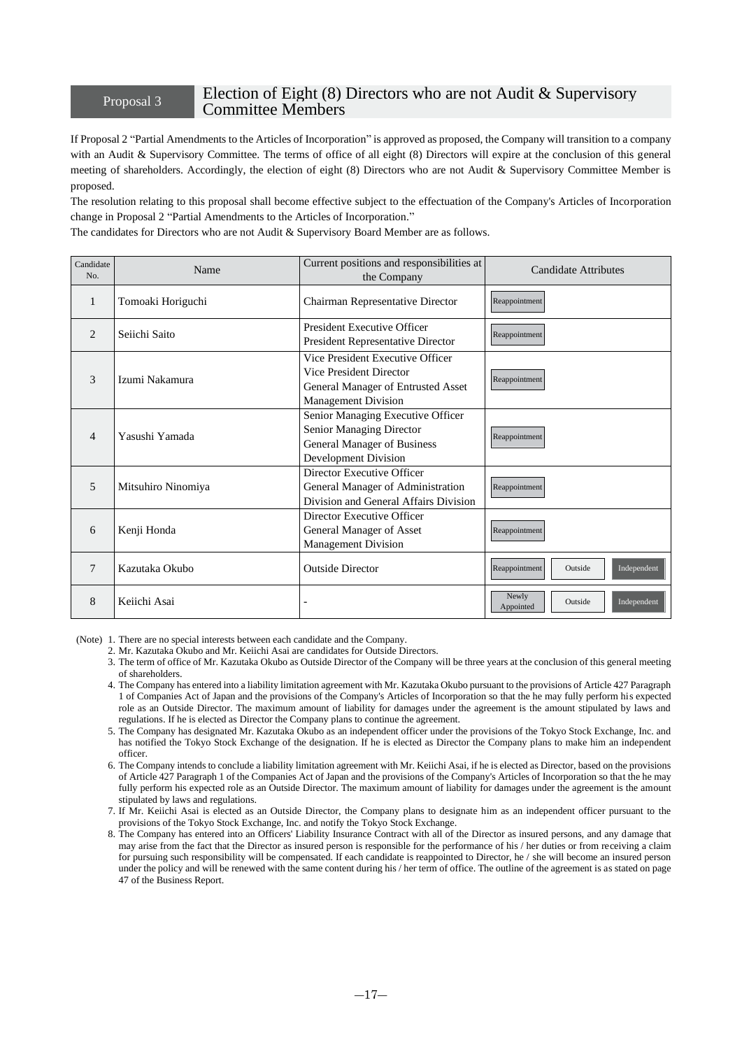## Proposal 3 Election of Eight (8) Directors who are not Audit & Supervisory Committee Members

If Proposal 2 "Partial Amendments to the Articles of Incorporation" is approved as proposed, the Company will transition to a company with an Audit & Supervisory Committee. The terms of office of all eight (8) Directors will expire at the conclusion of this general meeting of shareholders. Accordingly, the election of eight (8) Directors who are not Audit & Supervisory Committee Member is proposed.

The resolution relating to this proposal shall become effective subject to the effectuation of the Company's Articles of Incorporation change in Proposal 2 "Partial Amendments to the Articles of Incorporation."

The candidates for Directors who are not Audit & Supervisory Board Member are as follows.

| Candidate No. | Name | Current positions and responsibilities at the Company | Candidate Attributes |
|---|---|---|---|
| 1 | Tomoaki Horiguchi | Chairman Representative Director | Reappointment |
| 2 | Seiichi Saito | President Executive Officer<br>President Representative Director | Reappointment |
| 3 | Izumi Nakamura | Vice President Executive Officer<br>Vice President Director<br>General Manager of Entrusted Asset Management Division | Reappointment |
| 4 | Yasushi Yamada | Senior Managing Executive Officer<br>Senior Managing Director<br>General Manager of Business Development Division | Reappointment |
| 5 | Mitsuhiro Ninomiya | Director Executive Officer<br>General Manager of Administration Division and General Affairs Division | Reappointment |
| 6 | Kenji Honda | Director Executive Officer<br>General Manager of Asset Management Division | Reappointment |
| 7 | Kazutaka Okubo | Outside Director | Reappointment Outside Independent |
| 8 | Keiichi Asai | - | Newly Appointed Outside Independent |

(Note)
1. There are no special interests between each candidate and the Company.
2. Mr. Kazutaka Okubo and Mr. Keiichi Asai are candidates for Outside Directors.
3. The term of office of Mr. Kazutaka Okubo as Outside Director of the Company will be three years at the conclusion of this general meeting of shareholders.
4. The Company has entered into a liability limitation agreement with Mr. Kazutaka Okubo pursuant to the provisions of Article 427 Paragraph 1 of Companies Act of Japan and the provisions of the Company's Articles of Incorporation so that the he may fully perform his expected role as an Outside Director. The maximum amount of liability for damages under the agreement is the amount stipulated by laws and regulations. If he is elected as Director the Company plans to continue the agreement.
5. The Company has designated Mr. Kazutaka Okubo as an independent officer under the provisions of the Tokyo Stock Exchange, Inc. and has notified the Tokyo Stock Exchange of the designation. If he is elected as Director the Company plans to make him an independent officer.
6. The Company intends to conclude a liability limitation agreement with Mr. Keiichi Asai, if he is elected as Director, based on the provisions of Article 427 Paragraph 1 of the Companies Act of Japan and the provisions of the Company's Articles of Incorporation so that the he may fully perform his expected role as an Outside Director. The maximum amount of liability for damages under the agreement is the amount stipulated by laws and regulations.
7. If Mr. Keiichi Asai is elected as an Outside Director, the Company plans to designate him as an independent officer pursuant to the provisions of the Tokyo Stock Exchange, Inc. and notify the Tokyo Stock Exchange.
8. The Company has entered into an Officers' Liability Insurance Contract with all of the Director as insured persons, and any damage that may arise from the fact that the Director as insured person is responsible for the performance of his / her duties or from receiving a claim for pursuing such responsibility will be compensated. If each candidate is reappointed to Director, he / she will become an insured person under the policy and will be renewed with the same content during his / her term of office. The outline of the agreement is as stated on page 47 of the Business Report.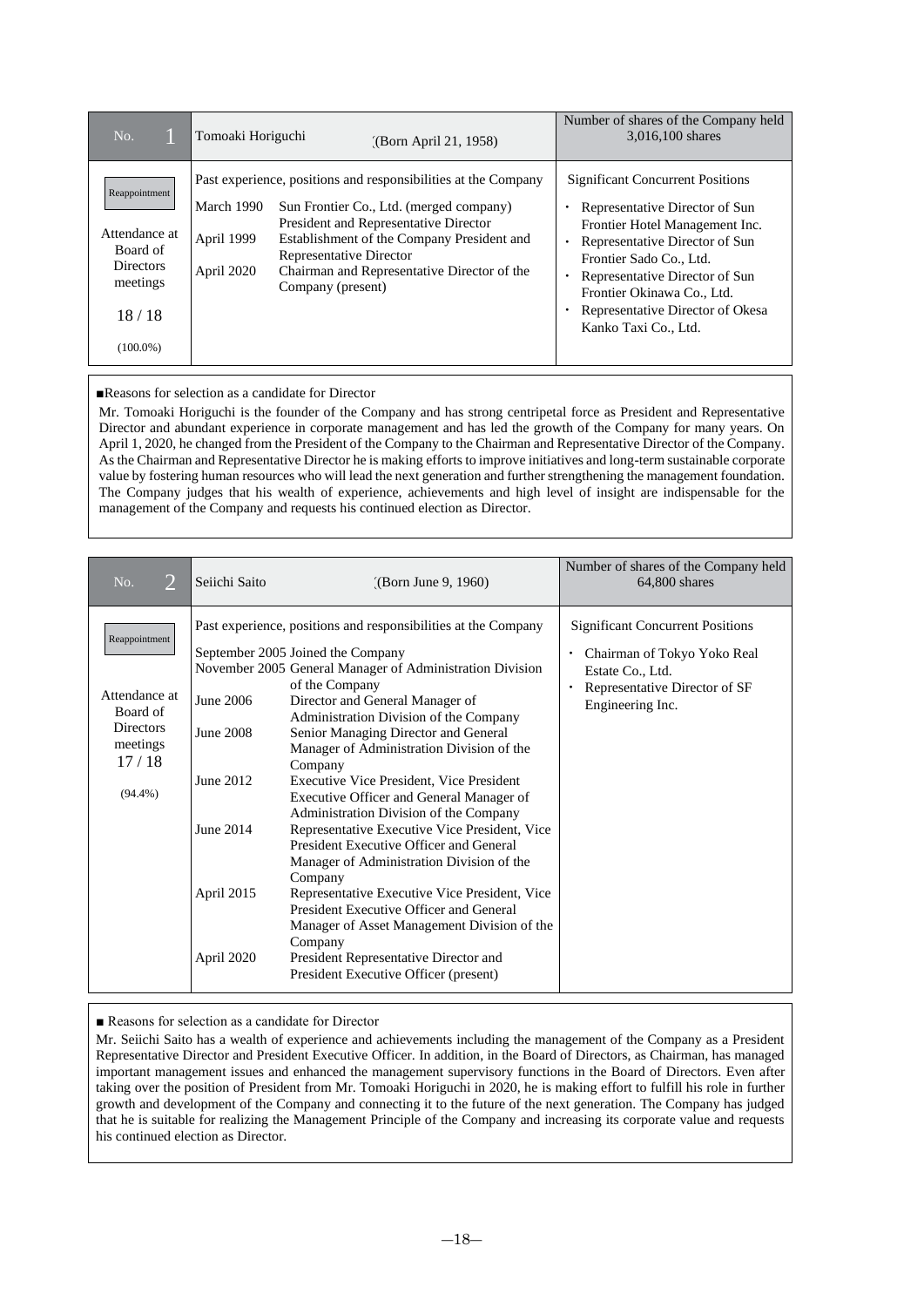| No. 1 | Tomoaki Horiguchi (Born April 21, 1958) | Number of shares of the Company held 3,016,100 shares |
|---|---|---|
| Reappointment<br><br>Attendance at Board of Directors meetings<br><br>18 / 18<br><br>(100.0%) | Past experience, positions and responsibilities at the Company<br><br>March 1990 Sun Frontier Co., Ltd. (merged company) President and Representative Director<br>April 1999 Establishment of the Company President and Representative Director<br>April 2020 Chairman and Representative Director of the Company (present) | Significant Concurrent Positions<br><br>・ Representative Director of Sun Frontier Hotel Management Inc.<br>・ Representative Director of Sun Frontier Sado Co., Ltd.<br>・ Representative Director of Sun Frontier Okinawa Co., Ltd.<br>・ Representative Director of Okesa Kanko Taxi Co., Ltd. |

■Reasons for selection as a candidate for Director

Mr. Tomoaki Horiguchi is the founder of the Company and has strong centripetal force as President and Representative Director and abundant experience in corporate management and has led the growth of the Company for many years. On April 1, 2020, he changed from the President of the Company to the Chairman and Representative Director of the Company. As the Chairman and Representative Director he is making efforts to improve initiatives and long-term sustainable corporate value by fostering human resources who will lead the next generation and further strengthening the management foundation. The Company judges that his wealth of experience, achievements and high level of insight are indispensable for the management of the Company and requests his continued election as Director.

| No. 2 | Seiichi Saito (Born June 9, 1960) | Number of shares of the Company held 64,800 shares |
|---|---|---|
| Reappointment<br><br>Attendance at Board of Directors meetings<br>17 / 18<br><br>(94.4%) | Past experience, positions and responsibilities at the Company<br><br>September 2005 Joined the Company<br>November 2005 General Manager of Administration Division of the Company<br>June 2006 Director and General Manager of Administration Division of the Company<br>June 2008 Senior Managing Director and General Manager of Administration Division of the Company<br>June 2012 Executive Vice President, Vice President Executive Officer and General Manager of Administration Division of the Company<br>June 2014 Representative Executive Vice President, Vice President Executive Officer and General Manager of Administration Division of the Company<br>April 2015 Representative Executive Vice President, Vice President Executive Officer and General Manager of Asset Management Division of the Company<br>April 2020 President Representative Director and President Executive Officer (present) | Significant Concurrent Positions<br><br>・ Chairman of Tokyo Yoko Real Estate Co., Ltd.<br>・ Representative Director of SF Engineering Inc. |

■ Reasons for selection as a candidate for Director

Mr. Seiichi Saito has a wealth of experience and achievements including the management of the Company as a President Representative Director and President Executive Officer. In addition, in the Board of Directors, as Chairman, has managed important management issues and enhanced the management supervisory functions in the Board of Directors. Even after taking over the position of President from Mr. Tomoaki Horiguchi in 2020, he is making effort to fulfill his role in further growth and development of the Company and connecting it to the future of the next generation. The Company has judged that he is suitable for realizing the Management Principle of the Company and increasing its corporate value and requests his continued election as Director.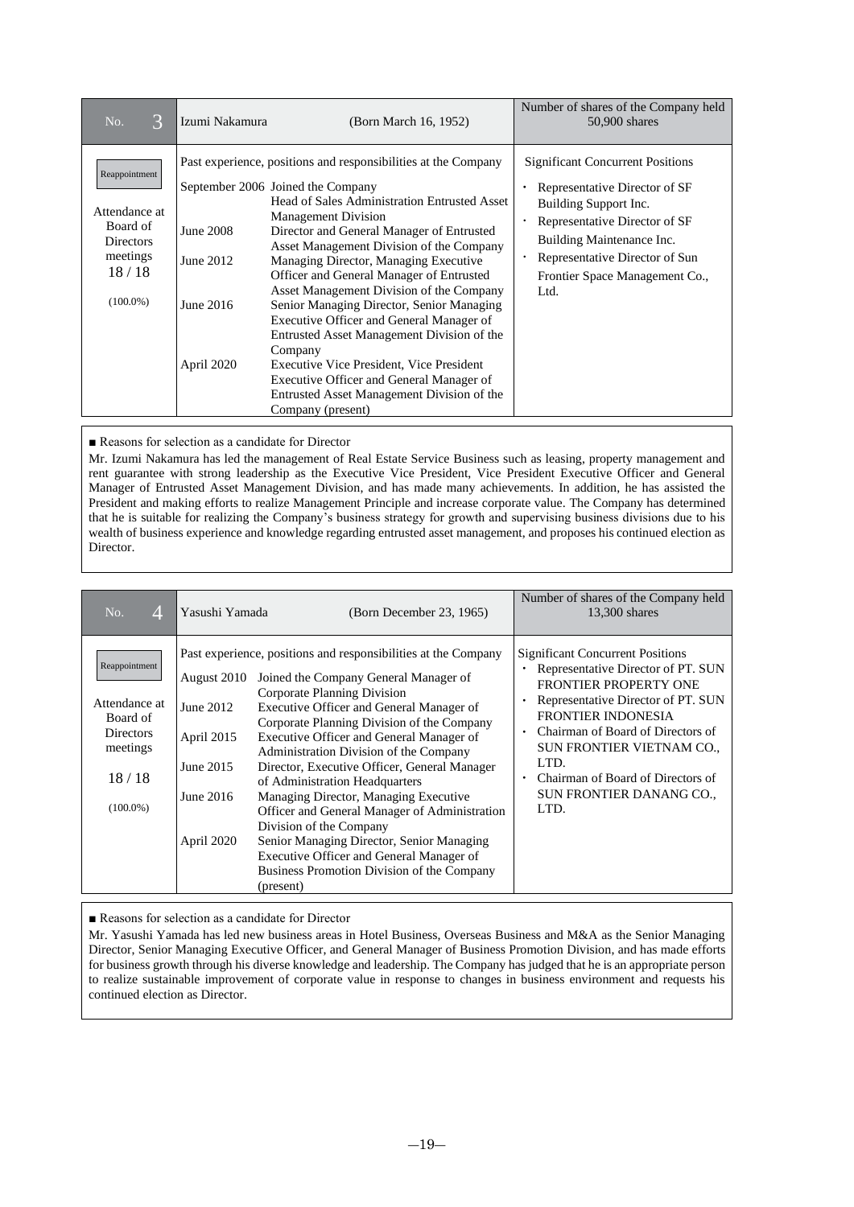| No. 3 | Izumi Nakamura (Born March 16, 1952) | Number of shares of the Company held 50,900 shares |
|---|---|---|
| Reappointment<br><br>Attendance at Board of Directors meetings<br>18 / 18<br>(100.0%) | Past experience, positions and responsibilities at the Company<br><br>September 2006 Joined the Company Head of Sales Administration Entrusted Asset Management Division<br>June 2008 Director and General Manager of Entrusted Asset Management Division of the Company<br>June 2012 Managing Director, Managing Executive Officer and General Manager of Entrusted Asset Management Division of the Company<br>June 2016 Senior Managing Director, Senior Managing Executive Officer and General Manager of Entrusted Asset Management Division of the Company<br>April 2020 Executive Vice President, Vice President Executive Officer and General Manager of Entrusted Asset Management Division of the Company (present) | Significant Concurrent Positions<br><br>・ Representative Director of SF Building Support Inc.<br>・ Representative Director of SF Building Maintenance Inc.<br>・ Representative Director of Sun Frontier Space Management Co., Ltd. |

■ Reasons for selection as a candidate for Director

Mr. Izumi Nakamura has led the management of Real Estate Service Business such as leasing, property management and rent guarantee with strong leadership as the Executive Vice President, Vice President Executive Officer and General Manager of Entrusted Asset Management Division, and has made many achievements. In addition, he has assisted the President and making efforts to realize Management Principle and increase corporate value. The Company has determined that he is suitable for realizing the Company's business strategy for growth and supervising business divisions due to his wealth of business experience and knowledge regarding entrusted asset management, and proposes his continued election as Director.

| No. 4 | Yasushi Yamada (Born December 23, 1965) | Number of shares of the Company held 13,300 shares |
|---|---|---|
| Reappointment<br><br>Attendance at Board of Directors meetings<br>18 / 18<br>(100.0%) | Past experience, positions and responsibilities at the Company<br><br>August 2010 Joined the Company General Manager of Corporate Planning Division<br>June 2012 Executive Officer and General Manager of Corporate Planning Division of the Company<br>April 2015 Executive Officer and General Manager of Administration Division of the Company<br>June 2015 Director, Executive Officer, General Manager of Administration Headquarters<br>June 2016 Managing Director, Managing Executive Officer and General Manager of Administration Division of the Company<br>April 2020 Senior Managing Director, Senior Managing Executive Officer and General Manager of Business Promotion Division of the Company (present) | Significant Concurrent Positions<br><br>・ Representative Director of PT. SUN FRONTIER PROPERTY ONE<br>・ Representative Director of PT. SUN FRONTIER INDONESIA<br>・ Chairman of Board of Directors of SUN FRONTIER VIETNAM CO., LTD.<br>・ Chairman of Board of Directors of SUN FRONTIER DANANG CO., LTD. |

■ Reasons for selection as a candidate for Director

Mr. Yasushi Yamada has led new business areas in Hotel Business, Overseas Business and M&A as the Senior Managing Director, Senior Managing Executive Officer, and General Manager of Business Promotion Division, and has made efforts for business growth through his diverse knowledge and leadership. The Company has judged that he is an appropriate person to realize sustainable improvement of corporate value in response to changes in business environment and requests his continued election as Director.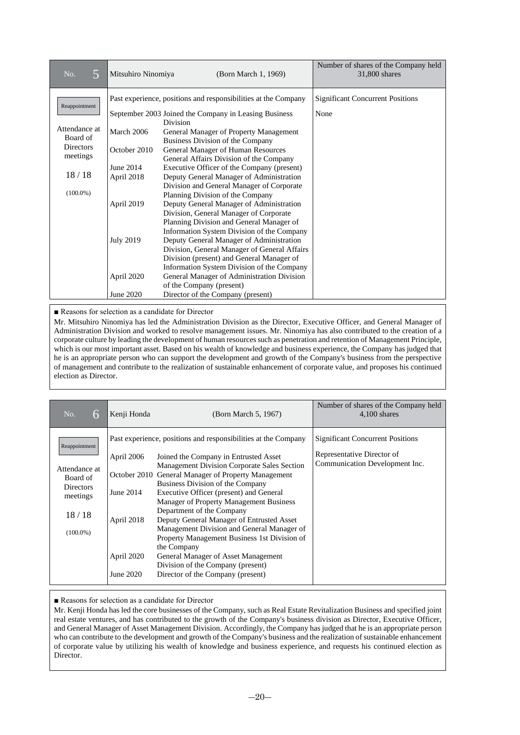| No. 5 | Mitsuhiro Ninomiya (Born March 1, 1969) | | Number of shares of the Company held 31,800 shares |
|---|---|---|---|
| Reappointment<br><br>Attendance at Board of Directors meetings<br><br>18 / 18<br><br>(100.0%) | Past experience, positions and responsibilities at the Company | | Significant Concurrent Positions<br><br>None |
| | September 2003 | Joined the Company in Leasing Business Division | |
| | March 2006 | General Manager of Property Management Business Division of the Company | |
| | October 2010 | General Manager of Human Resources General Affairs Division of the Company | |
| | June 2014 | Executive Officer of the Company (present) | |
| | April 2018 | Deputy General Manager of Administration Division and General Manager of Corporate Planning Division of the Company | |
| | April 2019 | Deputy General Manager of Administration Division, General Manager of Corporate Planning Division and General Manager of Information System Division of the Company | |
| | July 2019 | Deputy General Manager of Administration Division, General Manager of General Affairs Division (present) and General Manager of Information System Division of the Company | |
| | April 2020 | General Manager of Administration Division of the Company (present) | |
| | June 2020 | Director of the Company (present) | |

■ Reasons for selection as a candidate for Director

Mr. Mitsuhiro Ninomiya has led the Administration Division as the Director, Executive Officer, and General Manager of Administration Division and worked to resolve management issues. Mr. Ninomiya has also contributed to the creation of a corporate culture by leading the development of human resources such as penetration and retention of Management Principle, which is our most important asset. Based on his wealth of knowledge and business experience, the Company has judged that he is an appropriate person who can support the development and growth of the Company's business from the perspective of management and contribute to the realization of sustainable enhancement of corporate value, and proposes his continued election as Director.

| No. 6 | Kenji Honda (Born March 5, 1967) | | Number of shares of the Company held 4,100 shares |
|---|---|---|---|
| Reappointment<br><br>Attendance at Board of Directors meetings<br><br>18 / 18<br><br>(100.0%) | Past experience, positions and responsibilities at the Company | | Significant Concurrent Positions<br><br>Representative Director of Communication Development Inc. |
| | April 2006 | Joined the Company in Entrusted Asset Management Division Corporate Sales Section | |
| | October 2010 | General Manager of Property Management Business Division of the Company | |
| | June 2014 | Executive Officer (present) and General Manager of Property Management Business Department of the Company | |
| | April 2018 | Deputy General Manager of Entrusted Asset Management Division and General Manager of Property Management Business 1st Division of the Company | |
| | April 2020 | General Manager of Asset Management Division of the Company (present) | |
| | June 2020 | Director of the Company (present) | |

■ Reasons for selection as a candidate for Director

Mr. Kenji Honda has led the core businesses of the Company, such as Real Estate Revitalization Business and specified joint real estate ventures, and has contributed to the growth of the Company's business division as Director, Executive Officer, and General Manager of Asset Management Division. Accordingly, the Company has judged that he is an appropriate person who can contribute to the development and growth of the Company's business and the realization of sustainable enhancement of corporate value by utilizing his wealth of knowledge and business experience, and requests his continued election as Director.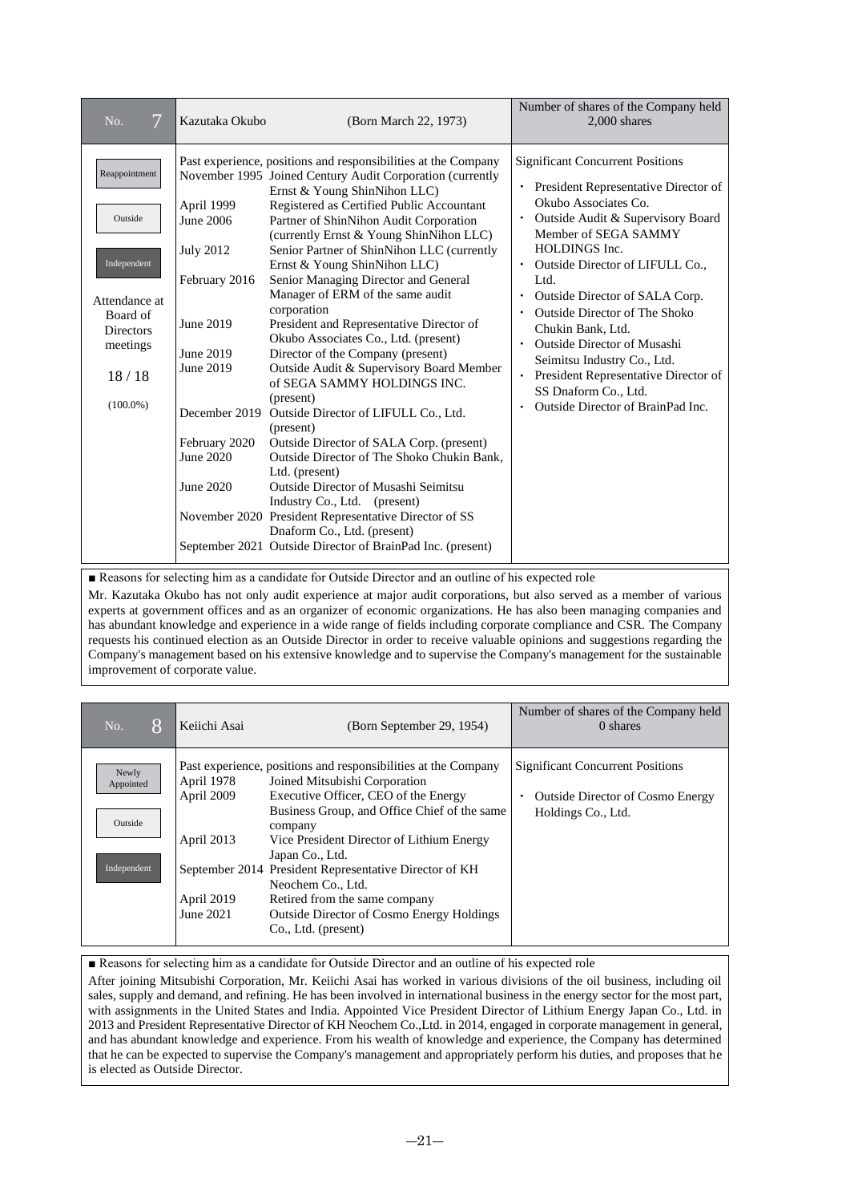| No. 7 | Kazutaka Okubo (Born March 22, 1973) | Number of shares of the Company held 2,000 shares |
|---|---|---|
| Reappointment<br>Outside<br>Independent<br>Attendance at Board of Directors meetings<br>18 / 18<br>(100.0%) | Past experience, positions and responsibilities at the Company<br>November 1995 Joined Century Audit Corporation (currently Ernst & Young ShinNihon LLC)<br>April 1999 Registered as Certified Public Accountant<br>June 2006 Partner of ShinNihon Audit Corporation (currently Ernst & Young ShinNihon LLC)<br>July 2012 Senior Partner of ShinNihon LLC (currently Ernst & Young ShinNihon LLC)<br>February 2016 Senior Managing Director and General Manager of ERM of the same audit corporation<br>June 2019 President and Representative Director of Okubo Associates Co., Ltd. (present)<br>June 2019 Director of the Company (present)<br>June 2019 Outside Audit & Supervisory Board Member of SEGA SAMMY HOLDINGS INC. (present)<br>December 2019 Outside Director of LIFULL Co., Ltd. (present)<br>February 2020 Outside Director of SALA Corp. (present)<br>June 2020 Outside Director of The Shoko Chukin Bank, Ltd. (present)<br>June 2020 Outside Director of Musashi Seimitsu Industry Co., Ltd. (present)<br>November 2020 President Representative Director of SS Dnaform Co., Ltd. (present)<br>September 2021 Outside Director of BrainPad Inc. (present) | Significant Concurrent Positions<br>・ President Representative Director of Okubo Associates Co.<br>・ Outside Audit & Supervisory Board Member of SEGA SAMMY HOLDINGS Inc.<br>・ Outside Director of LIFULL Co., Ltd.<br>・ Outside Director of SALA Corp.<br>・ Outside Director of The Shoko Chukin Bank, Ltd.<br>・ Outside Director of Musashi Seimitsu Industry Co., Ltd.<br>・ President Representative Director of SS Dnaform Co., Ltd.<br>・ Outside Director of BrainPad Inc. |

■ Reasons for selecting him as a candidate for Outside Director and an outline of his expected role

Mr. Kazutaka Okubo has not only audit experience at major audit corporations, but also served as a member of various experts at government offices and as an organizer of economic organizations. He has also been managing companies and has abundant knowledge and experience in a wide range of fields including corporate compliance and CSR. The Company requests his continued election as an Outside Director in order to receive valuable opinions and suggestions regarding the Company's management based on his extensive knowledge and to supervise the Company's management for the sustainable improvement of corporate value.

| No. 8 | Keiichi Asai (Born September 29, 1954) | Number of shares of the Company held 0 shares |
|---|---|---|
| Newly Appointed<br>Outside<br>Independent | Past experience, positions and responsibilities at the Company<br>April 1978 Joined Mitsubishi Corporation<br>April 2009 Executive Officer, CEO of the Energy Business Group, and Office Chief of the same company<br>April 2013 Vice President Director of Lithium Energy Japan Co., Ltd.<br>September 2014 President Representative Director of KH Neochem Co., Ltd.<br>April 2019 Retired from the same company<br>June 2021 Outside Director of Cosmo Energy Holdings Co., Ltd. (present) | Significant Concurrent Positions<br>・ Outside Director of Cosmo Energy Holdings Co., Ltd. |

■ Reasons for selecting him as a candidate for Outside Director and an outline of his expected role

After joining Mitsubishi Corporation, Mr. Keiichi Asai has worked in various divisions of the oil business, including oil sales, supply and demand, and refining. He has been involved in international business in the energy sector for the most part, with assignments in the United States and India. Appointed Vice President Director of Lithium Energy Japan Co., Ltd. in 2013 and President Representative Director of KH Neochem Co.,Ltd. in 2014, engaged in corporate management in general, and has abundant knowledge and experience. From his wealth of knowledge and experience, the Company has determined that he can be expected to supervise the Company's management and appropriately perform his duties, and proposes that he is elected as Outside Director.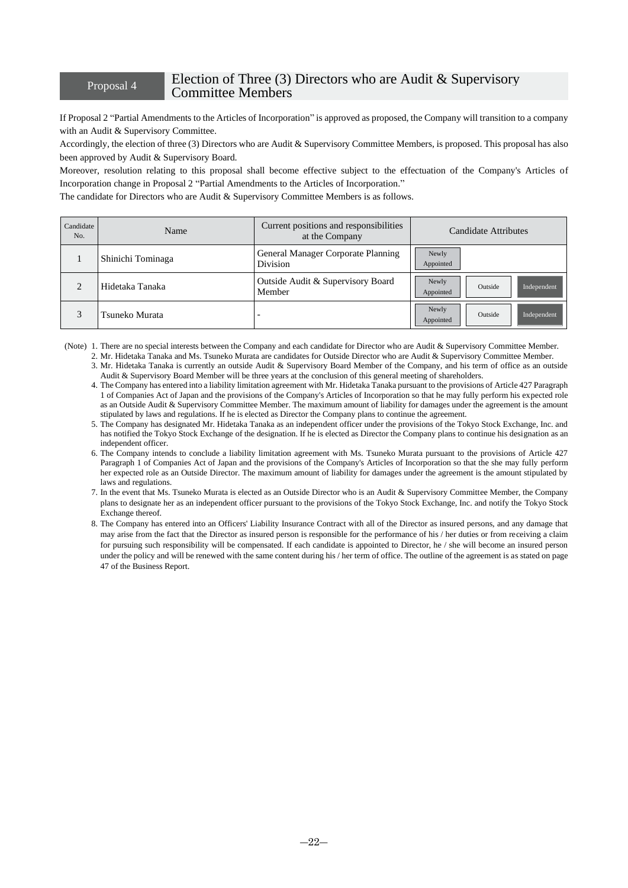## Proposal 4 Election of Three (3) Directors who are Audit & Supervisory Committee Members

If Proposal 2 "Partial Amendments to the Articles of Incorporation" is approved as proposed, the Company will transition to a company with an Audit & Supervisory Committee.

Accordingly, the election of three (3) Directors who are Audit & Supervisory Committee Members, is proposed. This proposal has also been approved by Audit & Supervisory Board.

Moreover, resolution relating to this proposal shall become effective subject to the effectuation of the Company's Articles of Incorporation change in Proposal 2 "Partial Amendments to the Articles of Incorporation."

The candidate for Directors who are Audit & Supervisory Committee Members is as follows.

| Candidate No. | Name | Current positions and responsibilities at the Company | Candidate Attributes |
|---|---|---|---|
| 1 | Shinichi Tominaga | General Manager Corporate Planning Division | Newly Appointed |
| 2 | Hidetaka Tanaka | Outside Audit & Supervisory Board Member | Newly Appointed, Outside, Independent |
| 3 | Tsuneko Murata | - | Newly Appointed, Outside, Independent |

(Note)
1. There are no special interests between the Company and each candidate for Director who are Audit & Supervisory Committee Member.
2. Mr. Hidetaka Tanaka and Ms. Tsuneko Murata are candidates for Outside Director who are Audit & Supervisory Committee Member.
3. Mr. Hidetaka Tanaka is currently an outside Audit & Supervisory Board Member of the Company, and his term of office as an outside Audit & Supervisory Board Member will be three years at the conclusion of this general meeting of shareholders.
4. The Company has entered into a liability limitation agreement with Mr. Hidetaka Tanaka pursuant to the provisions of Article 427 Paragraph 1 of Companies Act of Japan and the provisions of the Company's Articles of Incorporation so that he may fully perform his expected role as an Outside Audit & Supervisory Committee Member. The maximum amount of liability for damages under the agreement is the amount stipulated by laws and regulations. If he is elected as Director the Company plans to continue the agreement.
5. The Company has designated Mr. Hidetaka Tanaka as an independent officer under the provisions of the Tokyo Stock Exchange, Inc. and has notified the Tokyo Stock Exchange of the designation. If he is elected as Director the Company plans to continue his designation as an independent officer.
6. The Company intends to conclude a liability limitation agreement with Ms. Tsuneko Murata pursuant to the provisions of Article 427 Paragraph 1 of Companies Act of Japan and the provisions of the Company's Articles of Incorporation so that the she may fully perform her expected role as an Outside Director. The maximum amount of liability for damages under the agreement is the amount stipulated by laws and regulations.
7. In the event that Ms. Tsuneko Murata is elected as an Outside Director who is an Audit & Supervisory Committee Member, the Company plans to designate her as an independent officer pursuant to the provisions of the Tokyo Stock Exchange, Inc. and notify the Tokyo Stock Exchange thereof.
8. The Company has entered into an Officers' Liability Insurance Contract with all of the Director as insured persons, and any damage that may arise from the fact that the Director as insured person is responsible for the performance of his / her duties or from receiving a claim for pursuing such responsibility will be compensated. If each candidate is appointed to Director, he / she will become an insured person under the policy and will be renewed with the same content during his / her term of office. The outline of the agreement is as stated on page 47 of the Business Report.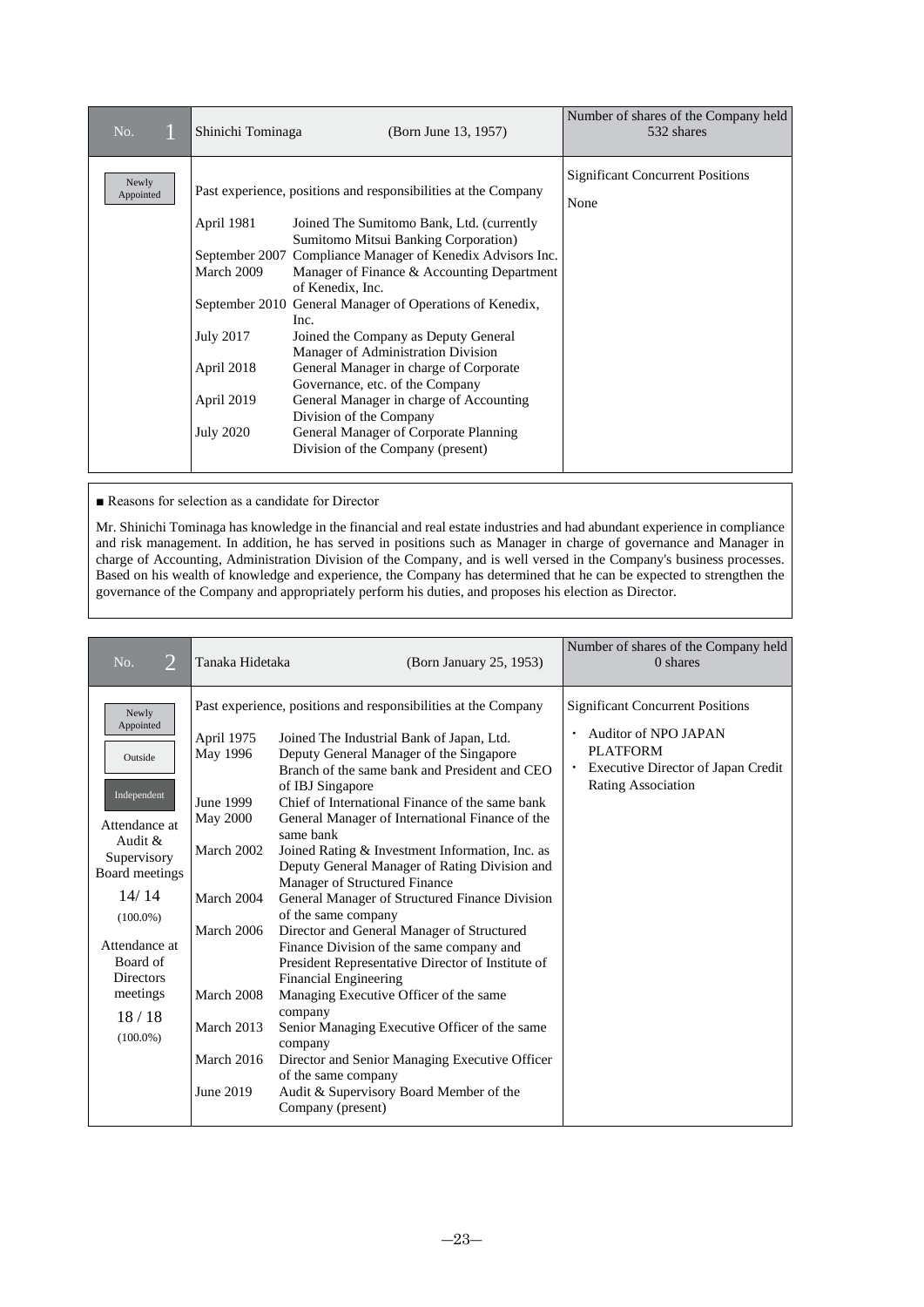| No. 1 | Shinichi Tominaga (Born June 13, 1957) | Number of shares of the Company held 532 shares |
|---|---|---|
| Newly Appointed | Past experience, positions and responsibilities at the Company<br><br>April 1981 Joined The Sumitomo Bank, Ltd. (currently Sumitomo Mitsui Banking Corporation)<br>September 2007 Compliance Manager of Kenedix Advisors Inc.<br>March 2009 Manager of Finance & Accounting Department of Kenedix, Inc.<br>September 2010 General Manager of Operations of Kenedix, Inc.<br>July 2017 Joined the Company as Deputy General Manager of Administration Division<br>April 2018 General Manager in charge of Corporate Governance, etc. of the Company<br>April 2019 General Manager in charge of Accounting Division of the Company<br>July 2020 General Manager of Corporate Planning Division of the Company (present) | Significant Concurrent Positions<br><br>None |

■ Reasons for selection as a candidate for Director

Mr. Shinichi Tominaga has knowledge in the financial and real estate industries and had abundant experience in compliance and risk management. In addition, he has served in positions such as Manager in charge of governance and Manager in charge of Accounting, Administration Division of the Company, and is well versed in the Company's business processes. Based on his wealth of knowledge and experience, the Company has determined that he can be expected to strengthen the governance of the Company and appropriately perform his duties, and proposes his election as Director.

| No. 2 | Tanaka Hidetaka (Born January 25, 1953) | Number of shares of the Company held 0 shares |
|---|---|---|
| Newly Appointed<br><br>Outside<br><br>Independent<br><br>Attendance at Audit & Supervisory Board meetings<br>14/ 14<br>(100.0%)<br><br>Attendance at Board of Directors meetings<br>18 / 18<br>(100.0%) | Past experience, positions and responsibilities at the Company<br><br>April 1975 Joined The Industrial Bank of Japan, Ltd.<br>May 1996 Deputy General Manager of the Singapore Branch of the same bank and President and CEO of IBJ Singapore<br>June 1999 Chief of International Finance of the same bank<br>May 2000 General Manager of International Finance of the same bank<br>March 2002 Joined Rating & Investment Information, Inc. as Deputy General Manager of Rating Division and Manager of Structured Finance<br>March 2004 General Manager of Structured Finance Division of the same company<br>March 2006 Director and General Manager of Structured Finance Division of the same company and President Representative Director of Institute of Financial Engineering<br>March 2008 Managing Executive Officer of the same company<br>March 2013 Senior Managing Executive Officer of the same company<br>March 2016 Director and Senior Managing Executive Officer of the same company<br>June 2019 Audit & Supervisory Board Member of the Company (present) | Significant Concurrent Positions<br><br>・ Auditor of NPO JAPAN PLATFORM<br>・ Executive Director of Japan Credit Rating Association |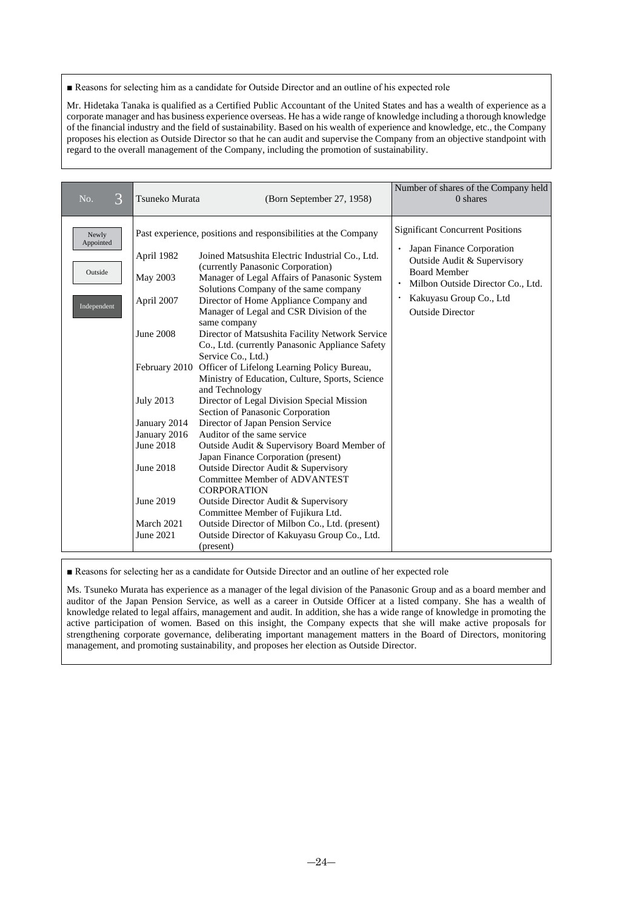■ Reasons for selecting him as a candidate for Outside Director and an outline of his expected role

Mr. Hidetaka Tanaka is qualified as a Certified Public Accountant of the United States and has a wealth of experience as a corporate manager and has business experience overseas. He has a wide range of knowledge including a thorough knowledge of the financial industry and the field of sustainability. Based on his wealth of experience and knowledge, etc., the Company proposes his election as Outside Director so that he can audit and supervise the Company from an objective standpoint with regard to the overall management of the Company, including the promotion of sustainability.

| No. 3 | Tsuneko Murata (Born September 27, 1958) | | Number of shares of the Company held 0 shares |
|---|---|---|---|
| Newly Appointed<br><br>Outside<br><br>Independent | Past experience, positions and responsibilities at the Company | | Significant Concurrent Positions<br>・ Japan Finance Corporation Outside Audit & Supervisory Board Member<br>・ Milbon Outside Director Co., Ltd.<br>・ Kakuyasu Group Co., Ltd Outside Director |
| | April 1982 | Joined Matsushita Electric Industrial Co., Ltd. (currently Panasonic Corporation) | |
| | May 2003 | Manager of Legal Affairs of Panasonic System Solutions Company of the same company | |
| | April 2007 | Director of Home Appliance Company and Manager of Legal and CSR Division of the same company | |
| | June 2008 | Director of Matsushita Facility Network Service Co., Ltd. (currently Panasonic Appliance Safety Service Co., Ltd.) | |
| | February 2010 | Officer of Lifelong Learning Policy Bureau, Ministry of Education, Culture, Sports, Science and Technology | |
| | July 2013 | Director of Legal Division Special Mission Section of Panasonic Corporation | |
| | January 2014 | Director of Japan Pension Service | |
| | January 2016 | Auditor of the same service | |
| | June 2018 | Outside Audit & Supervisory Board Member of Japan Finance Corporation (present) | |
| | June 2018 | Outside Director Audit & Supervisory Committee Member of ADVANTEST CORPORATION | |
| | June 2019 | Outside Director Audit & Supervisory Committee Member of Fujikura Ltd. | |
| | March 2021 | Outside Director of Milbon Co., Ltd. (present) | |
| | June 2021 | Outside Director of Kakuyasu Group Co., Ltd. (present) | |

■ Reasons for selecting her as a candidate for Outside Director and an outline of her expected role

Ms. Tsuneko Murata has experience as a manager of the legal division of the Panasonic Group and as a board member and auditor of the Japan Pension Service, as well as a career in Outside Officer at a listed company. She has a wealth of knowledge related to legal affairs, management and audit. In addition, she has a wide range of knowledge in promoting the active participation of women. Based on this insight, the Company expects that she will make active proposals for strengthening corporate governance, deliberating important management matters in the Board of Directors, monitoring management, and promoting sustainability, and proposes her election as Outside Director.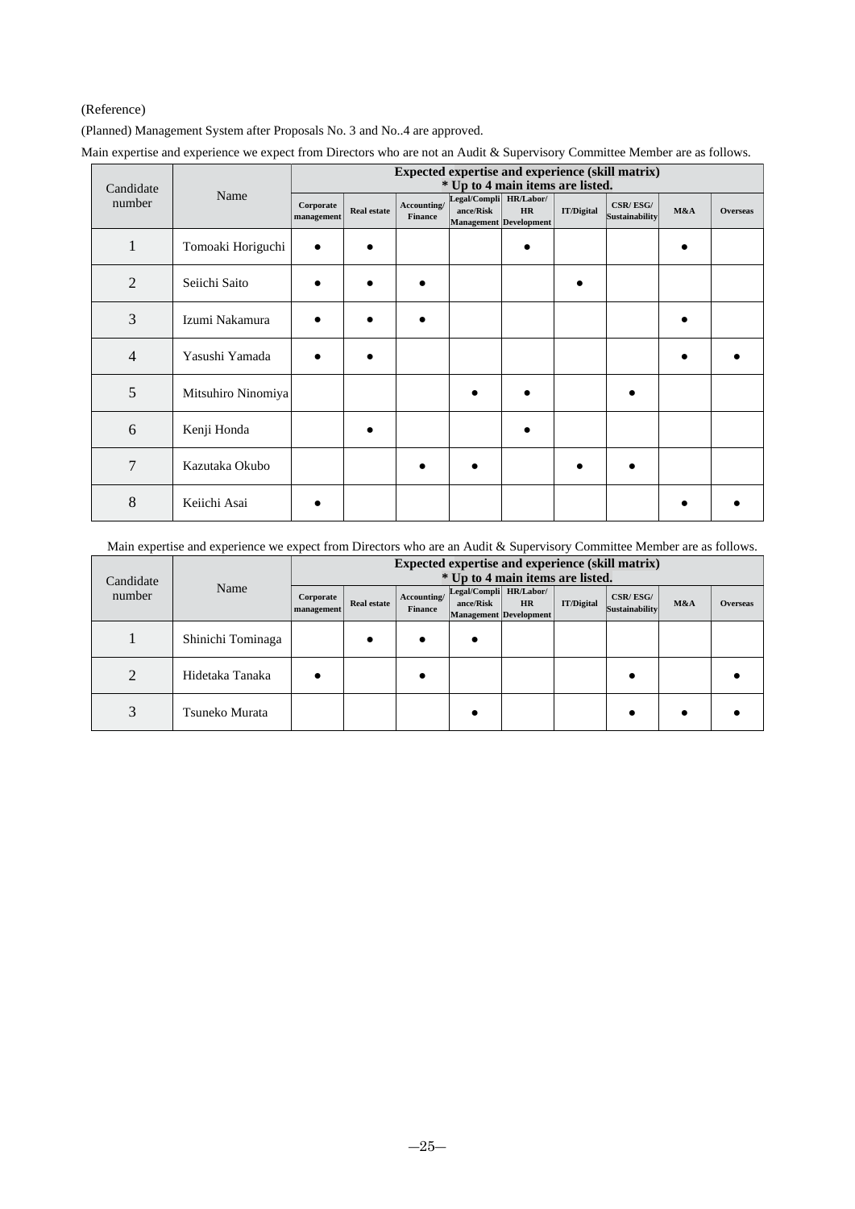(Reference)

(Planned) Management System after Proposals No. 3 and No..4 are approved.

Main expertise and experience we expect from Directors who are not an Audit & Supervisory Committee Member are as follows.

| Candidate number | Name | Expected expertise and experience (skill matrix) * Up to 4 main items are listed. | | | | | | | | |
|---|---|---|---|---|---|---|---|---|---|---|
| | | Corporate management | Real estate | Accounting/ Finance | Legal/Compliance/Risk Management | HR/Labor/ HR Development | IT/Digital | CSR/ ESG/ Sustainability | M&A | Overseas |
| 1 | Tomoaki Horiguchi | ● | ● | | | ● | | | ● | |
| 2 | Seiichi Saito | ● | ● | ● | | | ● | | | |
| 3 | Izumi Nakamura | ● | ● | ● | | | | | ● | |
| 4 | Yasushi Yamada | ● | ● | | | | | | ● | ● |
| 5 | Mitsuhiro Ninomiya | | | | ● | ● | | ● | | |
| 6 | Kenji Honda | | ● | | | ● | | | | |
| 7 | Kazutaka Okubo | | | ● | ● | | ● | ● | | |
| 8 | Keiichi Asai | ● | | | | | | | ● | ● |

Main expertise and experience we expect from Directors who are an Audit & Supervisory Committee Member are as follows.

| Candidate number | Name | Expected expertise and experience (skill matrix) * Up to 4 main items are listed. | | | | | | | | |
|---|---|---|---|---|---|---|---|---|---|---|
| | | Corporate management | Real estate | Accounting/ Finance | Legal/Compliance/Risk Management | HR/Labor/ HR Development | IT/Digital | CSR/ ESG/ Sustainability | M&A | Overseas |
| 1 | Shinichi Tominaga | | ● | ● | ● | | | | | |
| 2 | Hidetaka Tanaka | ● | | ● | | | | ● | | ● |
| 3 | Tsuneko Murata | | | | ● | | | ● | ● | ● |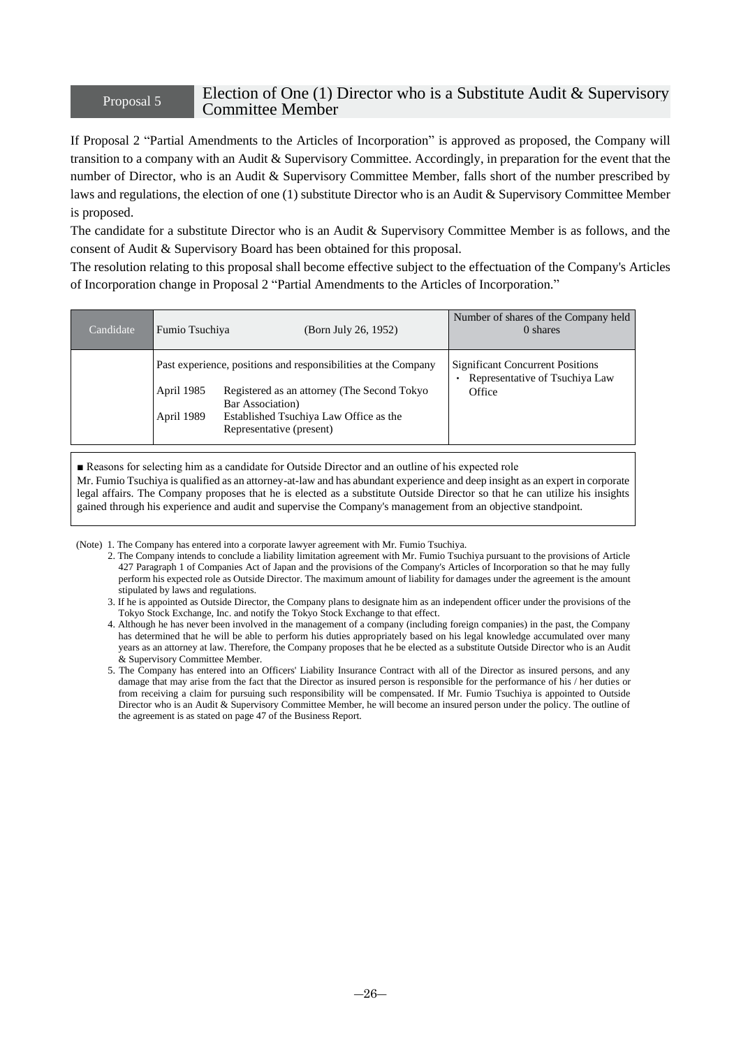## Proposal 5 Election of One (1) Director who is a Substitute Audit & Supervisory Committee Member

If Proposal 2 "Partial Amendments to the Articles of Incorporation" is approved as proposed, the Company will transition to a company with an Audit & Supervisory Committee. Accordingly, in preparation for the event that the number of Director, who is an Audit & Supervisory Committee Member, falls short of the number prescribed by laws and regulations, the election of one (1) substitute Director who is an Audit & Supervisory Committee Member is proposed.

The candidate for a substitute Director who is an Audit & Supervisory Committee Member is as follows, and the consent of Audit & Supervisory Board has been obtained for this proposal.

The resolution relating to this proposal shall become effective subject to the effectuation of the Company's Articles of Incorporation change in Proposal 2 "Partial Amendments to the Articles of Incorporation."

| Candidate | Fumio Tsuchiya (Born July 26, 1952) | Number of shares of the Company held<br>0 shares |
|---|---|---|
| | Past experience, positions and responsibilities at the Company<br>April 1985 Registered as an attorney (The Second Tokyo Bar Association)<br>April 1989 Established Tsuchiya Law Office as the Representative (present) | Significant Concurrent Positions<br>・ Representative of Tsuchiya Law Office |

■ Reasons for selecting him as a candidate for Outside Director and an outline of his expected role

Mr. Fumio Tsuchiya is qualified as an attorney-at-law and has abundant experience and deep insight as an expert in corporate legal affairs. The Company proposes that he is elected as a substitute Outside Director so that he can utilize his insights gained through his experience and audit and supervise the Company's management from an objective standpoint.

(Note)
1. The Company has entered into a corporate lawyer agreement with Mr. Fumio Tsuchiya.
2. The Company intends to conclude a liability limitation agreement with Mr. Fumio Tsuchiya pursuant to the provisions of Article 427 Paragraph 1 of Companies Act of Japan and the provisions of the Company's Articles of Incorporation so that he may fully perform his expected role as Outside Director. The maximum amount of liability for damages under the agreement is the amount stipulated by laws and regulations.
3. If he is appointed as Outside Director, the Company plans to designate him as an independent officer under the provisions of the Tokyo Stock Exchange, Inc. and notify the Tokyo Stock Exchange to that effect.
4. Although he has never been involved in the management of a company (including foreign companies) in the past, the Company has determined that he will be able to perform his duties appropriately based on his legal knowledge accumulated over many years as an attorney at law. Therefore, the Company proposes that he be elected as a substitute Outside Director who is an Audit & Supervisory Committee Member.
5. The Company has entered into an Officers' Liability Insurance Contract with all of the Director as insured persons, and any damage that may arise from the fact that the Director as insured person is responsible for the performance of his / her duties or from receiving a claim for pursuing such responsibility will be compensated. If Mr. Fumio Tsuchiya is appointed to Outside Director who is an Audit & Supervisory Committee Member, he will become an insured person under the policy. The outline of the agreement is as stated on page 47 of the Business Report.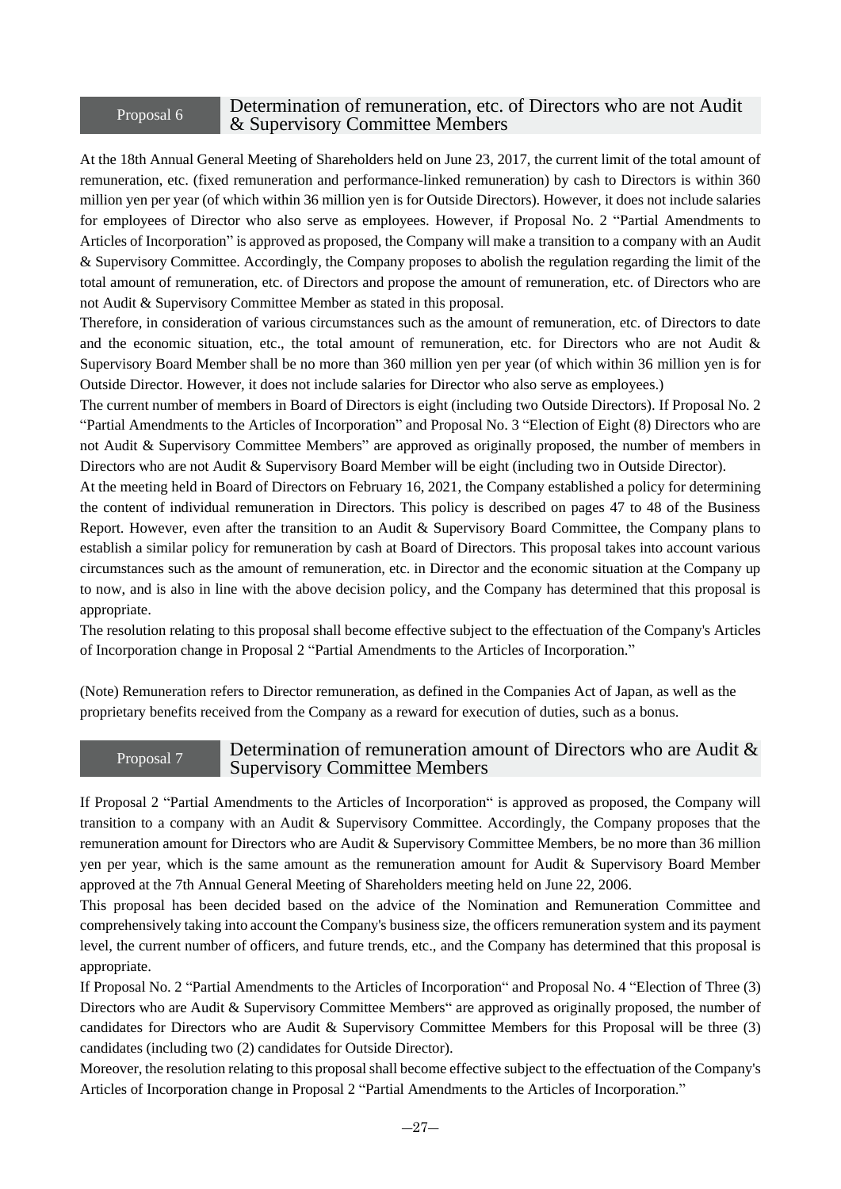## Proposal 6 Determination of remuneration, etc. of Directors who are not Audit & Supervisory Committee Members

At the 18th Annual General Meeting of Shareholders held on June 23, 2017, the current limit of the total amount of remuneration, etc. (fixed remuneration and performance-linked remuneration) by cash to Directors is within 360 million yen per year (of which within 36 million yen is for Outside Directors). However, it does not include salaries for employees of Director who also serve as employees. However, if Proposal No. 2 "Partial Amendments to Articles of Incorporation" is approved as proposed, the Company will make a transition to a company with an Audit & Supervisory Committee. Accordingly, the Company proposes to abolish the regulation regarding the limit of the total amount of remuneration, etc. of Directors and propose the amount of remuneration, etc. of Directors who are not Audit & Supervisory Committee Member as stated in this proposal.

Therefore, in consideration of various circumstances such as the amount of remuneration, etc. of Directors to date and the economic situation, etc., the total amount of remuneration, etc. for Directors who are not Audit & Supervisory Board Member shall be no more than 360 million yen per year (of which within 36 million yen is for Outside Director. However, it does not include salaries for Director who also serve as employees.)

The current number of members in Board of Directors is eight (including two Outside Directors). If Proposal No. 2 "Partial Amendments to the Articles of Incorporation" and Proposal No. 3 "Election of Eight (8) Directors who are not Audit & Supervisory Committee Members" are approved as originally proposed, the number of members in Directors who are not Audit & Supervisory Board Member will be eight (including two in Outside Director).

At the meeting held in Board of Directors on February 16, 2021, the Company established a policy for determining the content of individual remuneration in Directors. This policy is described on pages 47 to 48 of the Business Report. However, even after the transition to an Audit & Supervisory Board Committee, the Company plans to establish a similar policy for remuneration by cash at Board of Directors. This proposal takes into account various circumstances such as the amount of remuneration, etc. in Director and the economic situation at the Company up to now, and is also in line with the above decision policy, and the Company has determined that this proposal is appropriate.

The resolution relating to this proposal shall become effective subject to the effectuation of the Company's Articles of Incorporation change in Proposal 2 "Partial Amendments to the Articles of Incorporation."

(Note) Remuneration refers to Director remuneration, as defined in the Companies Act of Japan, as well as the proprietary benefits received from the Company as a reward for execution of duties, such as a bonus.

## Proposal 7 Determination of remuneration amount of Directors who are Audit & Supervisory Committee Members

If Proposal 2 "Partial Amendments to the Articles of Incorporation" is approved as proposed, the Company will transition to a company with an Audit & Supervisory Committee. Accordingly, the Company proposes that the remuneration amount for Directors who are Audit & Supervisory Committee Members, be no more than 36 million yen per year, which is the same amount as the remuneration amount for Audit & Supervisory Board Member approved at the 7th Annual General Meeting of Shareholders meeting held on June 22, 2006.

This proposal has been decided based on the advice of the Nomination and Remuneration Committee and comprehensively taking into account the Company's business size, the officers remuneration system and its payment level, the current number of officers, and future trends, etc., and the Company has determined that this proposal is appropriate.

If Proposal No. 2 "Partial Amendments to the Articles of Incorporation" and Proposal No. 4 "Election of Three (3) Directors who are Audit & Supervisory Committee Members" are approved as originally proposed, the number of candidates for Directors who are Audit & Supervisory Committee Members for this Proposal will be three (3) candidates (including two (2) candidates for Outside Director).

Moreover, the resolution relating to this proposal shall become effective subject to the effectuation of the Company's Articles of Incorporation change in Proposal 2 "Partial Amendments to the Articles of Incorporation."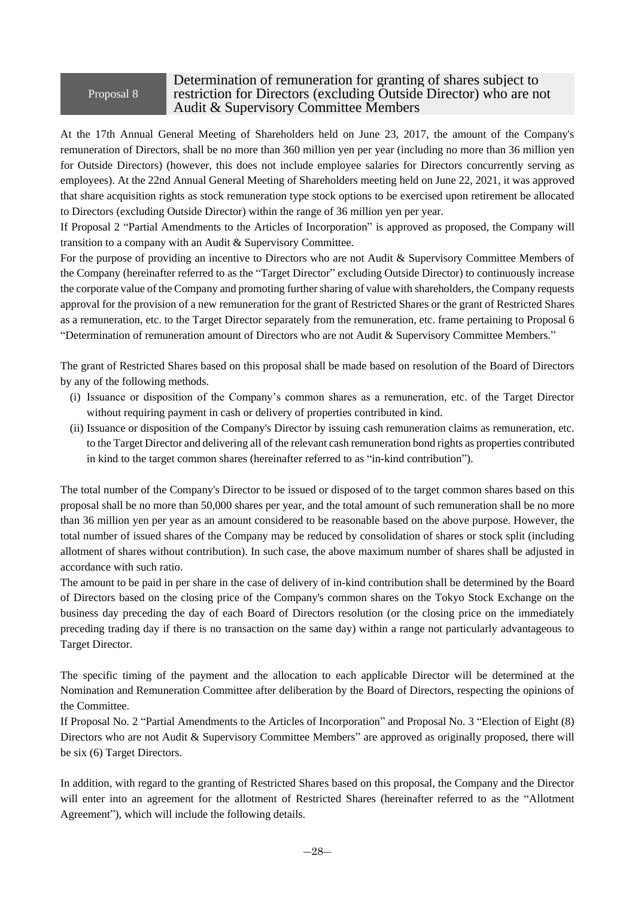## Proposal 8 Determination of remuneration for granting of shares subject to restriction for Directors (excluding Outside Director) who are not Audit & Supervisory Committee Members

At the 17th Annual General Meeting of Shareholders held on June 23, 2017, the amount of the Company's remuneration of Directors, shall be no more than 360 million yen per year (including no more than 36 million yen for Outside Directors) (however, this does not include employee salaries for Directors concurrently serving as employees). At the 22nd Annual General Meeting of Shareholders meeting held on June 22, 2021, it was approved that share acquisition rights as stock remuneration type stock options to be exercised upon retirement be allocated to Directors (excluding Outside Director) within the range of 36 million yen per year.

If Proposal 2 “Partial Amendments to the Articles of Incorporation” is approved as proposed, the Company will transition to a company with an Audit & Supervisory Committee.

For the purpose of providing an incentive to Directors who are not Audit & Supervisory Committee Members of the Company (hereinafter referred to as the “Target Director” excluding Outside Director) to continuously increase the corporate value of the Company and promoting further sharing of value with shareholders, the Company requests approval for the provision of a new remuneration for the grant of Restricted Shares or the grant of Restricted Shares as a remuneration, etc. to the Target Director separately from the remuneration, etc. frame pertaining to Proposal 6 “Determination of remuneration amount of Directors who are not Audit & Supervisory Committee Members.”

The grant of Restricted Shares based on this proposal shall be made based on resolution of the Board of Directors by any of the following methods.

(i) Issuance or disposition of the Company’s common shares as a remuneration, etc. of the Target Director without requiring payment in cash or delivery of properties contributed in kind.

(ii) Issuance or disposition of the Company's Director by issuing cash remuneration claims as remuneration, etc. to the Target Director and delivering all of the relevant cash remuneration bond rights as properties contributed in kind to the target common shares (hereinafter referred to as “in-kind contribution”).

The total number of the Company's Director to be issued or disposed of to the target common shares based on this proposal shall be no more than 50,000 shares per year, and the total amount of such remuneration shall be no more than 36 million yen per year as an amount considered to be reasonable based on the above purpose. However, the total number of issued shares of the Company may be reduced by consolidation of shares or stock split (including allotment of shares without contribution). In such case, the above maximum number of shares shall be adjusted in accordance with such ratio.

The amount to be paid in per share in the case of delivery of in-kind contribution shall be determined by the Board of Directors based on the closing price of the Company's common shares on the Tokyo Stock Exchange on the business day preceding the day of each Board of Directors resolution (or the closing price on the immediately preceding trading day if there is no transaction on the same day) within a range not particularly advantageous to Target Director.

The specific timing of the payment and the allocation to each applicable Director will be determined at the Nomination and Remuneration Committee after deliberation by the Board of Directors, respecting the opinions of the Committee.

If Proposal No. 2 “Partial Amendments to the Articles of Incorporation” and Proposal No. 3 “Election of Eight (8) Directors who are not Audit & Supervisory Committee Members” are approved as originally proposed, there will be six (6) Target Directors.

In addition, with regard to the granting of Restricted Shares based on this proposal, the Company and the Director will enter into an agreement for the allotment of Restricted Shares (hereinafter referred to as the “Allotment Agreement”), which will include the following details.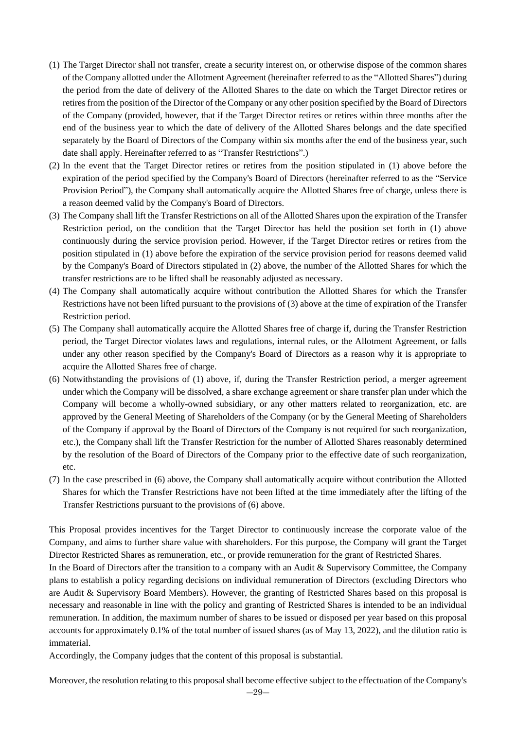(1) The Target Director shall not transfer, create a security interest on, or otherwise dispose of the common shares of the Company allotted under the Allotment Agreement (hereinafter referred to as the "Allotted Shares") during the period from the date of delivery of the Allotted Shares to the date on which the Target Director retires or retires from the position of the Director of the Company or any other position specified by the Board of Directors of the Company (provided, however, that if the Target Director retires or retires within three months after the end of the business year to which the date of delivery of the Allotted Shares belongs and the date specified separately by the Board of Directors of the Company within six months after the end of the business year, such date shall apply. Hereinafter referred to as "Transfer Restrictions".)

(2) In the event that the Target Director retires or retires from the position stipulated in (1) above before the expiration of the period specified by the Company's Board of Directors (hereinafter referred to as the "Service Provision Period"), the Company shall automatically acquire the Allotted Shares free of charge, unless there is a reason deemed valid by the Company's Board of Directors.

(3) The Company shall lift the Transfer Restrictions on all of the Allotted Shares upon the expiration of the Transfer Restriction period, on the condition that the Target Director has held the position set forth in (1) above continuously during the service provision period. However, if the Target Director retires or retires from the position stipulated in (1) above before the expiration of the service provision period for reasons deemed valid by the Company's Board of Directors stipulated in (2) above, the number of the Allotted Shares for which the transfer restrictions are to be lifted shall be reasonably adjusted as necessary.

(4) The Company shall automatically acquire without contribution the Allotted Shares for which the Transfer Restrictions have not been lifted pursuant to the provisions of (3) above at the time of expiration of the Transfer Restriction period.

(5) The Company shall automatically acquire the Allotted Shares free of charge if, during the Transfer Restriction period, the Target Director violates laws and regulations, internal rules, or the Allotment Agreement, or falls under any other reason specified by the Company's Board of Directors as a reason why it is appropriate to acquire the Allotted Shares free of charge.

(6) Notwithstanding the provisions of (1) above, if, during the Transfer Restriction period, a merger agreement under which the Company will be dissolved, a share exchange agreement or share transfer plan under which the Company will become a wholly-owned subsidiary, or any other matters related to reorganization, etc. are approved by the General Meeting of Shareholders of the Company (or by the General Meeting of Shareholders of the Company if approval by the Board of Directors of the Company is not required for such reorganization, etc.), the Company shall lift the Transfer Restriction for the number of Allotted Shares reasonably determined by the resolution of the Board of Directors of the Company prior to the effective date of such reorganization, etc.

(7) In the case prescribed in (6) above, the Company shall automatically acquire without contribution the Allotted Shares for which the Transfer Restrictions have not been lifted at the time immediately after the lifting of the Transfer Restrictions pursuant to the provisions of (6) above.

This Proposal provides incentives for the Target Director to continuously increase the corporate value of the Company, and aims to further share value with shareholders. For this purpose, the Company will grant the Target Director Restricted Shares as remuneration, etc., or provide remuneration for the grant of Restricted Shares.

In the Board of Directors after the transition to a company with an Audit & Supervisory Committee, the Company plans to establish a policy regarding decisions on individual remuneration of Directors (excluding Directors who are Audit & Supervisory Board Members). However, the granting of Restricted Shares based on this proposal is necessary and reasonable in line with the policy and granting of Restricted Shares is intended to be an individual remuneration. In addition, the maximum number of shares to be issued or disposed per year based on this proposal accounts for approximately 0.1% of the total number of issued shares (as of May 13, 2022), and the dilution ratio is immaterial.

Accordingly, the Company judges that the content of this proposal is substantial.

Moreover, the resolution relating to this proposal shall become effective subject to the effectuation of the Company's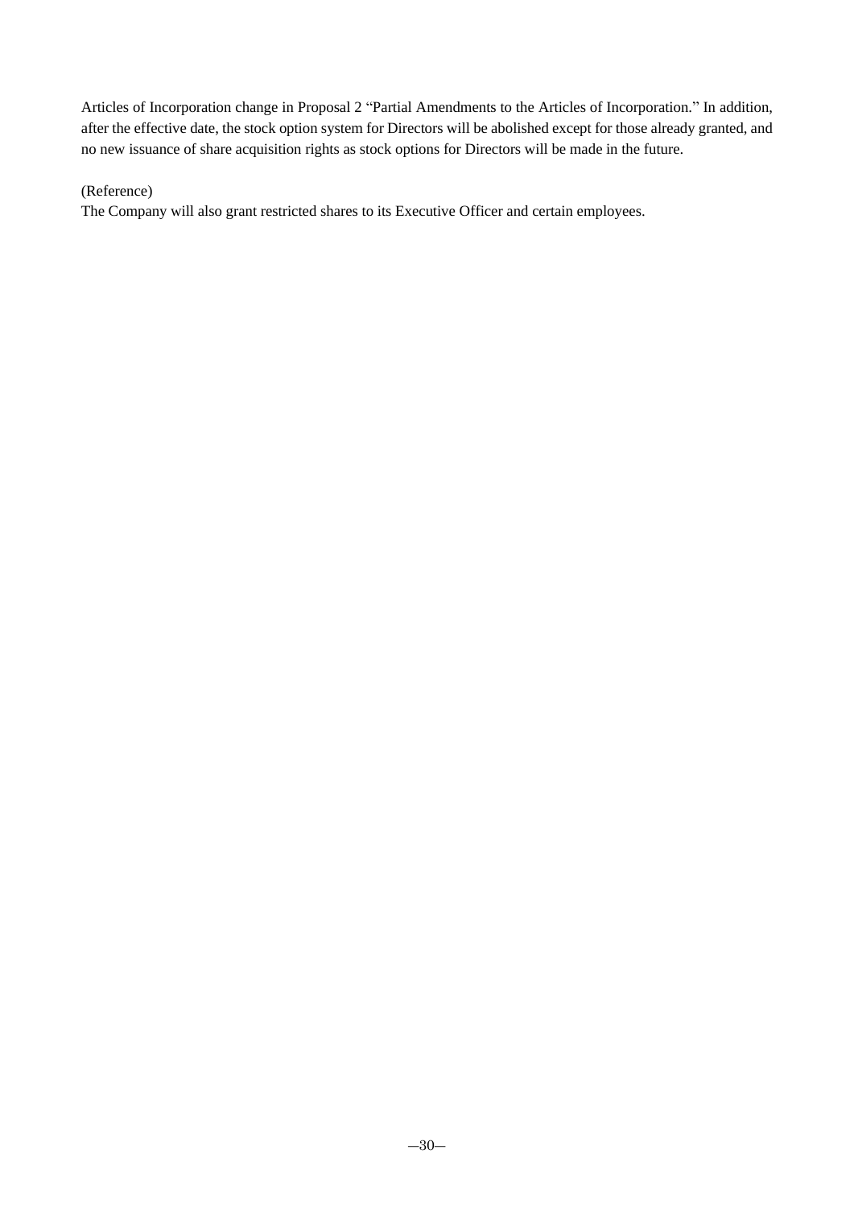Articles of Incorporation change in Proposal 2 "Partial Amendments to the Articles of Incorporation." In addition, after the effective date, the stock option system for Directors will be abolished except for those already granted, and no new issuance of share acquisition rights as stock options for Directors will be made in the future.

(Reference)

The Company will also grant restricted shares to its Executive Officer and certain employees.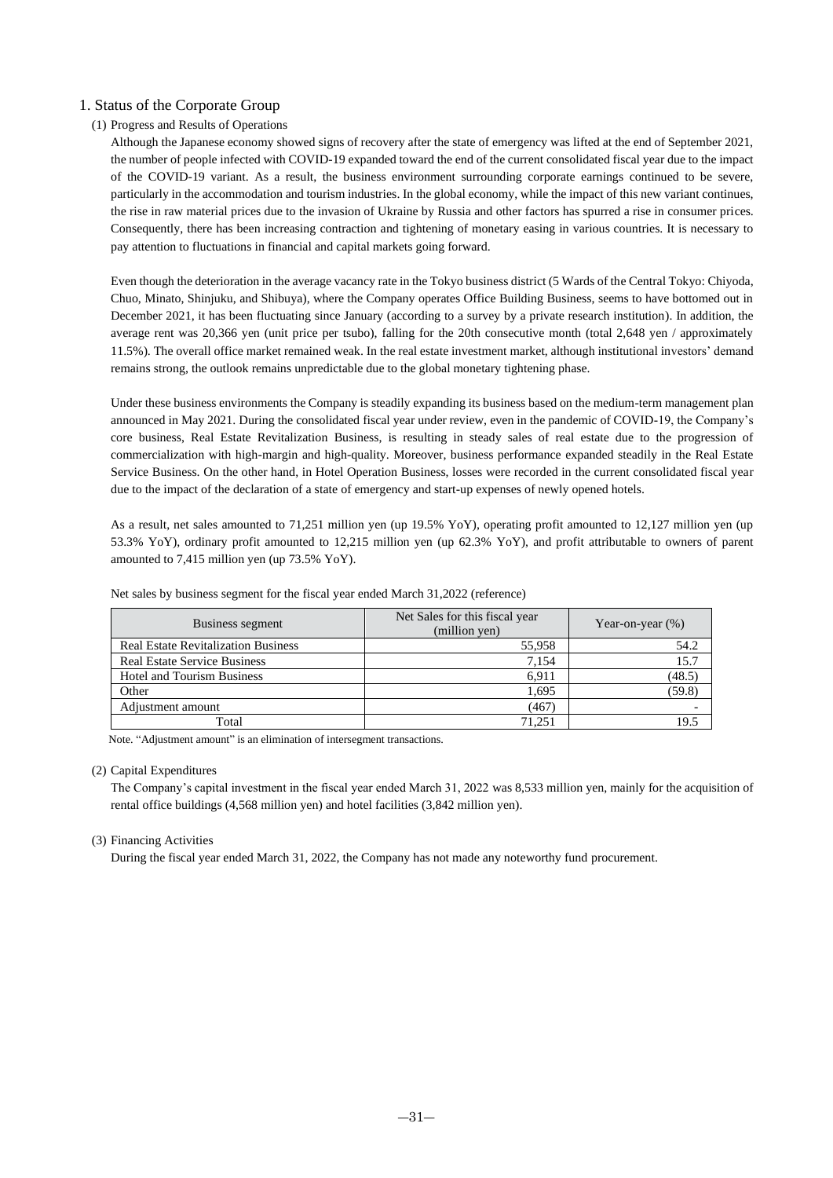# 1. Status of the Corporate Group

## (1) Progress and Results of Operations

Although the Japanese economy showed signs of recovery after the state of emergency was lifted at the end of September 2021, the number of people infected with COVID-19 expanded toward the end of the current consolidated fiscal year due to the impact of the COVID-19 variant. As a result, the business environment surrounding corporate earnings continued to be severe, particularly in the accommodation and tourism industries. In the global economy, while the impact of this new variant continues, the rise in raw material prices due to the invasion of Ukraine by Russia and other factors has spurred a rise in consumer prices. Consequently, there has been increasing contraction and tightening of monetary easing in various countries. It is necessary to pay attention to fluctuations in financial and capital markets going forward.

Even though the deterioration in the average vacancy rate in the Tokyo business district (5 Wards of the Central Tokyo: Chiyoda, Chuo, Minato, Shinjuku, and Shibuya), where the Company operates Office Building Business, seems to have bottomed out in December 2021, it has been fluctuating since January (according to a survey by a private research institution). In addition, the average rent was 20,366 yen (unit price per tsubo), falling for the 20th consecutive month (total 2,648 yen / approximately 11.5%). The overall office market remained weak. In the real estate investment market, although institutional investors' demand remains strong, the outlook remains unpredictable due to the global monetary tightening phase.

Under these business environments the Company is steadily expanding its business based on the medium-term management plan announced in May 2021. During the consolidated fiscal year under review, even in the pandemic of COVID-19, the Company's core business, Real Estate Revitalization Business, is resulting in steady sales of real estate due to the progression of commercialization with high-margin and high-quality. Moreover, business performance expanded steadily in the Real Estate Service Business. On the other hand, in Hotel Operation Business, losses were recorded in the current consolidated fiscal year due to the impact of the declaration of a state of emergency and start-up expenses of newly opened hotels.

As a result, net sales amounted to 71,251 million yen (up 19.5% YoY), operating profit amounted to 12,127 million yen (up 53.3% YoY), ordinary profit amounted to 12,215 million yen (up 62.3% YoY), and profit attributable to owners of parent amounted to 7,415 million yen (up 73.5% YoY).

Net sales by business segment for the fiscal year ended March 31,2022 (reference)

| Business segment | Net Sales for this fiscal year (million yen) | Year-on-year (%) |
|---|---|---|
| Real Estate Revitalization Business | 55,958 | 54.2 |
| Real Estate Service Business | 7,154 | 15.7 |
| Hotel and Tourism Business | 6,911 | (48.5) |
| Other | 1,695 | (59.8) |
| Adjustment amount | (467) | - |
| Total | 71,251 | 19.5 |

Note. "Adjustment amount" is an elimination of intersegment transactions.

## (2) Capital Expenditures

The Company's capital investment in the fiscal year ended March 31, 2022 was 8,533 million yen, mainly for the acquisition of rental office buildings (4,568 million yen) and hotel facilities (3,842 million yen).

## (3) Financing Activities

During the fiscal year ended March 31, 2022, the Company has not made any noteworthy fund procurement.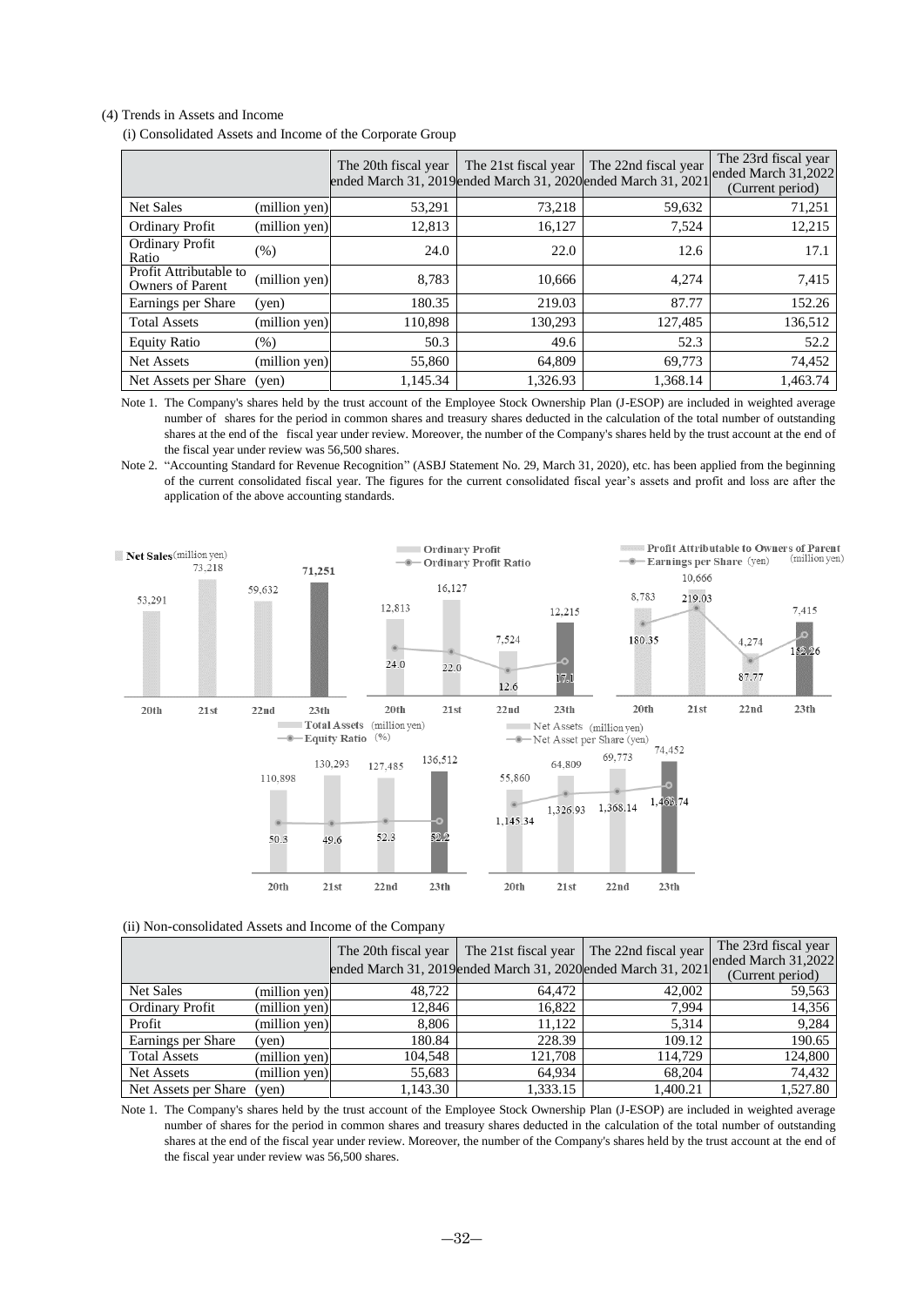(4) Trends in Assets and Income

(i) Consolidated Assets and Income of the Corporate Group

| | | The 20th fiscal year ended March 31, 2019 | The 21st fiscal year ended March 31, 2020 | The 22nd fiscal year ended March 31, 2021 | The 23rd fiscal year ended March 31,2022 (Current period) |
|---|---|---|---|---|---|
| Net Sales | (million yen) | 53,291 | 73,218 | 59,632 | 71,251 |
| Ordinary Profit | (million yen) | 12,813 | 16,127 | 7,524 | 12,215 |
| Ordinary Profit Ratio | (%) | 24.0 | 22.0 | 12.6 | 17.1 |
| Profit Attributable to Owners of Parent | (million yen) | 8,783 | 10,666 | 4,274 | 7,415 |
| Earnings per Share | (yen) | 180.35 | 219.03 | 87.77 | 152.26 |
| Total Assets | (million yen) | 110,898 | 130,293 | 127,485 | 136,512 |
| Equity Ratio | (%) | 50.3 | 49.6 | 52.3 | 52.2 |
| Net Assets | (million yen) | 55,860 | 64,809 | 69,773 | 74,452 |
| Net Assets per Share | (yen) | 1,145.34 | 1,326.93 | 1,368.14 | 1,463.74 |

Note 1. The Company's shares held by the trust account of the Employee Stock Ownership Plan (J-ESOP) are included in weighted average number of shares for the period in common shares and treasury shares deducted in the calculation of the total number of outstanding shares at the end of the fiscal year under review. Moreover, the number of the Company's shares held by the trust account at the end of the fiscal year under review was 56,500 shares.

Note 2. "Accounting Standard for Revenue Recognition" (ASBJ Statement No. 29, March 31, 2020), etc. has been applied from the beginning of the current consolidated fiscal year. The figures for the current consolidated fiscal year's assets and profit and loss are after the application of the above accounting standards.

(ii) Non-consolidated Assets and Income of the Company

| | | The 20th fiscal year ended March 31, 2019 | The 21st fiscal year ended March 31, 2020 | The 22nd fiscal year ended March 31, 2021 | The 23rd fiscal year ended March 31,2022 (Current period) |
|---|---|---|---|---|---|
| Net Sales | (million yen) | 48,722 | 64,472 | 42,002 | 59,563 |
| Ordinary Profit | (million yen) | 12,846 | 16,822 | 7,994 | 14,356 |
| Profit | (million yen) | 8,806 | 11,122 | 5,314 | 9,284 |
| Earnings per Share | (yen) | 180.84 | 228.39 | 109.12 | 190.65 |
| Total Assets | (million yen) | 104,548 | 121,708 | 114,729 | 124,800 |
| Net Assets | (million yen) | 55,683 | 64,934 | 68,204 | 74,432 |
| Net Assets per Share | (yen) | 1,143.30 | 1,333.15 | 1,400.21 | 1,527.80 |

Note 1. The Company's shares held by the trust account of the Employee Stock Ownership Plan (J-ESOP) are included in weighted average number of shares for the period in common shares and treasury shares deducted in the calculation of the total number of outstanding shares at the end of the fiscal year under review. Moreover, the number of the Company's shares held by the trust account at the end of the fiscal year under review was 56,500 shares.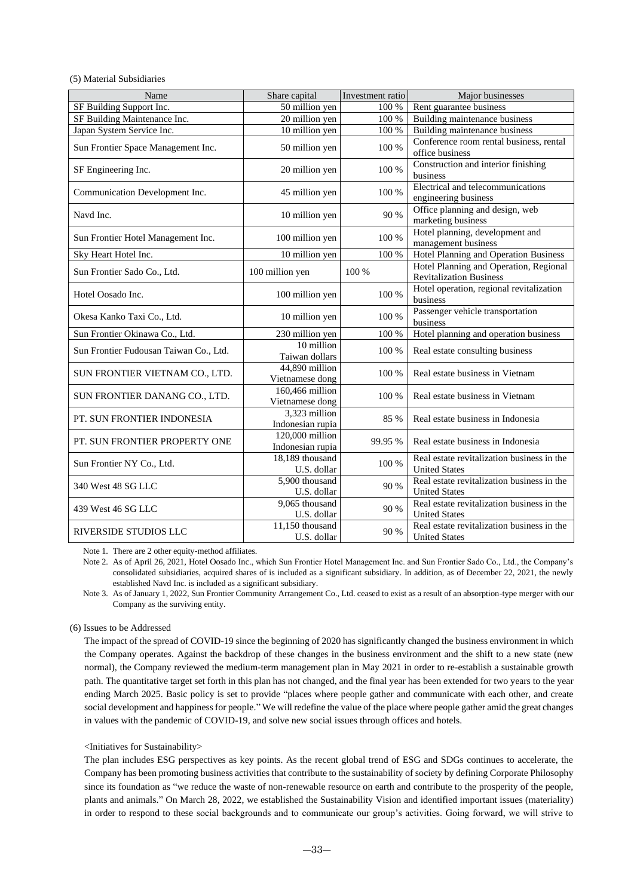(5) Material Subsidiaries

| Name | Share capital | Investment ratio | Major businesses |
|---|---|---|---|
| SF Building Support Inc. | 50 million yen | 100 % | Rent guarantee business |
| SF Building Maintenance Inc. | 20 million yen | 100 % | Building maintenance business |
| Japan System Service Inc. | 10 million yen | 100 % | Building maintenance business |
| Sun Frontier Space Management Inc. | 50 million yen | 100 % | Conference room rental business, rental office business |
| SF Engineering Inc. | 20 million yen | 100 % | Construction and interior finishing business |
| Communication Development Inc. | 45 million yen | 100 % | Electrical and telecommunications engineering business |
| Navd Inc. | 10 million yen | 90 % | Office planning and design, web marketing business |
| Sun Frontier Hotel Management Inc. | 100 million yen | 100 % | Hotel planning, development and management business |
| Sky Heart Hotel Inc. | 10 million yen | 100 % | Hotel Planning and Operation Business |
| Sun Frontier Sado Co., Ltd. | 100 million yen | 100 % | Hotel Planning and Operation, Regional Revitalization Business |
| Hotel Oosado Inc. | 100 million yen | 100 % | Hotel operation, regional revitalization business |
| Okesa Kanko Taxi Co., Ltd. | 10 million yen | 100 % | Passenger vehicle transportation business |
| Sun Frontier Okinawa Co., Ltd. | 230 million yen | 100 % | Hotel planning and operation business |
| Sun Frontier Fudousan Taiwan Co., Ltd. | 10 million Taiwan dollars | 100 % | Real estate consulting business |
| SUN FRONTIER VIETNAM CO., LTD. | 44,890 million Vietnamese dong | 100 % | Real estate business in Vietnam |
| SUN FRONTIER DANANG CO., LTD. | 160,466 million Vietnamese dong | 100 % | Real estate business in Vietnam |
| PT. SUN FRONTIER INDONESIA | 3,323 million Indonesian rupia | 85 % | Real estate business in Indonesia |
| PT. SUN FRONTIER PROPERTY ONE | 120,000 million Indonesian rupia | 99.95 % | Real estate business in Indonesia |
| Sun Frontier NY Co., Ltd. | 18,189 thousand U.S. dollar | 100 % | Real estate revitalization business in the United States |
| 340 West 48 SG LLC | 5,900 thousand U.S. dollar | 90 % | Real estate revitalization business in the United States |
| 439 West 46 SG LLC | 9,065 thousand U.S. dollar | 90 % | Real estate revitalization business in the United States |
| RIVERSIDE STUDIOS LLC | 11,150 thousand U.S. dollar | 90 % | Real estate revitalization business in the United States |

Note 1. There are 2 other equity-method affiliates.

Note 2. As of April 26, 2021, Hotel Oosado Inc., which Sun Frontier Hotel Management Inc. and Sun Frontier Sado Co., Ltd., the Company's consolidated subsidiaries, acquired shares of is included as a significant subsidiary. In addition, as of December 22, 2021, the newly established Navd Inc. is included as a significant subsidiary.

Note 3. As of January 1, 2022, Sun Frontier Community Arrangement Co., Ltd. ceased to exist as a result of an absorption-type merger with our Company as the surviving entity.

(6) Issues to be Addressed

The impact of the spread of COVID-19 since the beginning of 2020 has significantly changed the business environment in which the Company operates. Against the backdrop of these changes in the business environment and the shift to a new state (new normal), the Company reviewed the medium-term management plan in May 2021 in order to re-establish a sustainable growth path. The quantitative target set forth in this plan has not changed, and the final year has been extended for two years to the year ending March 2025. Basic policy is set to provide "places where people gather and communicate with each other, and create social development and happiness for people." We will redefine the value of the place where people gather amid the great changes in values with the pandemic of COVID-19, and solve new social issues through offices and hotels.

<Initiatives for Sustainability>

The plan includes ESG perspectives as key points. As the recent global trend of ESG and SDGs continues to accelerate, the Company has been promoting business activities that contribute to the sustainability of society by defining Corporate Philosophy since its foundation as "we reduce the waste of non-renewable resource on earth and contribute to the prosperity of the people, plants and animals." On March 28, 2022, we established the Sustainability Vision and identified important issues (materiality) in order to respond to these social backgrounds and to communicate our group's activities. Going forward, we will strive to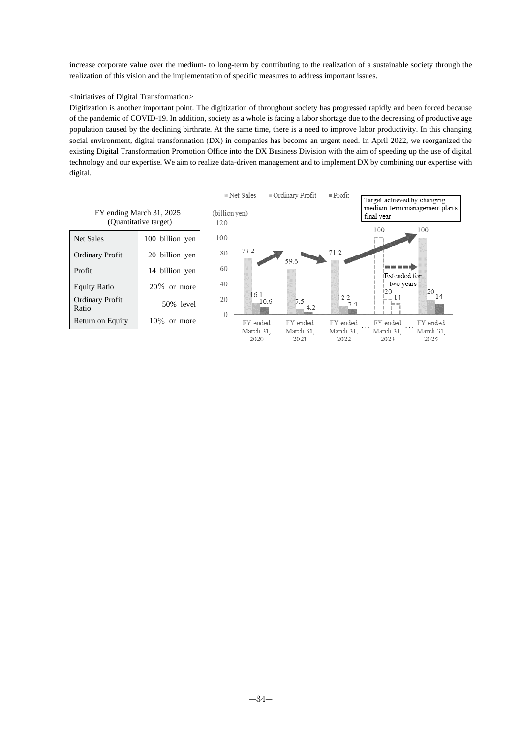increase corporate value over the medium- to long-term by contributing to the realization of a sustainable society through the realization of this vision and the implementation of specific measures to address important issues.

<Initiatives of Digital Transformation>

Digitization is another important point. The digitization of throughout society has progressed rapidly and been forced because of the pandemic of COVID-19. In addition, society as a whole is facing a labor shortage due to the decreasing of productive age population caused by the declining birthrate. At the same time, there is a need to improve labor productivity. In this changing social environment, digital transformation (DX) in companies has become an urgent need. In April 2022, we reorganized the existing Digital Transformation Promotion Office into the DX Business Division with the aim of speeding up the use of digital technology and our expertise. We aim to realize data-driven management and to implement DX by combining our expertise with digital.

FY ending March 31, 2025
(Quantitative target)

| | |
|---|---|
| Net Sales | 100 billion yen |
| Ordinary Profit | 20 billion yen |
| Profit | 14 billion yen |
| Equity Ratio | 20% or more |
| Ordinary Profit Ratio | 50% level |
| Return on Equity | 10% or more |

(billion yen)

| | Net Sales | Ordinary Profit | Profit |
|---|---|---|---|
| FY ended March 31, 2020 | 73.2 | 16.1 | 10.6 |
| FY ended March 31, 2021 | 59.6 | 7.5 | 4.2 |
| FY ended March 31, 2022 | 71.2 | 12.2 | 7.4 |
| FY ended March 31, 2023 | 100 | 20 | 14 |
| FY ended March 31, 2025 | 100 | 20 | 14 |

Target achieved by changing medium-term management plan's final year

Extended for two years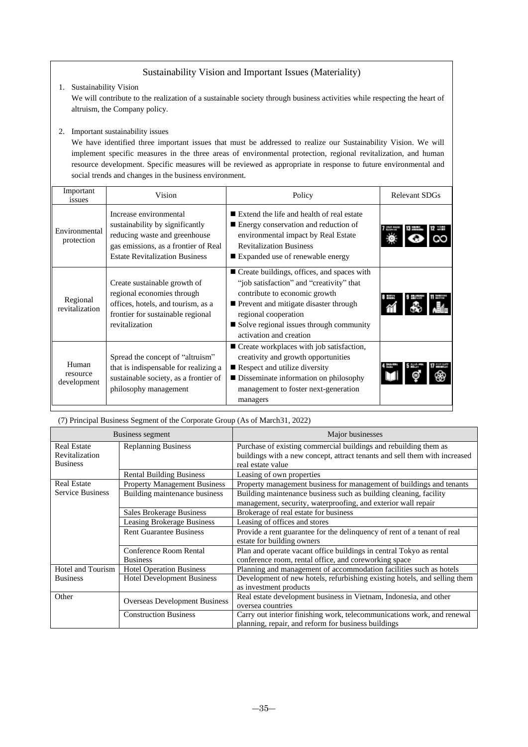## Sustainability Vision and Important Issues (Materiality)

1. Sustainability Vision

   We will contribute to the realization of a sustainable society through business activities while respecting the heart of altruism, the Company policy.

2. Important sustainability issues

   We have identified three important issues that must be addressed to realize our Sustainability Vision. We will implement specific measures in the three areas of environmental protection, regional revitalization, and human resource development. Specific measures will be reviewed as appropriate in response to future environmental and social trends and changes in the business environment.

| Important issues | Vision | Policy | Relevant SDGs |
|---|---|---|---|
| Environmental protection | Increase environmental sustainability by significantly reducing waste and greenhouse gas emissions, as a frontier of Real Estate Revitalization Business | ■ Extend the life and health of real estate<br>■ Energy conservation and reduction of environmental impact by Real Estate Revitalization Business<br>■ Expanded use of renewable energy | 7, 13, 12 |
| Regional revitalization | Create sustainable growth of regional economies through offices, hotels, and tourism, as a frontier for sustainable regional revitalization | ■ Create buildings, offices, and spaces with "job satisfaction" and "creativity" that contribute to economic growth<br>■ Prevent and mitigate disaster through regional cooperation<br>■ Solve regional issues through community activation and creation | 8, 9, 11 |
| Human resource development | Spread the concept of "altruism" that is indispensable for realizing a sustainable society, as a frontier of philosophy management | ■ Create workplaces with job satisfaction, creativity and growth opportunities<br>■ Respect and utilize diversity<br>■ Disseminate information on philosophy management to foster next-generation managers | 4, 5, 17 |

(7) Principal Business Segment of the Corporate Group (As of March31, 2022)

| Business segment | | Major businesses |
|---|---|---|
| Real Estate Revitalization Business | Replanning Business | Purchase of existing commercial buildings and rebuilding them as buildings with a new concept, attract tenants and sell them with increased real estate value |
| | Rental Building Business | Leasing of own properties |
| Real Estate Service Business | Property Management Business | Property management business for management of buildings and tenants |
| | Building maintenance business | Building maintenance business such as building cleaning, facility management, security, waterproofing, and exterior wall repair |
| | Sales Brokerage Business | Brokerage of real estate for business |
| | Leasing Brokerage Business | Leasing of offices and stores |
| | Rent Guarantee Business | Provide a rent guarantee for the delinquency of rent of a tenant of real estate for building owners |
| | Conference Room Rental Business | Plan and operate vacant office buildings in central Tokyo as rental conference room, rental office, and coreworking space |
| Hotel and Tourism Business | Hotel Operation Business | Planning and management of accommodation facilities such as hotels |
| | Hotel Development Business | Development of new hotels, refurbishing existing hotels, and selling them as investment products |
| Other | Overseas Development Business | Real estate development business in Vietnam, Indonesia, and other oversea countries |
| | Construction Business | Carry out interior finishing work, telecommunications work, and renewal planning, repair, and reform for business buildings |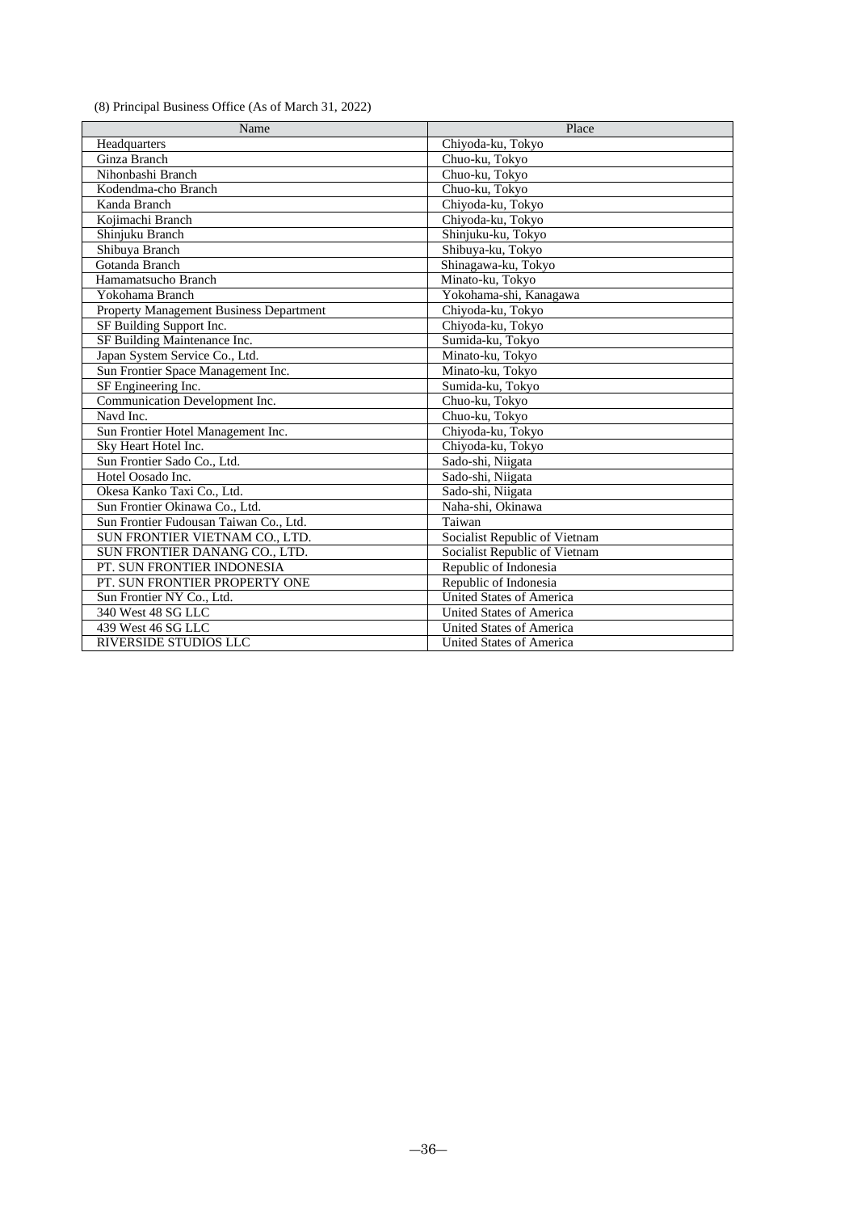(8) Principal Business Office (As of March 31, 2022)

| Name | Place |
|---|---|
| Headquarters | Chiyoda-ku, Tokyo |
| Ginza Branch | Chuo-ku, Tokyo |
| Nihonbashi Branch | Chuo-ku, Tokyo |
| Kodendma-cho Branch | Chuo-ku, Tokyo |
| Kanda Branch | Chiyoda-ku, Tokyo |
| Kojimachi Branch | Chiyoda-ku, Tokyo |
| Shinjuku Branch | Shinjuku-ku, Tokyo |
| Shibuya Branch | Shibuya-ku, Tokyo |
| Gotanda Branch | Shinagawa-ku, Tokyo |
| Hamamatsucho Branch | Minato-ku, Tokyo |
| Yokohama Branch | Yokohama-shi, Kanagawa |
| Property Management Business Department | Chiyoda-ku, Tokyo |
| SF Building Support Inc. | Chiyoda-ku, Tokyo |
| SF Building Maintenance Inc. | Sumida-ku, Tokyo |
| Japan System Service Co., Ltd. | Minato-ku, Tokyo |
| Sun Frontier Space Management Inc. | Minato-ku, Tokyo |
| SF Engineering Inc. | Sumida-ku, Tokyo |
| Communication Development Inc. | Chuo-ku, Tokyo |
| Navd Inc. | Chuo-ku, Tokyo |
| Sun Frontier Hotel Management Inc. | Chiyoda-ku, Tokyo |
| Sky Heart Hotel Inc. | Chiyoda-ku, Tokyo |
| Sun Frontier Sado Co., Ltd. | Sado-shi, Niigata |
| Hotel Oosado Inc. | Sado-shi, Niigata |
| Okesa Kanko Taxi Co., Ltd. | Sado-shi, Niigata |
| Sun Frontier Okinawa Co., Ltd. | Naha-shi, Okinawa |
| Sun Frontier Fudousan Taiwan Co., Ltd. | Taiwan |
| SUN FRONTIER VIETNAM CO., LTD. | Socialist Republic of Vietnam |
| SUN FRONTIER DANANG CO., LTD. | Socialist Republic of Vietnam |
| PT. SUN FRONTIER INDONESIA | Republic of Indonesia |
| PT. SUN FRONTIER PROPERTY ONE | Republic of Indonesia |
| Sun Frontier NY Co., Ltd. | United States of America |
| 340 West 48 SG LLC | United States of America |
| 439 West 46 SG LLC | United States of America |
| RIVERSIDE STUDIOS LLC | United States of America |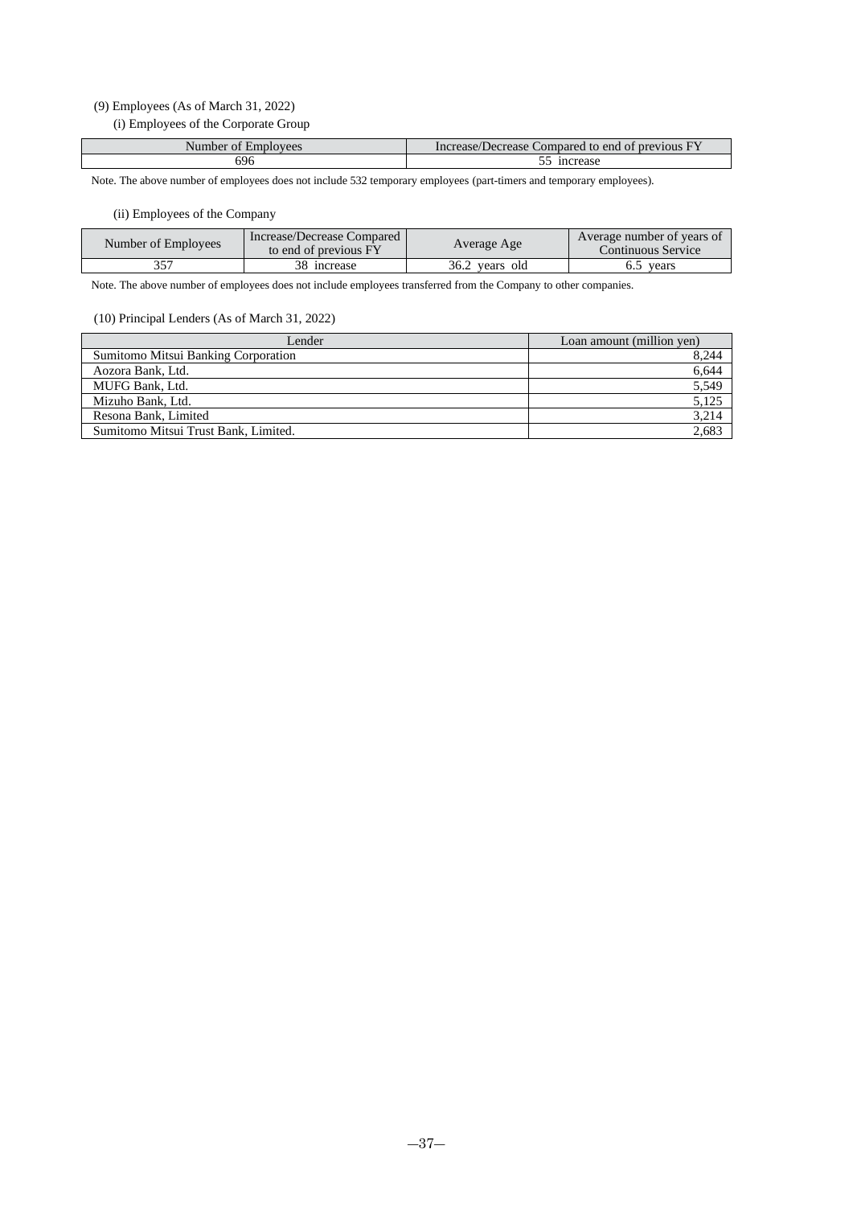(9) Employees (As of March 31, 2022)

(i) Employees of the Corporate Group

| Number of Employees | Increase/Decrease Compared to end of previous FY |
|---|---|
| 696 | 55 increase |

Note. The above number of employees does not include 532 temporary employees (part-timers and temporary employees).

(ii) Employees of the Company

| Number of Employees | Increase/Decrease Compared to end of previous FY | Average Age | Average number of years of Continuous Service |
|---|---|---|---|
| 357 | 38 increase | 36.2 years old | 6.5 years |

Note. The above number of employees does not include employees transferred from the Company to other companies.

(10) Principal Lenders (As of March 31, 2022)

| Lender | Loan amount (million yen) |
|---|---:|
| Sumitomo Mitsui Banking Corporation | 8,244 |
| Aozora Bank, Ltd. | 6,644 |
| MUFG Bank, Ltd. | 5,549 |
| Mizuho Bank, Ltd. | 5,125 |
| Resona Bank, Limited | 3,214 |
| Sumitomo Mitsui Trust Bank, Limited. | 2,683 |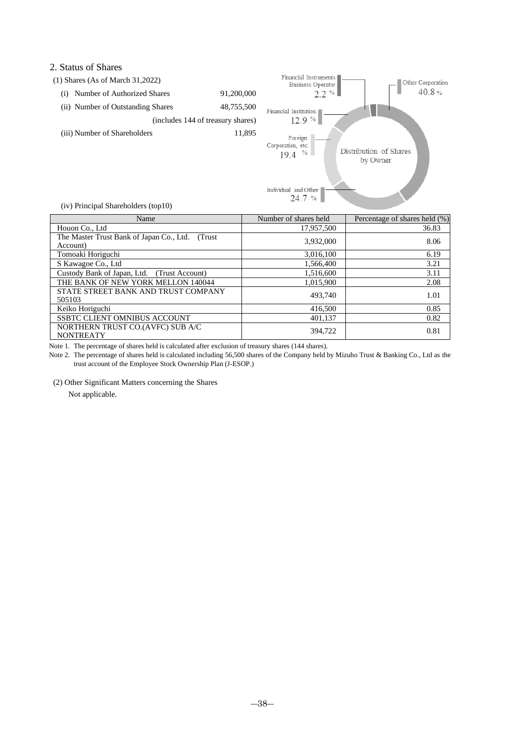## 2. Status of Shares

(1) Shares (As of March 31,2022)

(i) Number of Authorized Shares 91,200,000

(ii) Number of Outstanding Shares 48,755,500

(includes 144 of treasury shares)

(iii) Number of Shareholders 11,895

Distribution of Shares by Owner

- Financial Instruments Business Operator 2.2 %
- Other Corporation 40.8 %
- Financial Institution 12.9 %
- Foreign Corporation, etc. 19.4 %
- Individual and Other 24.7 %

(iv) Principal Shareholders (top10)

| Name | Number of shares held | Percentage of shares held (%) |
|---|---|---|
| Houon Co., Ltd | 17,957,500 | 36.83 |
| The Master Trust Bank of Japan Co., Ltd. (Trust Account) | 3,932,000 | 8.06 |
| Tomoaki Horiguchi | 3,016,100 | 6.19 |
| S Kawagoe Co., Ltd | 1,566,400 | 3.21 |
| Custody Bank of Japan, Ltd. (Trust Account) | 1,516,600 | 3.11 |
| THE BANK OF NEW YORK MELLON 140044 | 1,015,900 | 2.08 |
| STATE STREET BANK AND TRUST COMPANY 505103 | 493,740 | 1.01 |
| Keiko Horiguchi | 416,500 | 0.85 |
| SSBTC CLIENT OMNIBUS ACCOUNT | 401,137 | 0.82 |
| NORTHERN TRUST CO.(AVFC) SUB A/C NONTREATY | 394,722 | 0.81 |

Note 1. The percentage of shares held is calculated after exclusion of treasury shares (144 shares).

Note 2. The percentage of shares held is calculated including 56,500 shares of the Company held by Mizuho Trust & Banking Co., Ltd as the trust account of the Employee Stock Ownership Plan (J-ESOP.)

(2) Other Significant Matters concerning the Shares

Not applicable.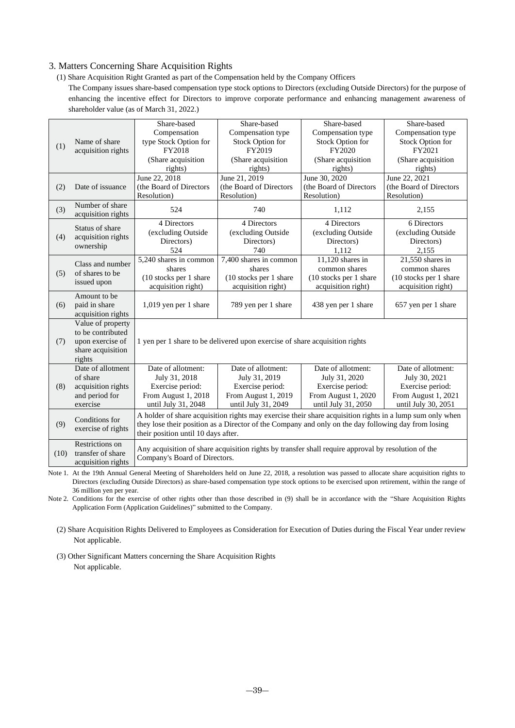## 3. Matters Concerning Share Acquisition Rights

(1) Share Acquisition Right Granted as part of the Compensation held by the Company Officers

The Company issues share-based compensation type stock options to Directors (excluding Outside Directors) for the purpose of enhancing the incentive effect for Directors to improve corporate performance and enhancing management awareness of shareholder value (as of March 31, 2022.)

| | | | | | |
|---|---|---|---|---|---|
| (1) | Name of share acquisition rights | Share-based Compensation type Stock Option for FY2018 (Share acquisition rights) | Share-based Compensation type Stock Option for FY2019 (Share acquisition rights) | Share-based Compensation type Stock Option for FY2020 (Share acquisition rights) | Share-based Compensation type Stock Option for FY2021 (Share acquisition rights) |
| (2) | Date of issuance | June 22, 2018 (the Board of Directors Resolution) | June 21, 2019 (the Board of Directors Resolution) | June 30, 2020 (the Board of Directors Resolution) | June 22, 2021 (the Board of Directors Resolution) |
| (3) | Number of share acquisition rights | 524 | 740 | 1,112 | 2,155 |
| (4) | Status of share acquisition rights ownership | 4 Directors (excluding Outside Directors) 524 | 4 Directors (excluding Outside Directors) 740 | 4 Directors (excluding Outside Directors) 1,112 | 6 Directors (excluding Outside Directors) 2,155 |
| (5) | Class and number of shares to be issued upon | 5,240 shares in common shares (10 stocks per 1 share acquisition right) | 7,400 shares in common shares (10 stocks per 1 share acquisition right) | 11,120 shares in common shares (10 stocks per 1 share acquisition right) | 21,550 shares in common shares (10 stocks per 1 share acquisition right) |
| (6) | Amount to be paid in share acquisition rights | 1,019 yen per 1 share | 789 yen per 1 share | 438 yen per 1 share | 657 yen per 1 share |
| (7) | Value of property to be contributed upon exercise of share acquisition rights | 1 yen per 1 share to be delivered upon exercise of share acquisition rights | | | |
| (8) | Date of allotment of share acquisition rights and period for exercise | Date of allotment: July 31, 2018 Exercise period: From August 1, 2018 until July 31, 2048 | Date of allotment: July 31, 2019 Exercise period: From August 1, 2019 until July 31, 2049 | Date of allotment: July 31, 2020 Exercise period: From August 1, 2020 until July 31, 2050 | Date of allotment: July 30, 2021 Exercise period: From August 1, 2021 until July 30, 2051 |
| (9) | Conditions for exercise of rights | A holder of share acquisition rights may exercise their share acquisition rights in a lump sum only when they lose their position as a Director of the Company and only on the day following day from losing their position until 10 days after. | | | |
| (10) | Restrictions on transfer of share acquisition rights | Any acquisition of share acquisition rights by transfer shall require approval by resolution of the Company's Board of Directors. | | | |

Note 1. At the 19th Annual General Meeting of Shareholders held on June 22, 2018, a resolution was passed to allocate share acquisition rights to Directors (excluding Outside Directors) as share-based compensation type stock options to be exercised upon retirement, within the range of 36 million yen per year.

Note 2. Conditions for the exercise of other rights other than those described in (9) shall be in accordance with the "Share Acquisition Rights Application Form (Application Guidelines)" submitted to the Company.

(2) Share Acquisition Rights Delivered to Employees as Consideration for Execution of Duties during the Fiscal Year under review

Not applicable.

(3) Other Significant Matters concerning the Share Acquisition Rights

Not applicable.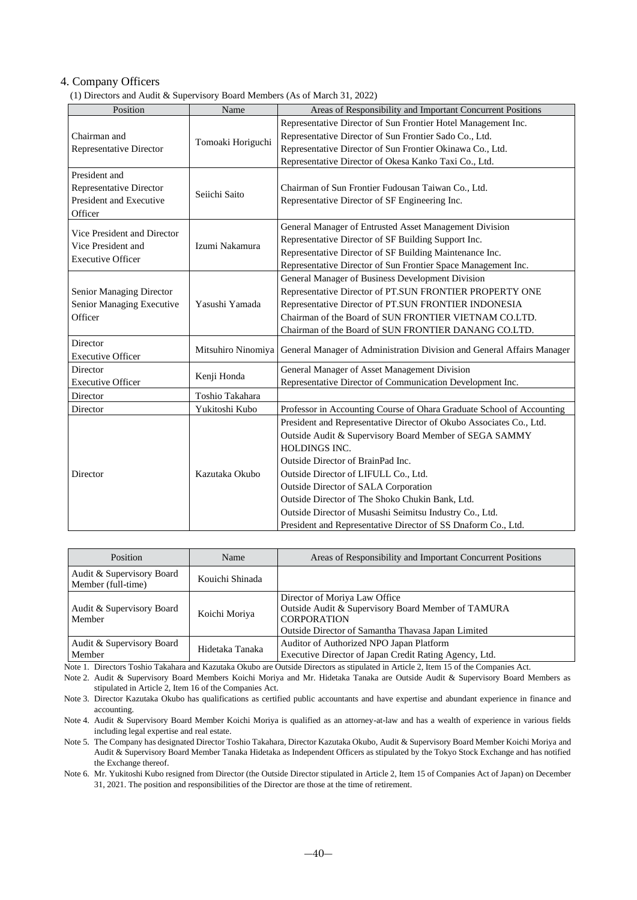## 4. Company Officers

(1) Directors and Audit & Supervisory Board Members (As of March 31, 2022)

| Position | Name | Areas of Responsibility and Important Concurrent Positions |
|---|---|---|
| Chairman and Representative Director | Tomoaki Horiguchi | Representative Director of Sun Frontier Hotel Management Inc.<br>Representative Director of Sun Frontier Sado Co., Ltd.<br>Representative Director of Sun Frontier Okinawa Co., Ltd.<br>Representative Director of Okesa Kanko Taxi Co., Ltd. |
| President and Representative Director<br>President and Executive Officer | Seiichi Saito | Chairman of Sun Frontier Fudousan Taiwan Co., Ltd.<br>Representative Director of SF Engineering Inc. |
| Vice President and Director<br>Vice President and Executive Officer | Izumi Nakamura | General Manager of Entrusted Asset Management Division<br>Representative Director of SF Building Support Inc.<br>Representative Director of SF Building Maintenance Inc.<br>Representative Director of Sun Frontier Space Management Inc. |
| Senior Managing Director<br>Senior Managing Executive Officer | Yasushi Yamada | General Manager of Business Development Division<br>Representative Director of PT.SUN FRONTIER PROPERTY ONE<br>Representative Director of PT.SUN FRONTIER INDONESIA<br>Chairman of the Board of SUN FRONTIER VIETNAM CO.LTD.<br>Chairman of the Board of SUN FRONTIER DANANG CO.LTD. |
| Director<br>Executive Officer | Mitsuhiro Ninomiya | General Manager of Administration Division and General Affairs Manager |
| Director<br>Executive Officer | Kenji Honda | General Manager of Asset Management Division<br>Representative Director of Communication Development Inc. |
| Director | Toshio Takahara | |
| Director | Yukitoshi Kubo | Professor in Accounting Course of Ohara Graduate School of Accounting |
| Director | Kazutaka Okubo | President and Representative Director of Okubo Associates Co., Ltd.<br>Outside Audit & Supervisory Board Member of SEGA SAMMY HOLDINGS INC.<br>Outside Director of BrainPad Inc.<br>Outside Director of LIFULL Co., Ltd.<br>Outside Director of SALA Corporation<br>Outside Director of The Shoko Chukin Bank, Ltd.<br>Outside Director of Musashi Seimitsu Industry Co., Ltd.<br>President and Representative Director of SS Dnaform Co., Ltd. |

| Position | Name | Areas of Responsibility and Important Concurrent Positions |
|---|---|---|
| Audit & Supervisory Board Member (full-time) | Kouichi Shinada | |
| Audit & Supervisory Board Member | Koichi Moriya | Director of Moriya Law Office<br>Outside Audit & Supervisory Board Member of TAMURA CORPORATION<br>Outside Director of Samantha Thavasa Japan Limited |
| Audit & Supervisory Board Member | Hidetaka Tanaka | Auditor of Authorized NPO Japan Platform<br>Executive Director of Japan Credit Rating Agency, Ltd. |

Note 1. Directors Toshio Takahara and Kazutaka Okubo are Outside Directors as stipulated in Article 2, Item 15 of the Companies Act.

Note 2. Audit & Supervisory Board Members Koichi Moriya and Mr. Hidetaka Tanaka are Outside Audit & Supervisory Board Members as stipulated in Article 2, Item 16 of the Companies Act.

Note 3. Director Kazutaka Okubo has qualifications as certified public accountants and have expertise and abundant experience in finance and accounting.

Note 4. Audit & Supervisory Board Member Koichi Moriya is qualified as an attorney-at-law and has a wealth of experience in various fields including legal expertise and real estate.

Note 5. The Company has designated Director Toshio Takahara, Director Kazutaka Okubo, Audit & Supervisory Board Member Koichi Moriya and Audit & Supervisory Board Member Tanaka Hidetaka as Independent Officers as stipulated by the Tokyo Stock Exchange and has notified the Exchange thereof.

Note 6. Mr. Yukitoshi Kubo resigned from Director (the Outside Director stipulated in Article 2, Item 15 of Companies Act of Japan) on December 31, 2021. The position and responsibilities of the Director are those at the time of retirement.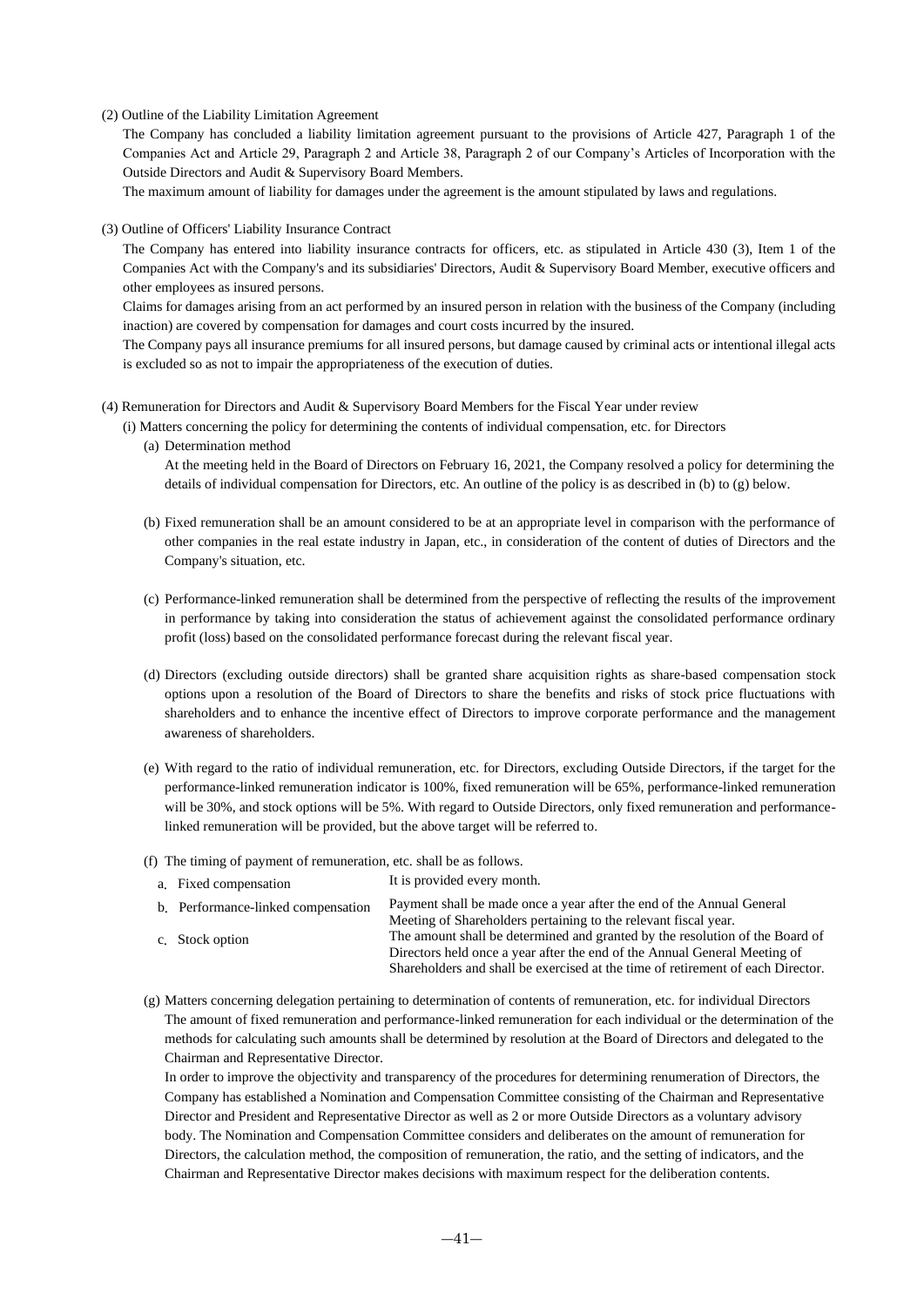(2) Outline of the Liability Limitation Agreement

The Company has concluded a liability limitation agreement pursuant to the provisions of Article 427, Paragraph 1 of the Companies Act and Article 29, Paragraph 2 and Article 38, Paragraph 2 of our Company's Articles of Incorporation with the Outside Directors and Audit & Supervisory Board Members.

The maximum amount of liability for damages under the agreement is the amount stipulated by laws and regulations.

(3) Outline of Officers' Liability Insurance Contract

The Company has entered into liability insurance contracts for officers, etc. as stipulated in Article 430 (3), Item 1 of the Companies Act with the Company's and its subsidiaries' Directors, Audit & Supervisory Board Member, executive officers and other employees as insured persons.

Claims for damages arising from an act performed by an insured person in relation with the business of the Company (including inaction) are covered by compensation for damages and court costs incurred by the insured.

The Company pays all insurance premiums for all insured persons, but damage caused by criminal acts or intentional illegal acts is excluded so as not to impair the appropriateness of the execution of duties.

(4) Remuneration for Directors and Audit & Supervisory Board Members for the Fiscal Year under review

(i) Matters concerning the policy for determining the contents of individual compensation, etc. for Directors

(a) Determination method

At the meeting held in the Board of Directors on February 16, 2021, the Company resolved a policy for determining the details of individual compensation for Directors, etc. An outline of the policy is as described in (b) to (g) below.

(b) Fixed remuneration shall be an amount considered to be at an appropriate level in comparison with the performance of other companies in the real estate industry in Japan, etc., in consideration of the content of duties of Directors and the Company's situation, etc.

(c) Performance-linked remuneration shall be determined from the perspective of reflecting the results of the improvement in performance by taking into consideration the status of achievement against the consolidated performance ordinary profit (loss) based on the consolidated performance forecast during the relevant fiscal year.

(d) Directors (excluding outside directors) shall be granted share acquisition rights as share-based compensation stock options upon a resolution of the Board of Directors to share the benefits and risks of stock price fluctuations with shareholders and to enhance the incentive effect of Directors to improve corporate performance and the management awareness of shareholders.

(e) With regard to the ratio of individual remuneration, etc. for Directors, excluding Outside Directors, if the target for the performance-linked remuneration indicator is 100%, fixed remuneration will be 65%, performance-linked remuneration will be 30%, and stock options will be 5%. With regard to Outside Directors, only fixed remuneration and performance-linked remuneration will be provided, but the above target will be referred to.

(f) The timing of payment of remuneration, etc. shall be as follows.

| | |
|---|---|
| a. Fixed compensation | It is provided every month. |
| b. Performance-linked compensation | Payment shall be made once a year after the end of the Annual General Meeting of Shareholders pertaining to the relevant fiscal year. |
| c. Stock option | The amount shall be determined and granted by the resolution of the Board of Directors held once a year after the end of the Annual General Meeting of Shareholders and shall be exercised at the time of retirement of each Director. |

(g) Matters concerning delegation pertaining to determination of contents of remuneration, etc. for individual Directors

The amount of fixed remuneration and performance-linked remuneration for each individual or the determination of the methods for calculating such amounts shall be determined by resolution at the Board of Directors and delegated to the Chairman and Representative Director.

In order to improve the objectivity and transparency of the procedures for determining renumeration of Directors, the Company has established a Nomination and Compensation Committee consisting of the Chairman and Representative Director and President and Representative Director as well as 2 or more Outside Directors as a voluntary advisory body. The Nomination and Compensation Committee considers and deliberates on the amount of remuneration for Directors, the calculation method, the composition of remuneration, the ratio, and the setting of indicators, and the Chairman and Representative Director makes decisions with maximum respect for the deliberation contents.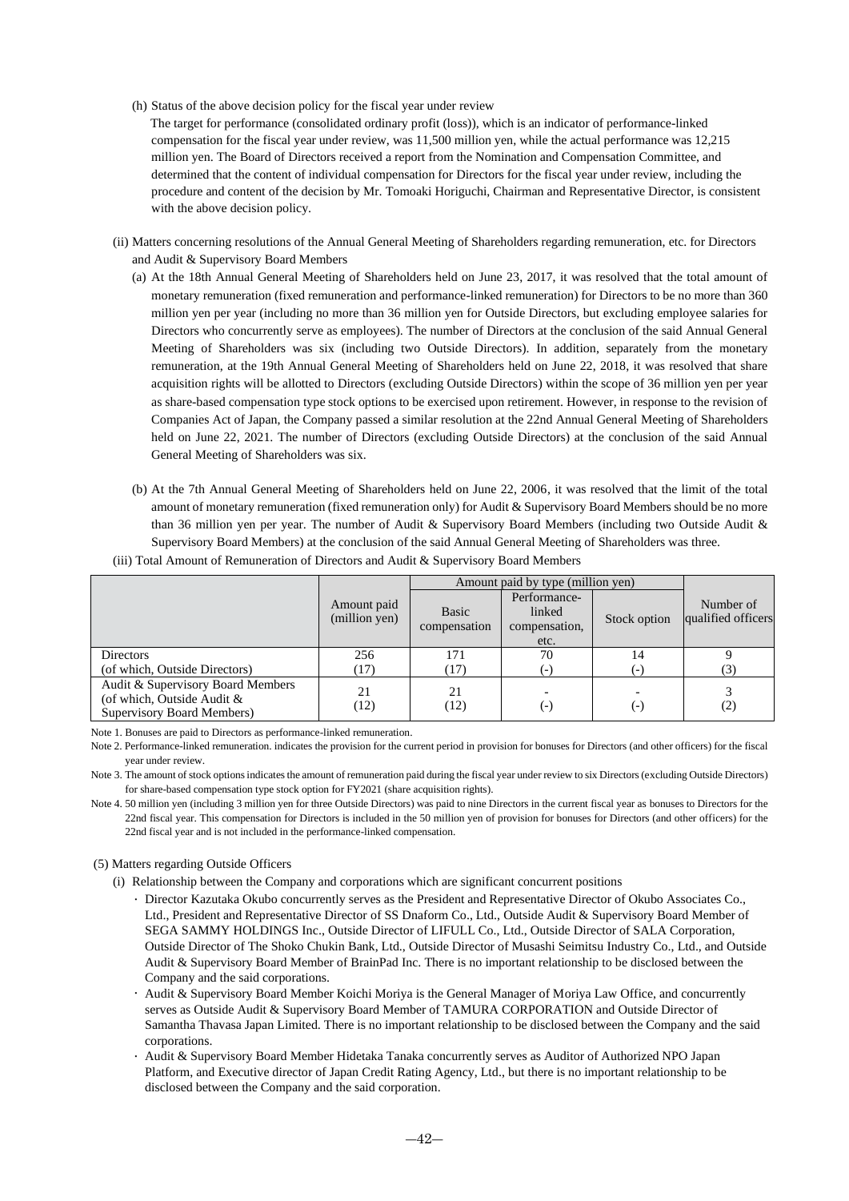(h) Status of the above decision policy for the fiscal year under review

The target for performance (consolidated ordinary profit (loss)), which is an indicator of performance-linked compensation for the fiscal year under review, was 11,500 million yen, while the actual performance was 12,215 million yen. The Board of Directors received a report from the Nomination and Compensation Committee, and determined that the content of individual compensation for Directors for the fiscal year under review, including the procedure and content of the decision by Mr. Tomoaki Horiguchi, Chairman and Representative Director, is consistent with the above decision policy.

(ii) Matters concerning resolutions of the Annual General Meeting of Shareholders regarding remuneration, etc. for Directors and Audit & Supervisory Board Members

(a) At the 18th Annual General Meeting of Shareholders held on June 23, 2017, it was resolved that the total amount of monetary remuneration (fixed remuneration and performance-linked remuneration) for Directors to be no more than 360 million yen per year (including no more than 36 million yen for Outside Directors, but excluding employee salaries for Directors who concurrently serve as employees). The number of Directors at the conclusion of the said Annual General Meeting of Shareholders was six (including two Outside Directors). In addition, separately from the monetary remuneration, at the 19th Annual General Meeting of Shareholders held on June 22, 2018, it was resolved that share acquisition rights will be allotted to Directors (excluding Outside Directors) within the scope of 36 million yen per year as share-based compensation type stock options to be exercised upon retirement. However, in response to the revision of Companies Act of Japan, the Company passed a similar resolution at the 22nd Annual General Meeting of Shareholders held on June 22, 2021. The number of Directors (excluding Outside Directors) at the conclusion of the said Annual General Meeting of Shareholders was six.

(b) At the 7th Annual General Meeting of Shareholders held on June 22, 2006, it was resolved that the limit of the total amount of monetary remuneration (fixed remuneration only) for Audit & Supervisory Board Members should be no more than 36 million yen per year. The number of Audit & Supervisory Board Members (including two Outside Audit & Supervisory Board Members) at the conclusion of the said Annual General Meeting of Shareholders was three.

(iii) Total Amount of Remuneration of Directors and Audit & Supervisory Board Members

| | Amount paid (million yen) | Amount paid by type (million yen) | | | Number of qualified officers |
|---|---|---|---|---|---|
| | | Basic compensation | Performance-linked compensation, etc. | Stock option | |
| Directors<br>(of which, Outside Directors) | 256<br>(17) | 171<br>(17) | 70<br>(-) | 14<br>(-) | 9<br>(3) |
| Audit & Supervisory Board Members<br>(of which, Outside Audit & Supervisory Board Members) | 21<br>(12) | 21<br>(12) | -<br>(-) | -<br>(-) | 3<br>(2) |

Note 1. Bonuses are paid to Directors as performance-linked remuneration.

Note 2. Performance-linked remuneration. indicates the provision for the current period in provision for bonuses for Directors (and other officers) for the fiscal year under review.

Note 3. The amount of stock options indicates the amount of remuneration paid during the fiscal year under review to six Directors (excluding Outside Directors) for share-based compensation type stock option for FY2021 (share acquisition rights).

Note 4. 50 million yen (including 3 million yen for three Outside Directors) was paid to nine Directors in the current fiscal year as bonuses to Directors for the 22nd fiscal year. This compensation for Directors is included in the 50 million yen of provision for bonuses for Directors (and other officers) for the 22nd fiscal year and is not included in the performance-linked compensation.

(5) Matters regarding Outside Officers

(i) Relationship between the Company and corporations which are significant concurrent positions

- Director Kazutaka Okubo concurrently serves as the President and Representative Director of Okubo Associates Co., Ltd., President and Representative Director of SS Dnaform Co., Ltd., Outside Audit & Supervisory Board Member of SEGA SAMMY HOLDINGS Inc., Outside Director of LIFULL Co., Ltd., Outside Director of SALA Corporation, Outside Director of The Shoko Chukin Bank, Ltd., Outside Director of Musashi Seimitsu Industry Co., Ltd., and Outside Audit & Supervisory Board Member of BrainPad Inc. There is no important relationship to be disclosed between the Company and the said corporations.
- Audit & Supervisory Board Member Koichi Moriya is the General Manager of Moriya Law Office, and concurrently serves as Outside Audit & Supervisory Board Member of TAMURA CORPORATION and Outside Director of Samantha Thavasa Japan Limited. There is no important relationship to be disclosed between the Company and the said corporations.
- Audit & Supervisory Board Member Hidetaka Tanaka concurrently serves as Auditor of Authorized NPO Japan Platform, and Executive director of Japan Credit Rating Agency, Ltd., but there is no important relationship to be disclosed between the Company and the said corporation.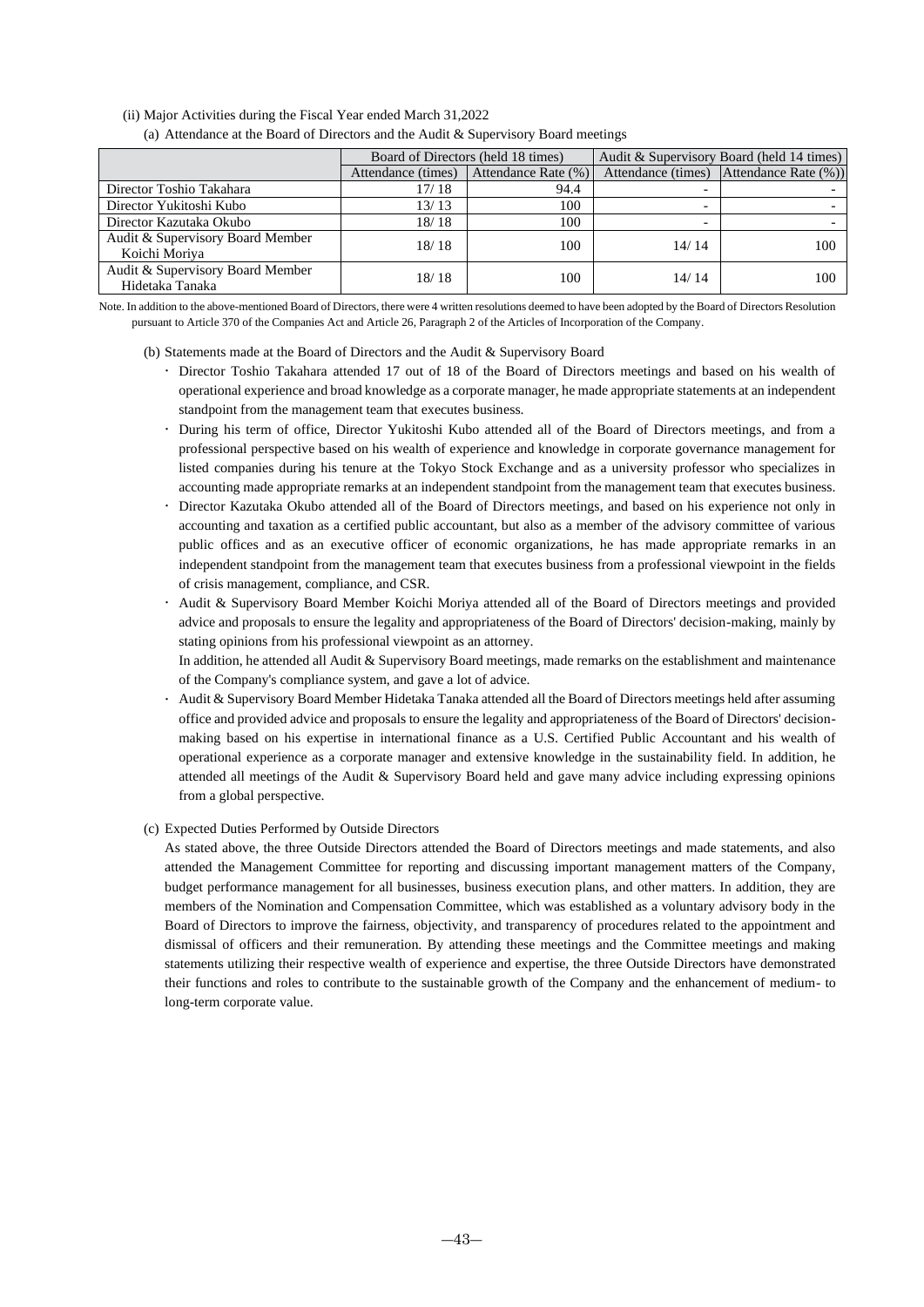(ii) Major Activities during the Fiscal Year ended March 31,2022

(a) Attendance at the Board of Directors and the Audit & Supervisory Board meetings

| | Board of Directors (held 18 times) | | Audit & Supervisory Board (held 14 times) | |
|---|---|---|---|---|
| | Attendance (times) | Attendance Rate (%) | Attendance (times) | Attendance Rate (%)) |
| Director Toshio Takahara | 17/ 18 | 94.4 | - | - |
| Director Yukitoshi Kubo | 13/ 13 | 100 | - | - |
| Director Kazutaka Okubo | 18/ 18 | 100 | - | - |
| Audit & Supervisory Board Member Koichi Moriya | 18/ 18 | 100 | 14/ 14 | 100 |
| Audit & Supervisory Board Member Hidetaka Tanaka | 18/ 18 | 100 | 14/ 14 | 100 |

Note. In addition to the above-mentioned Board of Directors, there were 4 written resolutions deemed to have been adopted by the Board of Directors Resolution pursuant to Article 370 of the Companies Act and Article 26, Paragraph 2 of the Articles of Incorporation of the Company.

(b) Statements made at the Board of Directors and the Audit & Supervisory Board

- Director Toshio Takahara attended 17 out of 18 of the Board of Directors meetings and based on his wealth of operational experience and broad knowledge as a corporate manager, he made appropriate statements at an independent standpoint from the management team that executes business.
- During his term of office, Director Yukitoshi Kubo attended all of the Board of Directors meetings, and from a professional perspective based on his wealth of experience and knowledge in corporate governance management for listed companies during his tenure at the Tokyo Stock Exchange and as a university professor who specializes in accounting made appropriate remarks at an independent standpoint from the management team that executes business.
- Director Kazutaka Okubo attended all of the Board of Directors meetings, and based on his experience not only in accounting and taxation as a certified public accountant, but also as a member of the advisory committee of various public offices and as an executive officer of economic organizations, he has made appropriate remarks in an independent standpoint from the management team that executes business from a professional viewpoint in the fields of crisis management, compliance, and CSR.
- Audit & Supervisory Board Member Koichi Moriya attended all of the Board of Directors meetings and provided advice and proposals to ensure the legality and appropriateness of the Board of Directors' decision-making, mainly by stating opinions from his professional viewpoint as an attorney.

  In addition, he attended all Audit & Supervisory Board meetings, made remarks on the establishment and maintenance of the Company's compliance system, and gave a lot of advice.
- Audit & Supervisory Board Member Hidetaka Tanaka attended all the Board of Directors meetings held after assuming office and provided advice and proposals to ensure the legality and appropriateness of the Board of Directors' decision-making based on his expertise in international finance as a U.S. Certified Public Accountant and his wealth of operational experience as a corporate manager and extensive knowledge in the sustainability field. In addition, he attended all meetings of the Audit & Supervisory Board held and gave many advice including expressing opinions from a global perspective.

(c) Expected Duties Performed by Outside Directors

As stated above, the three Outside Directors attended the Board of Directors meetings and made statements, and also attended the Management Committee for reporting and discussing important management matters of the Company, budget performance management for all businesses, business execution plans, and other matters. In addition, they are members of the Nomination and Compensation Committee, which was established as a voluntary advisory body in the Board of Directors to improve the fairness, objectivity, and transparency of procedures related to the appointment and dismissal of officers and their remuneration. By attending these meetings and the Committee meetings and making statements utilizing their respective wealth of experience and expertise, the three Outside Directors have demonstrated their functions and roles to contribute to the sustainable growth of the Company and the enhancement of medium- to long-term corporate value.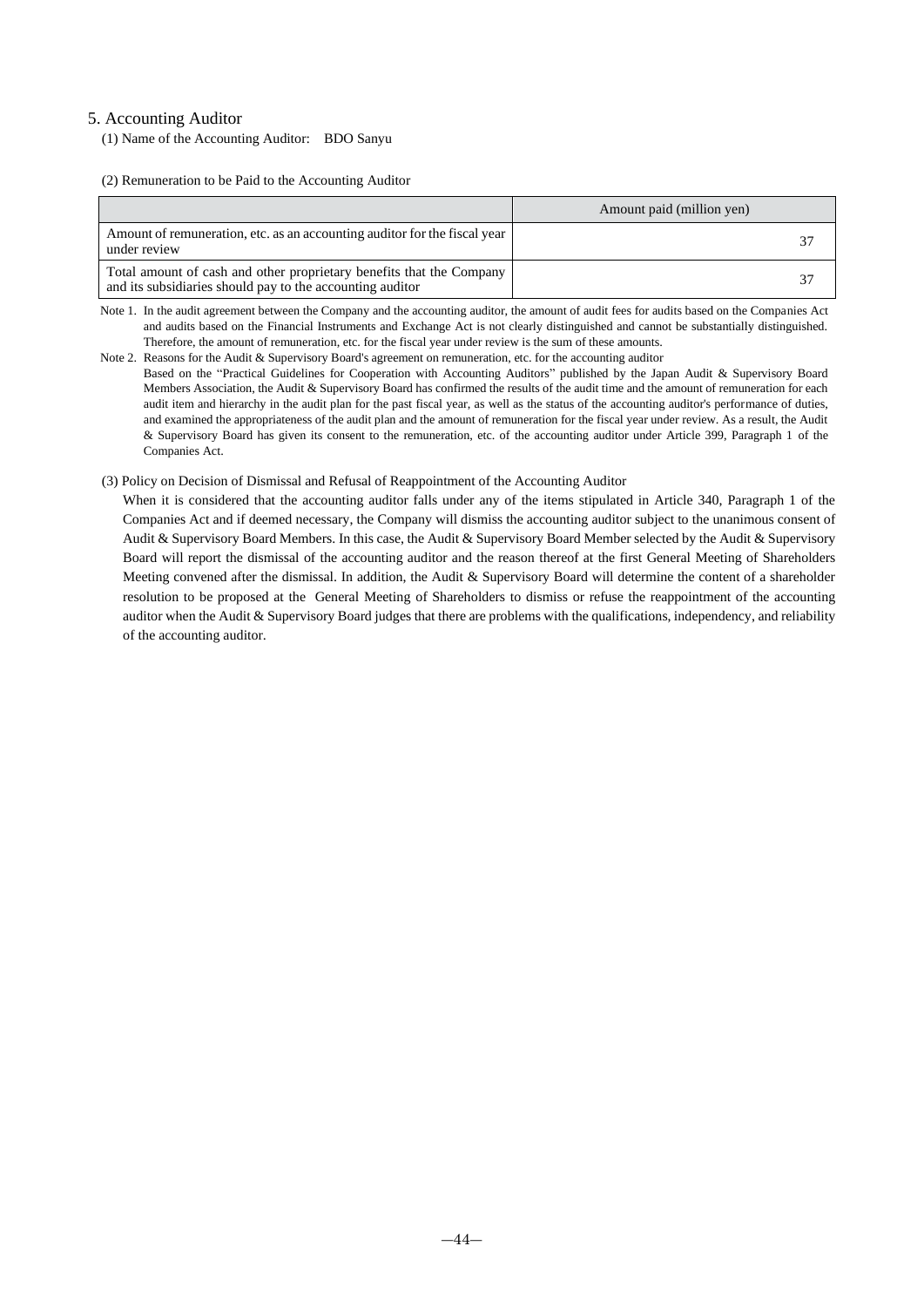## 5. Accounting Auditor

(1) Name of the Accounting Auditor: BDO Sanyu

(2) Remuneration to be Paid to the Accounting Auditor

| | Amount paid (million yen) |
|---|---|
| Amount of remuneration, etc. as an accounting auditor for the fiscal year under review | 37 |
| Total amount of cash and other proprietary benefits that the Company and its subsidiaries should pay to the accounting auditor | 37 |

Note 1. In the audit agreement between the Company and the accounting auditor, the amount of audit fees for audits based on the Companies Act and audits based on the Financial Instruments and Exchange Act is not clearly distinguished and cannot be substantially distinguished. Therefore, the amount of remuneration, etc. for the fiscal year under review is the sum of these amounts.

Note 2. Reasons for the Audit & Supervisory Board's agreement on remuneration, etc. for the accounting auditor
Based on the "Practical Guidelines for Cooperation with Accounting Auditors" published by the Japan Audit & Supervisory Board Members Association, the Audit & Supervisory Board has confirmed the results of the audit time and the amount of remuneration for each audit item and hierarchy in the audit plan for the past fiscal year, as well as the status of the accounting auditor's performance of duties, and examined the appropriateness of the audit plan and the amount of remuneration for the fiscal year under review. As a result, the Audit & Supervisory Board has given its consent to the remuneration, etc. of the accounting auditor under Article 399, Paragraph 1 of the Companies Act.

(3) Policy on Decision of Dismissal and Refusal of Reappointment of the Accounting Auditor

When it is considered that the accounting auditor falls under any of the items stipulated in Article 340, Paragraph 1 of the Companies Act and if deemed necessary, the Company will dismiss the accounting auditor subject to the unanimous consent of Audit & Supervisory Board Members. In this case, the Audit & Supervisory Board Member selected by the Audit & Supervisory Board will report the dismissal of the accounting auditor and the reason thereof at the first General Meeting of Shareholders Meeting convened after the dismissal. In addition, the Audit & Supervisory Board will determine the content of a shareholder resolution to be proposed at the General Meeting of Shareholders to dismiss or refuse the reappointment of the accounting auditor when the Audit & Supervisory Board judges that there are problems with the qualifications, independency, and reliability of the accounting auditor.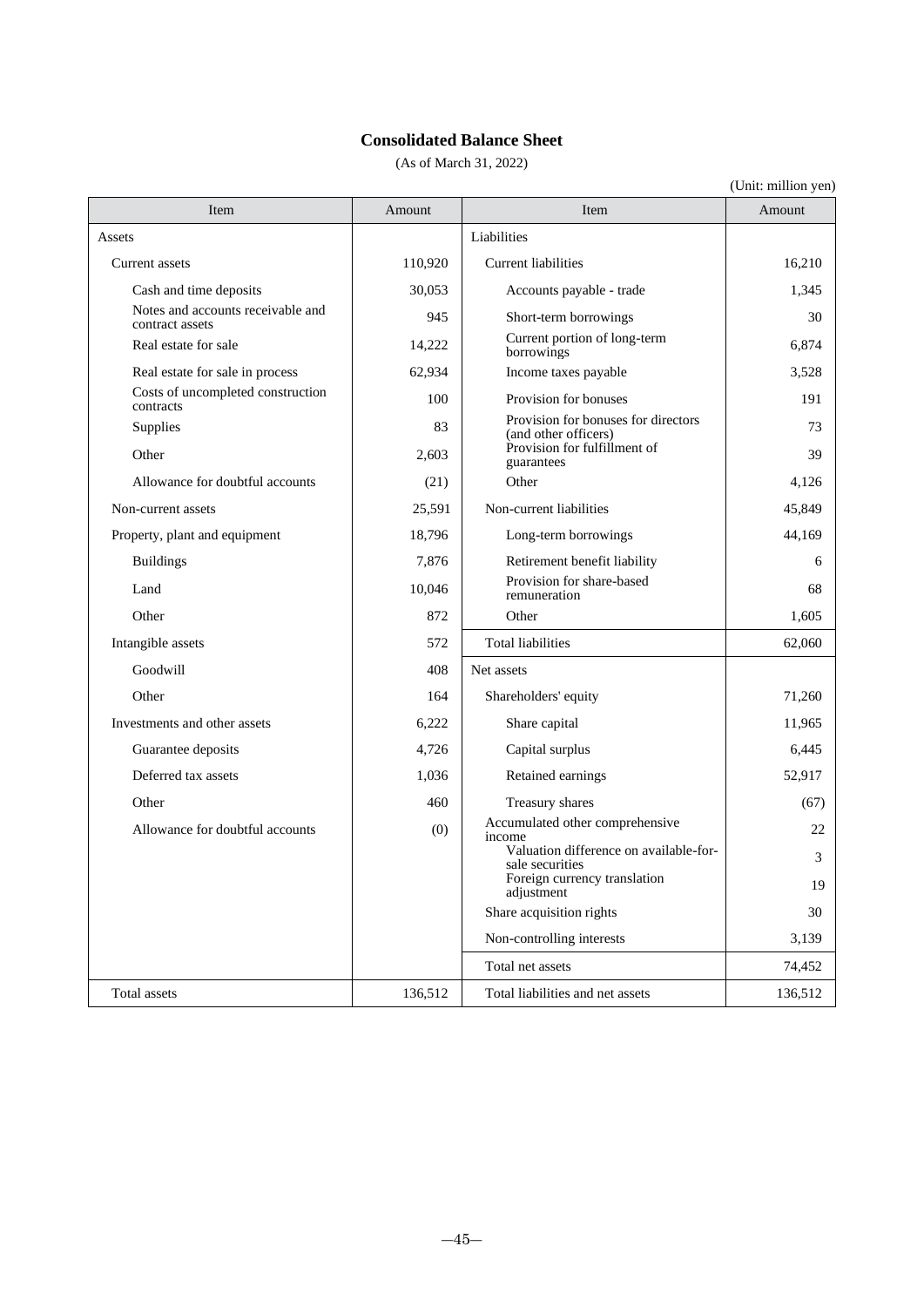# Consolidated Balance Sheet

(As of March 31, 2022)

(Unit: million yen)

| Item | Amount | Item | Amount |
|---|---|---|---|
| Assets | | Liabilities | |
| Current assets | 110,920 | Current liabilities | 16,210 |
| Cash and time deposits | 30,053 | Accounts payable - trade | 1,345 |
| Notes and accounts receivable and contract assets | 945 | Short-term borrowings | 30 |
| Real estate for sale | 14,222 | Current portion of long-term borrowings | 6,874 |
| Real estate for sale in process | 62,934 | Income taxes payable | 3,528 |
| Costs of uncompleted construction contracts | 100 | Provision for bonuses | 191 |
| Supplies | 83 | Provision for bonuses for directors (and other officers) | 73 |
| Other | 2,603 | Provision for fulfillment of guarantees | 39 |
| Allowance for doubtful accounts | (21) | Other | 4,126 |
| Non-current assets | 25,591 | Non-current liabilities | 45,849 |
| Property, plant and equipment | 18,796 | Long-term borrowings | 44,169 |
| Buildings | 7,876 | Retirement benefit liability | 6 |
| Land | 10,046 | Provision for share-based remuneration | 68 |
| Other | 872 | Other | 1,605 |
| Intangible assets | 572 | Total liabilities | 62,060 |
| Goodwill | 408 | Net assets | |
| Other | 164 | Shareholders' equity | 71,260 |
| Investments and other assets | 6,222 | Share capital | 11,965 |
| Guarantee deposits | 4,726 | Capital surplus | 6,445 |
| Deferred tax assets | 1,036 | Retained earnings | 52,917 |
| Other | 460 | Treasury shares | (67) |
| Allowance for doubtful accounts | (0) | Accumulated other comprehensive income | 22 |
| | | Valuation difference on available-for-sale securities | 3 |
| | | Foreign currency translation adjustment | 19 |
| | | Share acquisition rights | 30 |
| | | Non-controlling interests | 3,139 |
| | | Total net assets | 74,452 |
| Total assets | 136,512 | Total liabilities and net assets | 136,512 |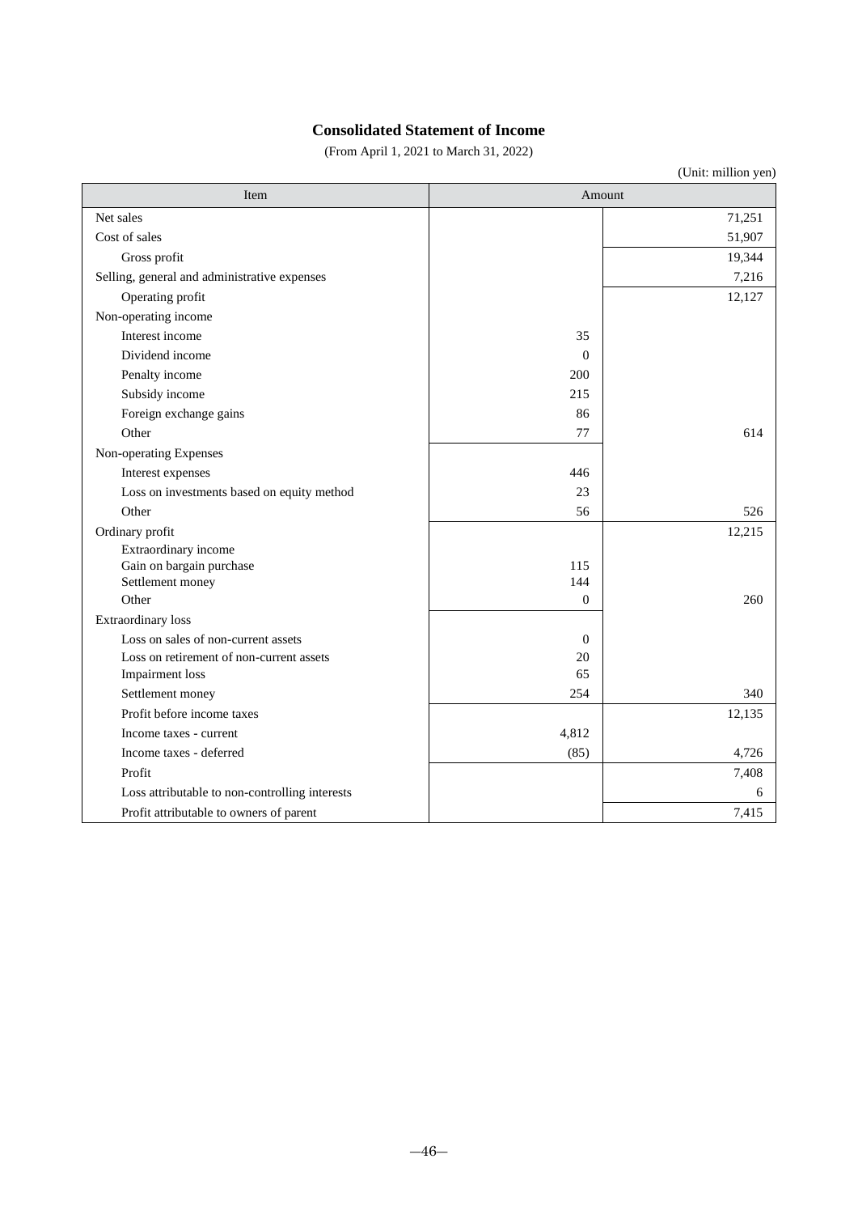## Consolidated Statement of Income

(From April 1, 2021 to March 31, 2022)

(Unit: million yen)

| Item | Amount | |
|---|---|---|
| Net sales | | 71,251 |
| Cost of sales | | 51,907 |
| Gross profit | | 19,344 |
| Selling, general and administrative expenses | | 7,216 |
| Operating profit | | 12,127 |
| Non-operating income | | |
| Interest income | 35 | |
| Dividend income | 0 | |
| Penalty income | 200 | |
| Subsidy income | 215 | |
| Foreign exchange gains | 86 | |
| Other | 77 | 614 |
| Non-operating Expenses | | |
| Interest expenses | 446 | |
| Loss on investments based on equity method | 23 | |
| Other | 56 | 526 |
| Ordinary profit | | 12,215 |
| Extraordinary income | | |
| Gain on bargain purchase | 115 | |
| Settlement money | 144 | |
| Other | 0 | 260 |
| Extraordinary loss | | |
| Loss on sales of non-current assets | 0 | |
| Loss on retirement of non-current assets | 20 | |
| Impairment loss | 65 | |
| Settlement money | 254 | 340 |
| Profit before income taxes | | 12,135 |
| Income taxes - current | 4,812 | |
| Income taxes - deferred | (85) | 4,726 |
| Profit | | 7,408 |
| Loss attributable to non-controlling interests | | 6 |
| Profit attributable to owners of parent | | 7,415 |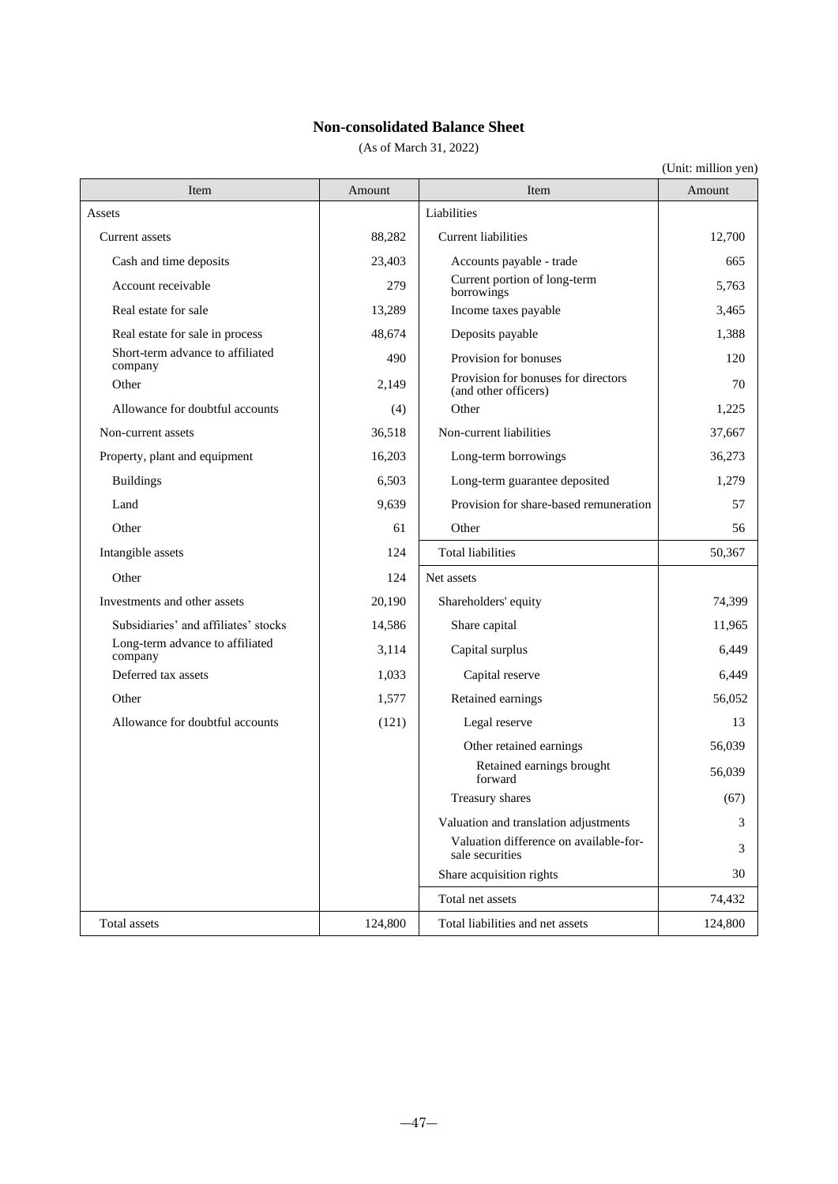## Non-consolidated Balance Sheet

(As of March 31, 2022)

(Unit: million yen)

| Item | Amount | Item | Amount |
|---|---|---|---|
| Assets | | Liabilities | |
| Current assets | 88,282 | Current liabilities | 12,700 |
| Cash and time deposits | 23,403 | Accounts payable - trade | 665 |
| Account receivable | 279 | Current portion of long-term borrowings | 5,763 |
| Real estate for sale | 13,289 | Income taxes payable | 3,465 |
| Real estate for sale in process | 48,674 | Deposits payable | 1,388 |
| Short-term advance to affiliated company | 490 | Provision for bonuses | 120 |
| Other | 2,149 | Provision for bonuses for directors (and other officers) | 70 |
| Allowance for doubtful accounts | (4) | Other | 1,225 |
| Non-current assets | 36,518 | Non-current liabilities | 37,667 |
| Property, plant and equipment | 16,203 | Long-term borrowings | 36,273 |
| Buildings | 6,503 | Long-term guarantee deposited | 1,279 |
| Land | 9,639 | Provision for share-based remuneration | 57 |
| Other | 61 | Other | 56 |
| Intangible assets | 124 | Total liabilities | 50,367 |
| Other | 124 | Net assets | |
| Investments and other assets | 20,190 | Shareholders' equity | 74,399 |
| Subsidiaries' and affiliates' stocks | 14,586 | Share capital | 11,965 |
| Long-term advance to affiliated company | 3,114 | Capital surplus | 6,449 |
| Deferred tax assets | 1,033 | Capital reserve | 6,449 |
| Other | 1,577 | Retained earnings | 56,052 |
| Allowance for doubtful accounts | (121) | Legal reserve | 13 |
| | | Other retained earnings | 56,039 |
| | | Retained earnings brought forward | 56,039 |
| | | Treasury shares | (67) |
| | | Valuation and translation adjustments | 3 |
| | | Valuation difference on available-for-sale securities | 3 |
| | | Share acquisition rights | 30 |
| | | Total net assets | 74,432 |
| Total assets | 124,800 | Total liabilities and net assets | 124,800 |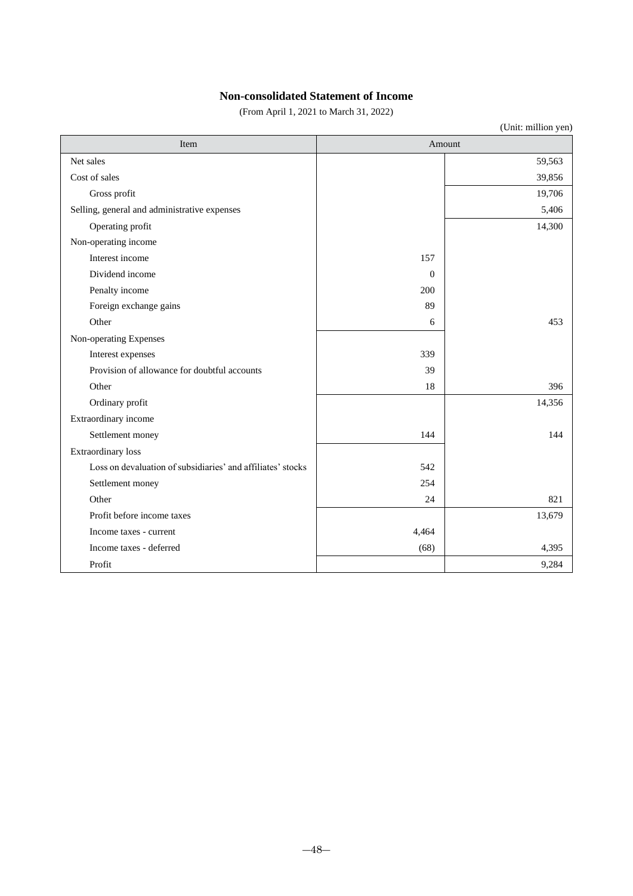# Non-consolidated Statement of Income

(From April 1, 2021 to March 31, 2022)

(Unit: million yen)

| Item | Amount | |
|---|---|---|
| Net sales | | 59,563 |
| Cost of sales | | 39,856 |
| Gross profit | | 19,706 |
| Selling, general and administrative expenses | | 5,406 |
| Operating profit | | 14,300 |
| Non-operating income | | |
| Interest income | 157 | |
| Dividend income | 0 | |
| Penalty income | 200 | |
| Foreign exchange gains | 89 | |
| Other | 6 | 453 |
| Non-operating Expenses | | |
| Interest expenses | 339 | |
| Provision of allowance for doubtful accounts | 39 | |
| Other | 18 | 396 |
| Ordinary profit | | 14,356 |
| Extraordinary income | | |
| Settlement money | 144 | 144 |
| Extraordinary loss | | |
| Loss on devaluation of subsidiaries' and affiliates' stocks | 542 | |
| Settlement money | 254 | |
| Other | 24 | 821 |
| Profit before income taxes | | 13,679 |
| Income taxes - current | 4,464 | |
| Income taxes - deferred | (68) | 4,395 |
| Profit | | 9,284 |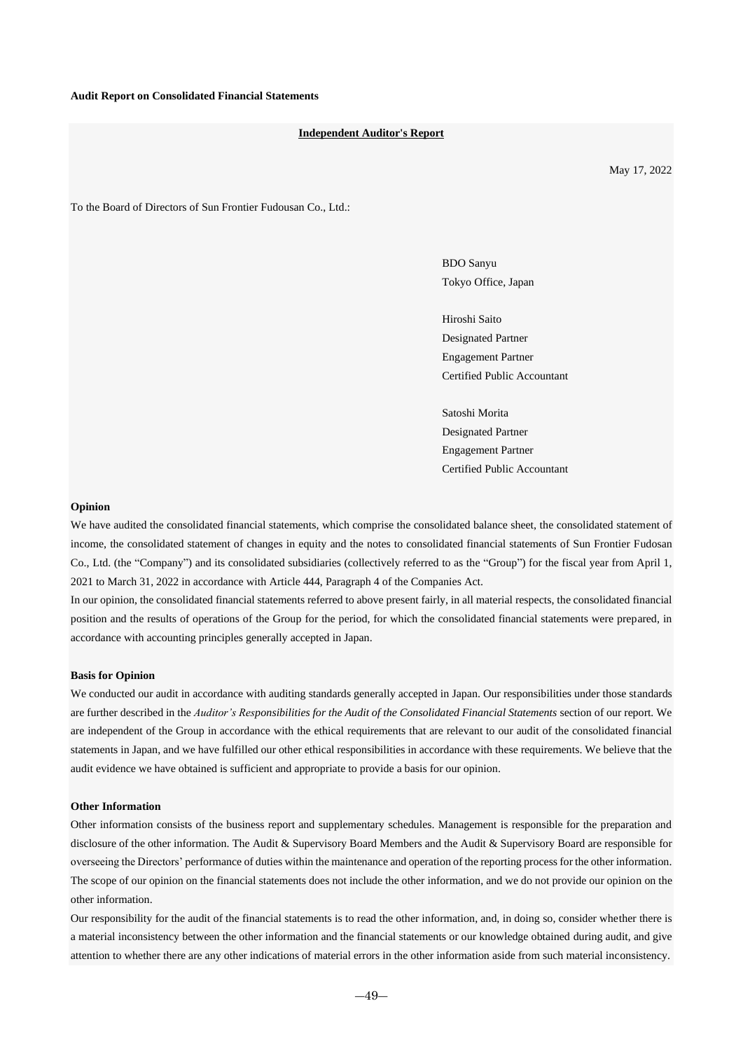**Audit Report on Consolidated Financial Statements**

**Independent Auditor's Report**

May 17, 2022

To the Board of Directors of Sun Frontier Fudousan Co., Ltd.:

BDO Sanyu
Tokyo Office, Japan

Hiroshi Saito
Designated Partner
Engagement Partner
Certified Public Accountant

Satoshi Morita
Designated Partner
Engagement Partner
Certified Public Accountant

**Opinion**

We have audited the consolidated financial statements, which comprise the consolidated balance sheet, the consolidated statement of income, the consolidated statement of changes in equity and the notes to consolidated financial statements of Sun Frontier Fudosan Co., Ltd. (the "Company") and its consolidated subsidiaries (collectively referred to as the "Group") for the fiscal year from April 1, 2021 to March 31, 2022 in accordance with Article 444, Paragraph 4 of the Companies Act.

In our opinion, the consolidated financial statements referred to above present fairly, in all material respects, the consolidated financial position and the results of operations of the Group for the period, for which the consolidated financial statements were prepared, in accordance with accounting principles generally accepted in Japan.

**Basis for Opinion**

We conducted our audit in accordance with auditing standards generally accepted in Japan. Our responsibilities under those standards are further described in the *Auditor's Responsibilities for the Audit of the Consolidated Financial Statements* section of our report. We are independent of the Group in accordance with the ethical requirements that are relevant to our audit of the consolidated financial statements in Japan, and we have fulfilled our other ethical responsibilities in accordance with these requirements. We believe that the audit evidence we have obtained is sufficient and appropriate to provide a basis for our opinion.

**Other Information**

Other information consists of the business report and supplementary schedules. Management is responsible for the preparation and disclosure of the other information. The Audit & Supervisory Board Members and the Audit & Supervisory Board are responsible for overseeing the Directors' performance of duties within the maintenance and operation of the reporting process for the other information. The scope of our opinion on the financial statements does not include the other information, and we do not provide our opinion on the other information.

Our responsibility for the audit of the financial statements is to read the other information, and, in doing so, consider whether there is a material inconsistency between the other information and the financial statements or our knowledge obtained during audit, and give attention to whether there are any other indications of material errors in the other information aside from such material inconsistency.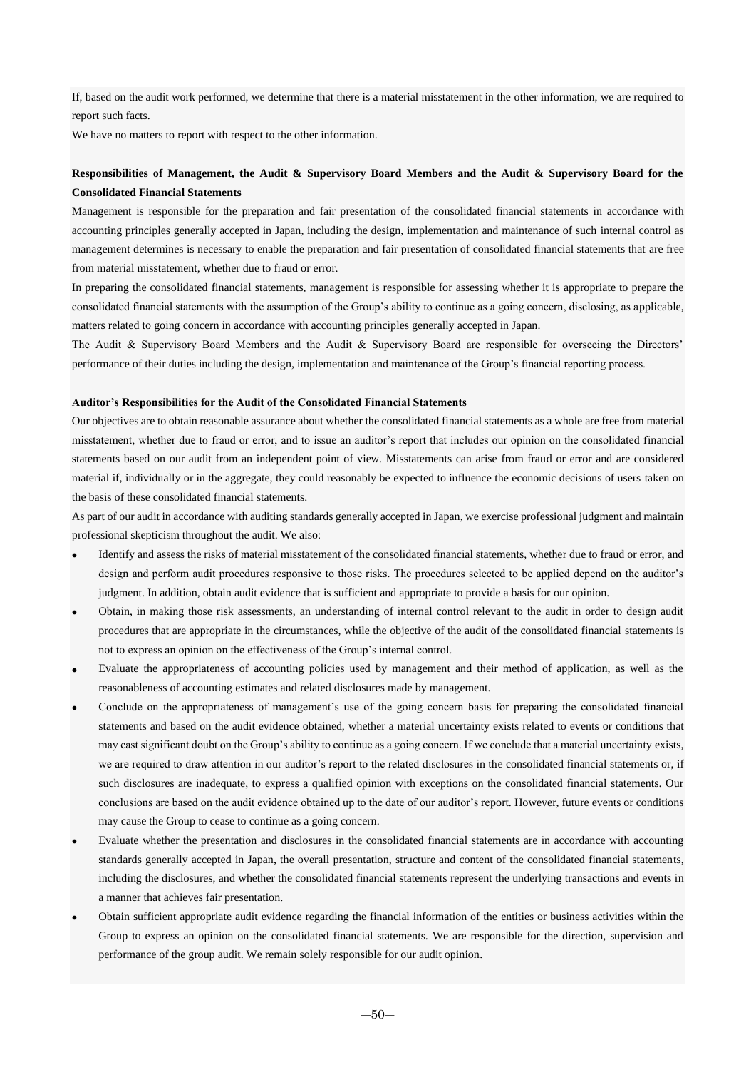If, based on the audit work performed, we determine that there is a material misstatement in the other information, we are required to report such facts.

We have no matters to report with respect to the other information.

**Responsibilities of Management, the Audit & Supervisory Board Members and the Audit & Supervisory Board for the Consolidated Financial Statements**

Management is responsible for the preparation and fair presentation of the consolidated financial statements in accordance with accounting principles generally accepted in Japan, including the design, implementation and maintenance of such internal control as management determines is necessary to enable the preparation and fair presentation of consolidated financial statements that are free from material misstatement, whether due to fraud or error.

In preparing the consolidated financial statements, management is responsible for assessing whether it is appropriate to prepare the consolidated financial statements with the assumption of the Group's ability to continue as a going concern, disclosing, as applicable, matters related to going concern in accordance with accounting principles generally accepted in Japan.

The Audit & Supervisory Board Members and the Audit & Supervisory Board are responsible for overseeing the Directors' performance of their duties including the design, implementation and maintenance of the Group's financial reporting process.

**Auditor's Responsibilities for the Audit of the Consolidated Financial Statements**

Our objectives are to obtain reasonable assurance about whether the consolidated financial statements as a whole are free from material misstatement, whether due to fraud or error, and to issue an auditor's report that includes our opinion on the consolidated financial statements based on our audit from an independent point of view. Misstatements can arise from fraud or error and are considered material if, individually or in the aggregate, they could reasonably be expected to influence the economic decisions of users taken on the basis of these consolidated financial statements.

As part of our audit in accordance with auditing standards generally accepted in Japan, we exercise professional judgment and maintain professional skepticism throughout the audit. We also:

- Identify and assess the risks of material misstatement of the consolidated financial statements, whether due to fraud or error, and design and perform audit procedures responsive to those risks. The procedures selected to be applied depend on the auditor's judgment. In addition, obtain audit evidence that is sufficient and appropriate to provide a basis for our opinion.
- Obtain, in making those risk assessments, an understanding of internal control relevant to the audit in order to design audit procedures that are appropriate in the circumstances, while the objective of the audit of the consolidated financial statements is not to express an opinion on the effectiveness of the Group's internal control.
- Evaluate the appropriateness of accounting policies used by management and their method of application, as well as the reasonableness of accounting estimates and related disclosures made by management.
- Conclude on the appropriateness of management's use of the going concern basis for preparing the consolidated financial statements and based on the audit evidence obtained, whether a material uncertainty exists related to events or conditions that may cast significant doubt on the Group's ability to continue as a going concern. If we conclude that a material uncertainty exists, we are required to draw attention in our auditor's report to the related disclosures in the consolidated financial statements or, if such disclosures are inadequate, to express a qualified opinion with exceptions on the consolidated financial statements. Our conclusions are based on the audit evidence obtained up to the date of our auditor's report. However, future events or conditions may cause the Group to cease to continue as a going concern.
- Evaluate whether the presentation and disclosures in the consolidated financial statements are in accordance with accounting standards generally accepted in Japan, the overall presentation, structure and content of the consolidated financial statements, including the disclosures, and whether the consolidated financial statements represent the underlying transactions and events in a manner that achieves fair presentation.
- Obtain sufficient appropriate audit evidence regarding the financial information of the entities or business activities within the Group to express an opinion on the consolidated financial statements. We are responsible for the direction, supervision and performance of the group audit. We remain solely responsible for our audit opinion.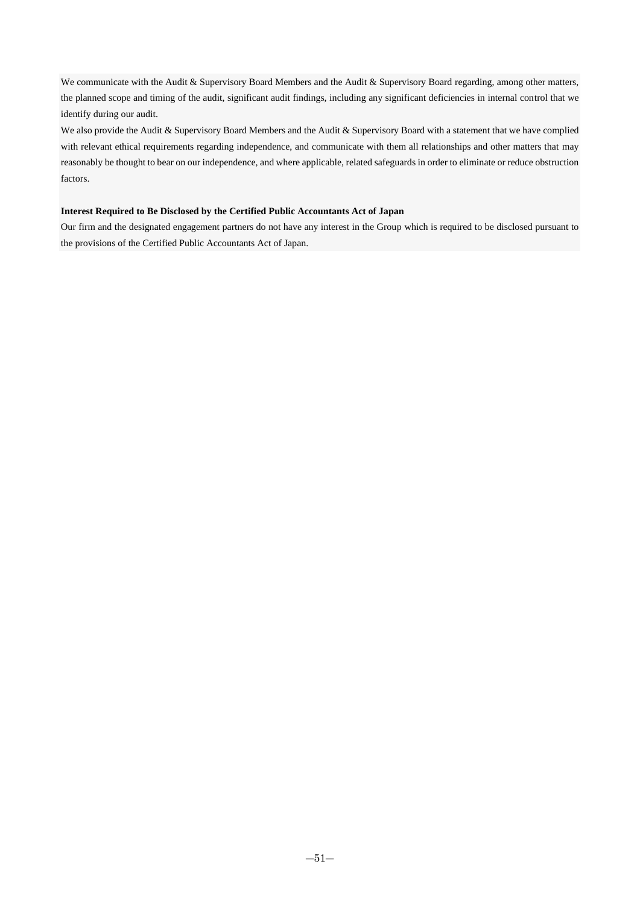We communicate with the Audit & Supervisory Board Members and the Audit & Supervisory Board regarding, among other matters, the planned scope and timing of the audit, significant audit findings, including any significant deficiencies in internal control that we identify during our audit.

We also provide the Audit & Supervisory Board Members and the Audit & Supervisory Board with a statement that we have complied with relevant ethical requirements regarding independence, and communicate with them all relationships and other matters that may reasonably be thought to bear on our independence, and where applicable, related safeguards in order to eliminate or reduce obstruction factors.

**Interest Required to Be Disclosed by the Certified Public Accountants Act of Japan**

Our firm and the designated engagement partners do not have any interest in the Group which is required to be disclosed pursuant to the provisions of the Certified Public Accountants Act of Japan.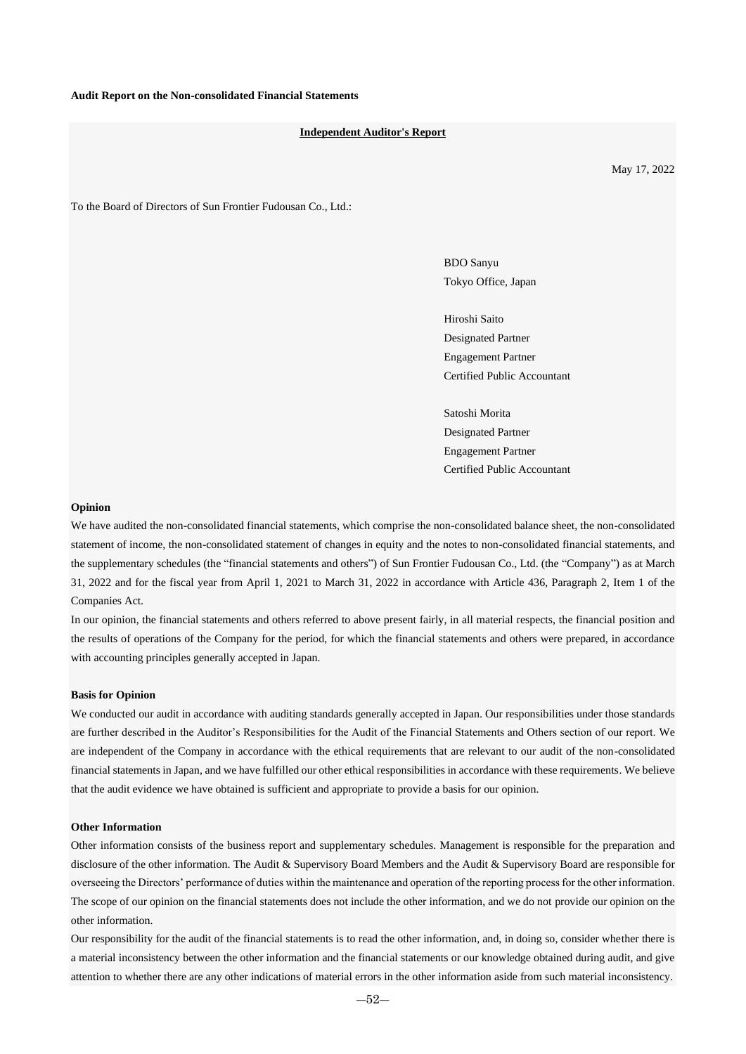**Audit Report on the Non-consolidated Financial Statements**

**Independent Auditor's Report**

May 17, 2022

To the Board of Directors of Sun Frontier Fudousan Co., Ltd.:

BDO Sanyu
Tokyo Office, Japan

Hiroshi Saito
Designated Partner
Engagement Partner
Certified Public Accountant

Satoshi Morita
Designated Partner
Engagement Partner
Certified Public Accountant

**Opinion**

We have audited the non-consolidated financial statements, which comprise the non-consolidated balance sheet, the non-consolidated statement of income, the non-consolidated statement of changes in equity and the notes to non-consolidated financial statements, and the supplementary schedules (the "financial statements and others") of Sun Frontier Fudousan Co., Ltd. (the "Company") as at March 31, 2022 and for the fiscal year from April 1, 2021 to March 31, 2022 in accordance with Article 436, Paragraph 2, Item 1 of the Companies Act.

In our opinion, the financial statements and others referred to above present fairly, in all material respects, the financial position and the results of operations of the Company for the period, for which the financial statements and others were prepared, in accordance with accounting principles generally accepted in Japan.

**Basis for Opinion**

We conducted our audit in accordance with auditing standards generally accepted in Japan. Our responsibilities under those standards are further described in the Auditor's Responsibilities for the Audit of the Financial Statements and Others section of our report. We are independent of the Company in accordance with the ethical requirements that are relevant to our audit of the non-consolidated financial statements in Japan, and we have fulfilled our other ethical responsibilities in accordance with these requirements. We believe that the audit evidence we have obtained is sufficient and appropriate to provide a basis for our opinion.

**Other Information**

Other information consists of the business report and supplementary schedules. Management is responsible for the preparation and disclosure of the other information. The Audit & Supervisory Board Members and the Audit & Supervisory Board are responsible for overseeing the Directors' performance of duties within the maintenance and operation of the reporting process for the other information. The scope of our opinion on the financial statements does not include the other information, and we do not provide our opinion on the other information.

Our responsibility for the audit of the financial statements is to read the other information, and, in doing so, consider whether there is a material inconsistency between the other information and the financial statements or our knowledge obtained during audit, and give attention to whether there are any other indications of material errors in the other information aside from such material inconsistency.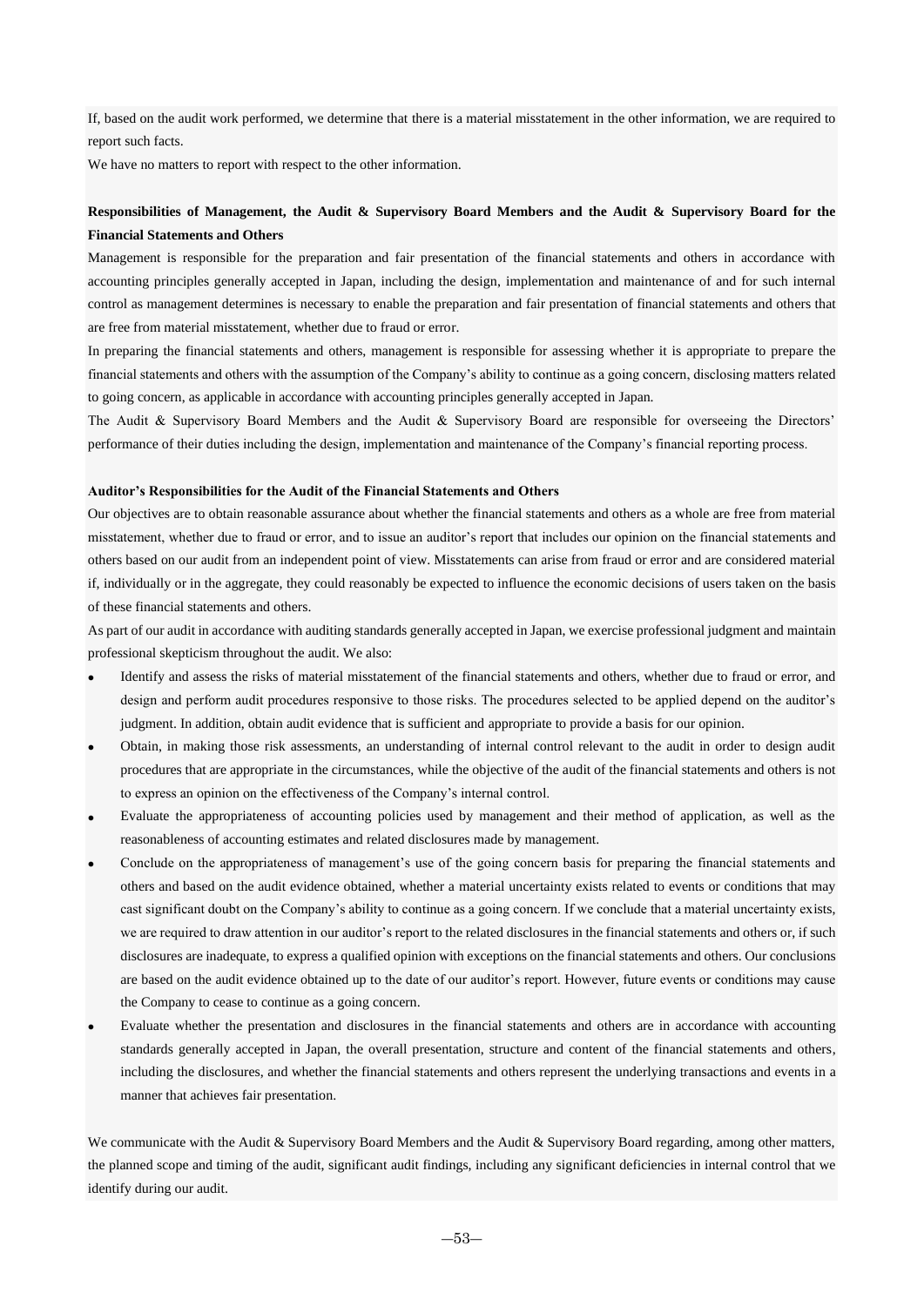If, based on the audit work performed, we determine that there is a material misstatement in the other information, we are required to report such facts.

We have no matters to report with respect to the other information.

**Responsibilities of Management, the Audit & Supervisory Board Members and the Audit & Supervisory Board for the Financial Statements and Others**

Management is responsible for the preparation and fair presentation of the financial statements and others in accordance with accounting principles generally accepted in Japan, including the design, implementation and maintenance of and for such internal control as management determines is necessary to enable the preparation and fair presentation of financial statements and others that are free from material misstatement, whether due to fraud or error.

In preparing the financial statements and others, management is responsible for assessing whether it is appropriate to prepare the financial statements and others with the assumption of the Company's ability to continue as a going concern, disclosing matters related to going concern, as applicable in accordance with accounting principles generally accepted in Japan.

The Audit & Supervisory Board Members and the Audit & Supervisory Board are responsible for overseeing the Directors' performance of their duties including the design, implementation and maintenance of the Company's financial reporting process.

**Auditor's Responsibilities for the Audit of the Financial Statements and Others**

Our objectives are to obtain reasonable assurance about whether the financial statements and others as a whole are free from material misstatement, whether due to fraud or error, and to issue an auditor's report that includes our opinion on the financial statements and others based on our audit from an independent point of view. Misstatements can arise from fraud or error and are considered material if, individually or in the aggregate, they could reasonably be expected to influence the economic decisions of users taken on the basis of these financial statements and others.

As part of our audit in accordance with auditing standards generally accepted in Japan, we exercise professional judgment and maintain professional skepticism throughout the audit. We also:

- Identify and assess the risks of material misstatement of the financial statements and others, whether due to fraud or error, and design and perform audit procedures responsive to those risks. The procedures selected to be applied depend on the auditor's judgment. In addition, obtain audit evidence that is sufficient and appropriate to provide a basis for our opinion.
- Obtain, in making those risk assessments, an understanding of internal control relevant to the audit in order to design audit procedures that are appropriate in the circumstances, while the objective of the audit of the financial statements and others is not to express an opinion on the effectiveness of the Company's internal control.
- Evaluate the appropriateness of accounting policies used by management and their method of application, as well as the reasonableness of accounting estimates and related disclosures made by management.
- Conclude on the appropriateness of management's use of the going concern basis for preparing the financial statements and others and based on the audit evidence obtained, whether a material uncertainty exists related to events or conditions that may cast significant doubt on the Company's ability to continue as a going concern. If we conclude that a material uncertainty exists, we are required to draw attention in our auditor's report to the related disclosures in the financial statements and others or, if such disclosures are inadequate, to express a qualified opinion with exceptions on the financial statements and others. Our conclusions are based on the audit evidence obtained up to the date of our auditor's report. However, future events or conditions may cause the Company to cease to continue as a going concern.
- Evaluate whether the presentation and disclosures in the financial statements and others are in accordance with accounting standards generally accepted in Japan, the overall presentation, structure and content of the financial statements and others, including the disclosures, and whether the financial statements and others represent the underlying transactions and events in a manner that achieves fair presentation.

We communicate with the Audit & Supervisory Board Members and the Audit & Supervisory Board regarding, among other matters, the planned scope and timing of the audit, significant audit findings, including any significant deficiencies in internal control that we identify during our audit.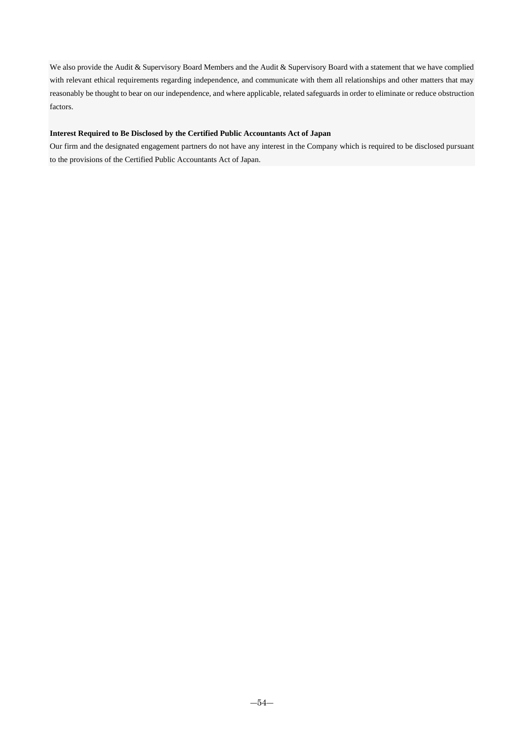We also provide the Audit & Supervisory Board Members and the Audit & Supervisory Board with a statement that we have complied with relevant ethical requirements regarding independence, and communicate with them all relationships and other matters that may reasonably be thought to bear on our independence, and where applicable, related safeguards in order to eliminate or reduce obstruction factors.

**Interest Required to Be Disclosed by the Certified Public Accountants Act of Japan**

Our firm and the designated engagement partners do not have any interest in the Company which is required to be disclosed pursuant to the provisions of the Certified Public Accountants Act of Japan.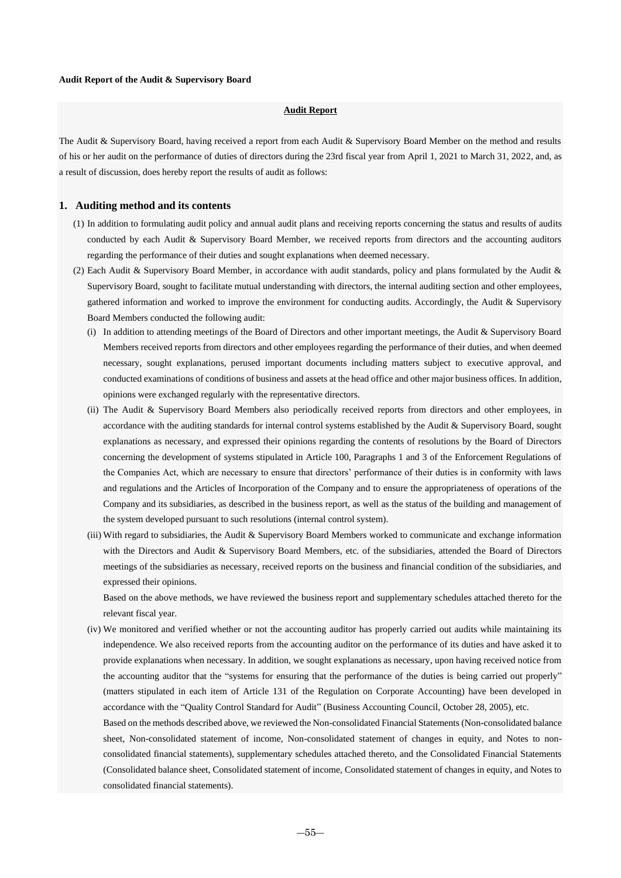**Audit Report of the Audit & Supervisory Board**

**Audit Report**

The Audit & Supervisory Board, having received a report from each Audit & Supervisory Board Member on the method and results of his or her audit on the performance of duties of directors during the 23rd fiscal year from April 1, 2021 to March 31, 2022, and, as a result of discussion, does hereby report the results of audit as follows:

## 1. Auditing method and its contents

(1) In addition to formulating audit policy and annual audit plans and receiving reports concerning the status and results of audits conducted by each Audit & Supervisory Board Member, we received reports from directors and the accounting auditors regarding the performance of their duties and sought explanations when deemed necessary.

(2) Each Audit & Supervisory Board Member, in accordance with audit standards, policy and plans formulated by the Audit & Supervisory Board, sought to facilitate mutual understanding with directors, the internal auditing section and other employees, gathered information and worked to improve the environment for conducting audits. Accordingly, the Audit & Supervisory Board Members conducted the following audit:

(i) In addition to attending meetings of the Board of Directors and other important meetings, the Audit & Supervisory Board Members received reports from directors and other employees regarding the performance of their duties, and when deemed necessary, sought explanations, perused important documents including matters subject to executive approval, and conducted examinations of conditions of business and assets at the head office and other major business offices. In addition, opinions were exchanged regularly with the representative directors.

(ii) The Audit & Supervisory Board Members also periodically received reports from directors and other employees, in accordance with the auditing standards for internal control systems established by the Audit & Supervisory Board, sought explanations as necessary, and expressed their opinions regarding the contents of resolutions by the Board of Directors concerning the development of systems stipulated in Article 100, Paragraphs 1 and 3 of the Enforcement Regulations of the Companies Act, which are necessary to ensure that directors' performance of their duties is in conformity with laws and regulations and the Articles of Incorporation of the Company and to ensure the appropriateness of operations of the Company and its subsidiaries, as described in the business report, as well as the status of the building and management of the system developed pursuant to such resolutions (internal control system).

(iii) With regard to subsidiaries, the Audit & Supervisory Board Members worked to communicate and exchange information with the Directors and Audit & Supervisory Board Members, etc. of the subsidiaries, attended the Board of Directors meetings of the subsidiaries as necessary, received reports on the business and financial condition of the subsidiaries, and expressed their opinions.

Based on the above methods, we have reviewed the business report and supplementary schedules attached thereto for the relevant fiscal year.

(iv) We monitored and verified whether or not the accounting auditor has properly carried out audits while maintaining its independence. We also received reports from the accounting auditor on the performance of its duties and have asked it to provide explanations when necessary. In addition, we sought explanations as necessary, upon having received notice from the accounting auditor that the "systems for ensuring that the performance of the duties is being carried out properly" (matters stipulated in each item of Article 131 of the Regulation on Corporate Accounting) have been developed in accordance with the "Quality Control Standard for Audit" (Business Accounting Council, October 28, 2005), etc.

Based on the methods described above, we reviewed the Non-consolidated Financial Statements (Non-consolidated balance sheet, Non-consolidated statement of income, Non-consolidated statement of changes in equity, and Notes to non-consolidated financial statements), supplementary schedules attached thereto, and the Consolidated Financial Statements (Consolidated balance sheet, Consolidated statement of income, Consolidated statement of changes in equity, and Notes to consolidated financial statements).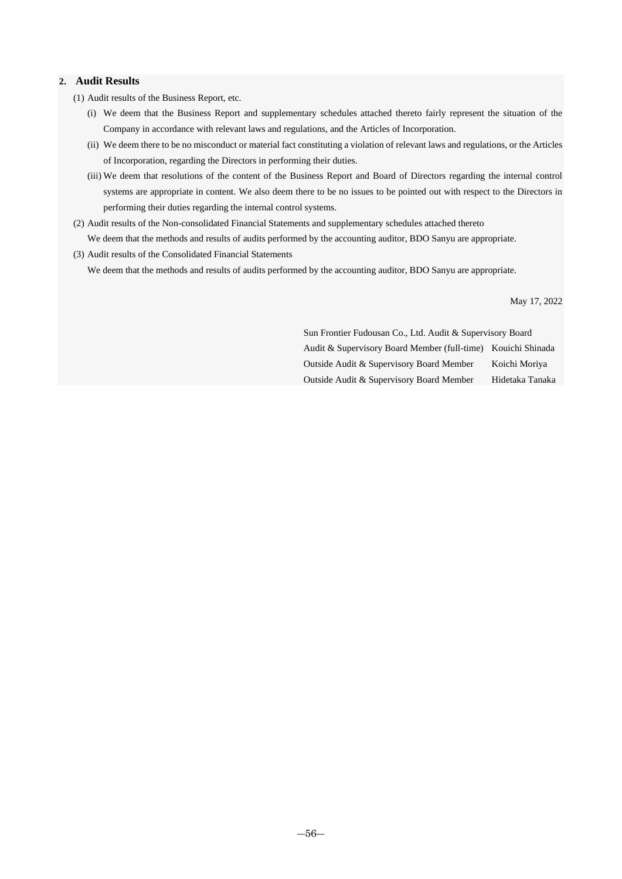## 2. Audit Results

(1) Audit results of the Business Report, etc.

(i) We deem that the Business Report and supplementary schedules attached thereto fairly represent the situation of the Company in accordance with relevant laws and regulations, and the Articles of Incorporation.

(ii) We deem there to be no misconduct or material fact constituting a violation of relevant laws and regulations, or the Articles of Incorporation, regarding the Directors in performing their duties.

(iii) We deem that resolutions of the content of the Business Report and Board of Directors regarding the internal control systems are appropriate in content. We also deem there to be no issues to be pointed out with respect to the Directors in performing their duties regarding the internal control systems.

(2) Audit results of the Non-consolidated Financial Statements and supplementary schedules attached thereto

We deem that the methods and results of audits performed by the accounting auditor, BDO Sanyu are appropriate.

(3) Audit results of the Consolidated Financial Statements

We deem that the methods and results of audits performed by the accounting auditor, BDO Sanyu are appropriate.

May 17, 2022

Sun Frontier Fudousan Co., Ltd. Audit & Supervisory Board

Audit & Supervisory Board Member (full-time) Kouichi Shinada

Outside Audit & Supervisory Board Member Koichi Moriya

Outside Audit & Supervisory Board Member Hidetaka Tanaka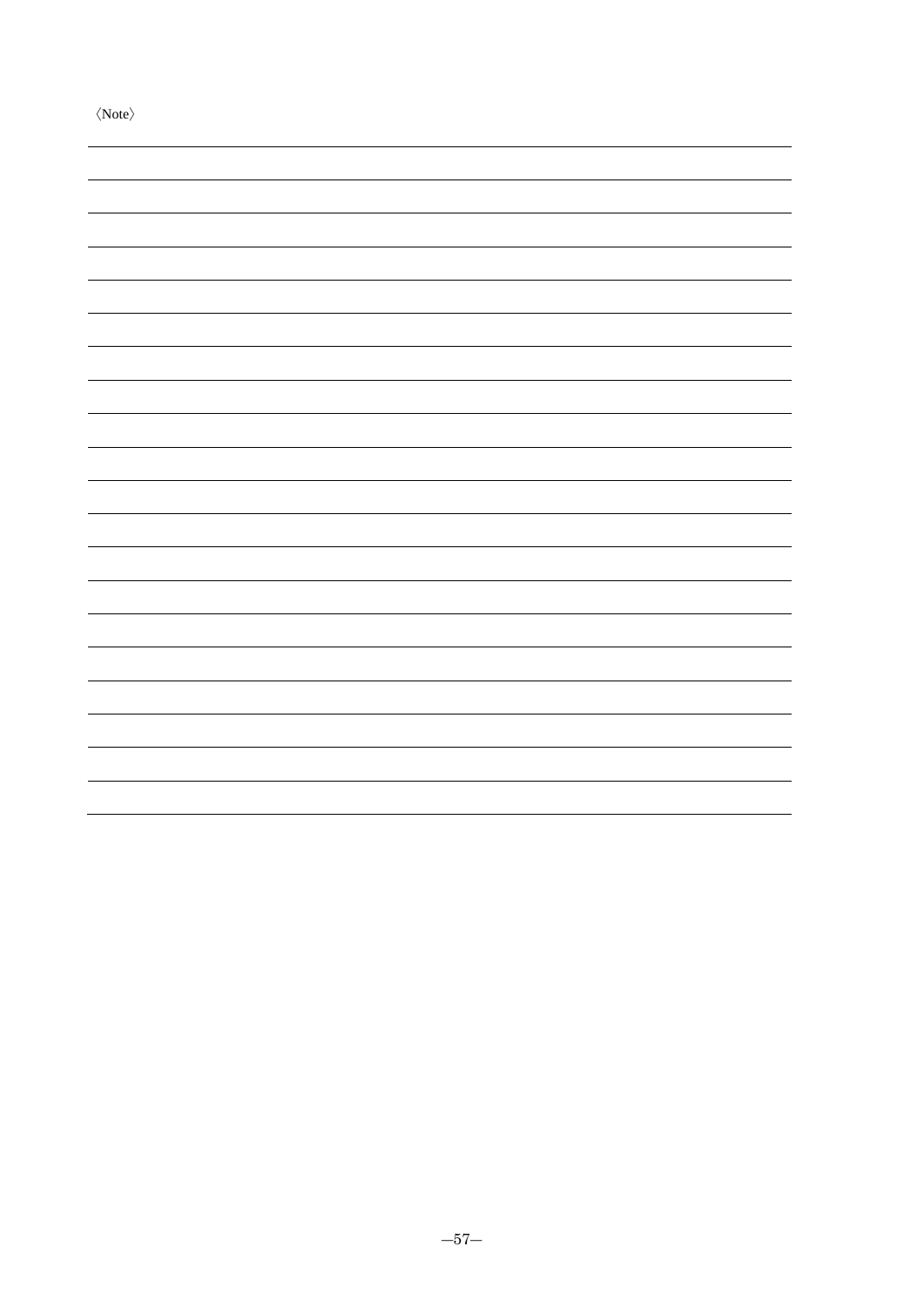〈Note〉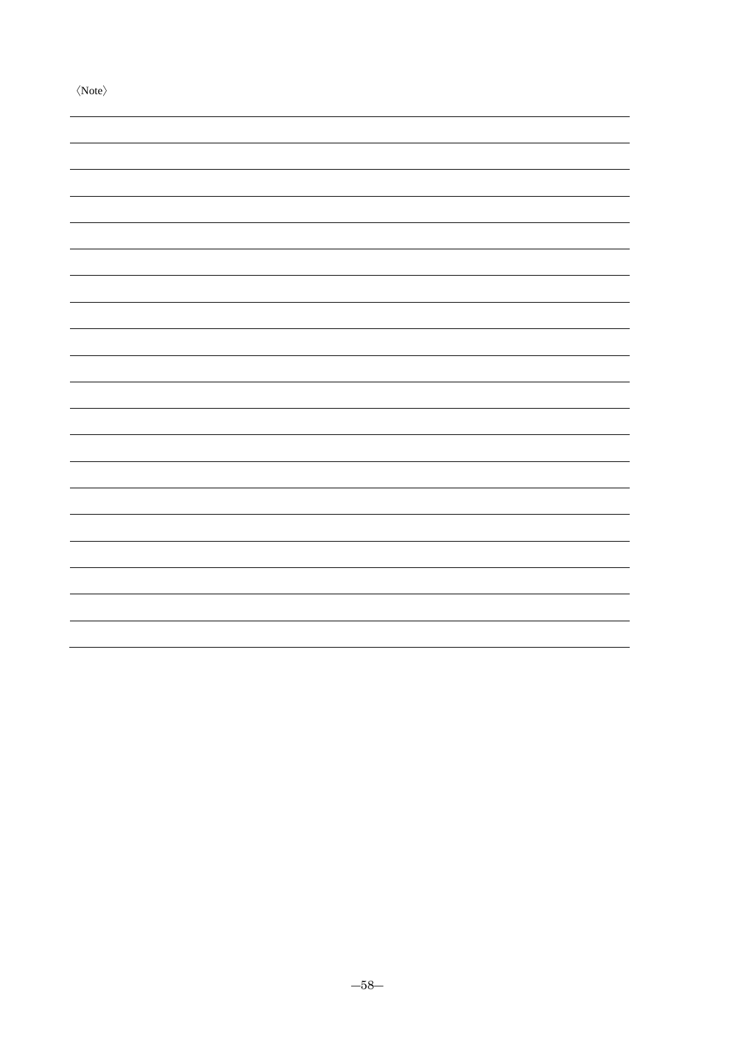〈Note〉